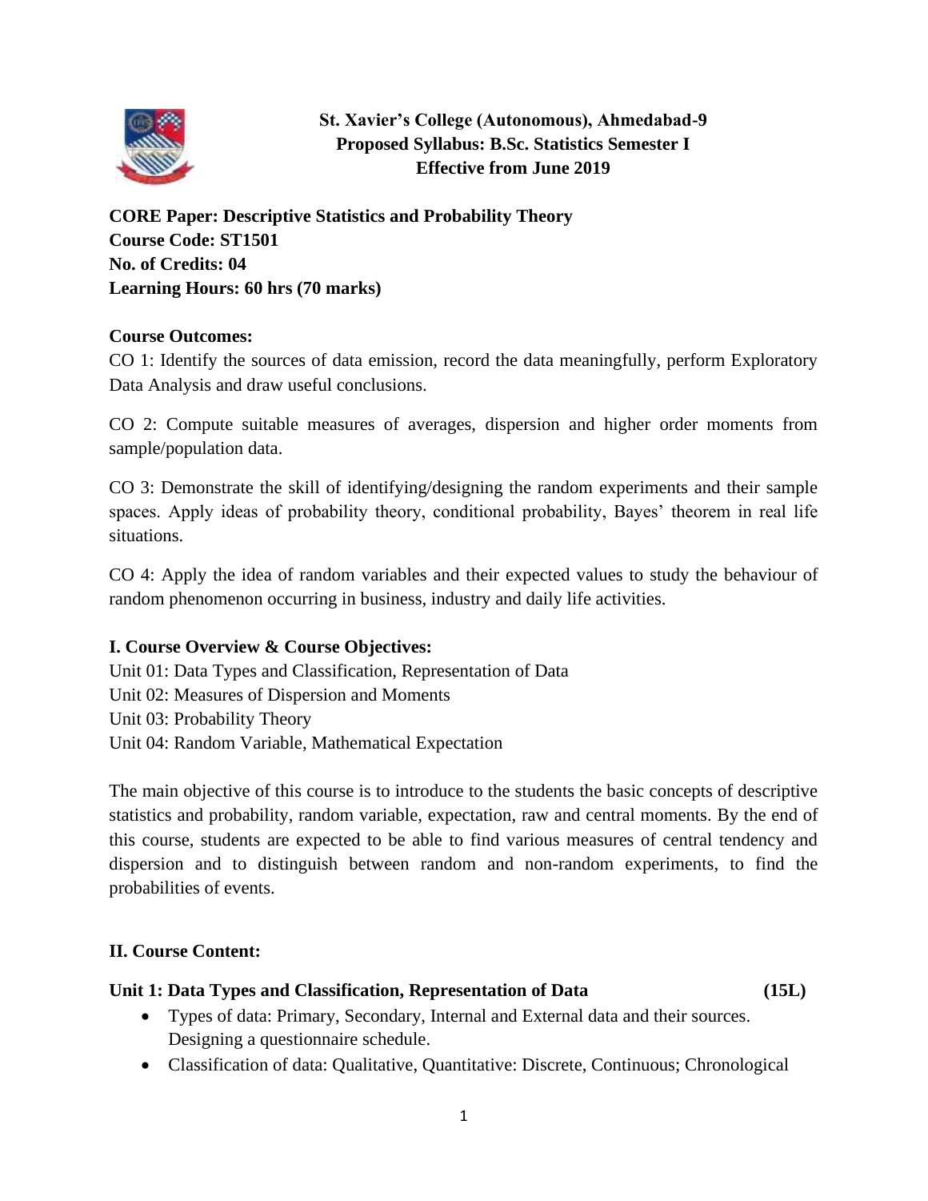**St. Xavier's College (Autonomous), Ahmedabad-9**
**Proposed Syllabus: B.Sc. Statistics Semester I**
**Effective from June 2019**

**CORE Paper: Descriptive Statistics and Probability Theory**
**Course Code: ST1501**
**No. of Credits: 04**
**Learning Hours: 60 hrs (70 marks)**

**Course Outcomes:**

CO 1: Identify the sources of data emission, record the data meaningfully, perform Exploratory Data Analysis and draw useful conclusions.

CO 2: Compute suitable measures of averages, dispersion and higher order moments from sample/population data.

CO 3: Demonstrate the skill of identifying/designing the random experiments and their sample spaces. Apply ideas of probability theory, conditional probability, Bayes' theorem in real life situations.

CO 4: Apply the idea of random variables and their expected values to study the behaviour of random phenomenon occurring in business, industry and daily life activities.

**I. Course Overview & Course Objectives:**

Unit 01: Data Types and Classification, Representation of Data
Unit 02: Measures of Dispersion and Moments
Unit 03: Probability Theory
Unit 04: Random Variable, Mathematical Expectation

The main objective of this course is to introduce to the students the basic concepts of descriptive statistics and probability, random variable, expectation, raw and central moments. By the end of this course, students are expected to be able to find various measures of central tendency and dispersion and to distinguish between random and non-random experiments, to find the probabilities of events.

**II. Course Content:**

**Unit 1: Data Types and Classification, Representation of Data (15L)**

- Types of data: Primary, Secondary, Internal and External data and their sources. Designing a questionnaire schedule.
- Classification of data: Qualitative, Quantitative: Discrete, Continuous; Chronological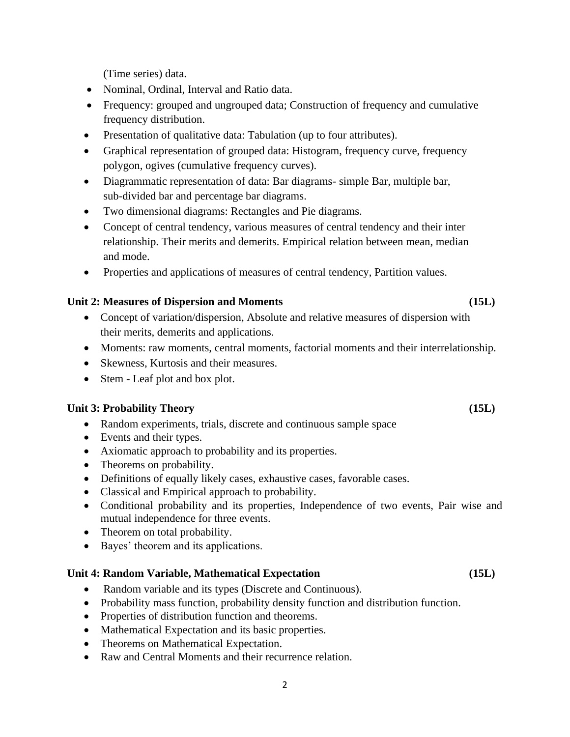(Time series) data.

- Nominal, Ordinal, Interval and Ratio data.
- Frequency: grouped and ungrouped data; Construction of frequency and cumulative frequency distribution.
- Presentation of qualitative data: Tabulation (up to four attributes).
- Graphical representation of grouped data: Histogram, frequency curve, frequency polygon, ogives (cumulative frequency curves).
- Diagrammatic representation of data: Bar diagrams- simple Bar, multiple bar, sub-divided bar and percentage bar diagrams.
- Two dimensional diagrams: Rectangles and Pie diagrams.
- Concept of central tendency, various measures of central tendency and their inter relationship. Their merits and demerits. Empirical relation between mean, median and mode.
- Properties and applications of measures of central tendency, Partition values.

**Unit 2: Measures of Dispersion and Moments (15L)**

- Concept of variation/dispersion, Absolute and relative measures of dispersion with their merits, demerits and applications.
- Moments: raw moments, central moments, factorial moments and their interrelationship.
- Skewness, Kurtosis and their measures.
- Stem - Leaf plot and box plot.

**Unit 3: Probability Theory (15L)**

- Random experiments, trials, discrete and continuous sample space
- Events and their types.
- Axiomatic approach to probability and its properties.
- Theorems on probability.
- Definitions of equally likely cases, exhaustive cases, favorable cases.
- Classical and Empirical approach to probability.
- Conditional probability and its properties, Independence of two events, Pair wise and mutual independence for three events.
- Theorem on total probability.
- Bayes' theorem and its applications.

**Unit 4: Random Variable, Mathematical Expectation (15L)**

- Random variable and its types (Discrete and Continuous).
- Probability mass function, probability density function and distribution function.
- Properties of distribution function and theorems.
- Mathematical Expectation and its basic properties.
- Theorems on Mathematical Expectation.
- Raw and Central Moments and their recurrence relation.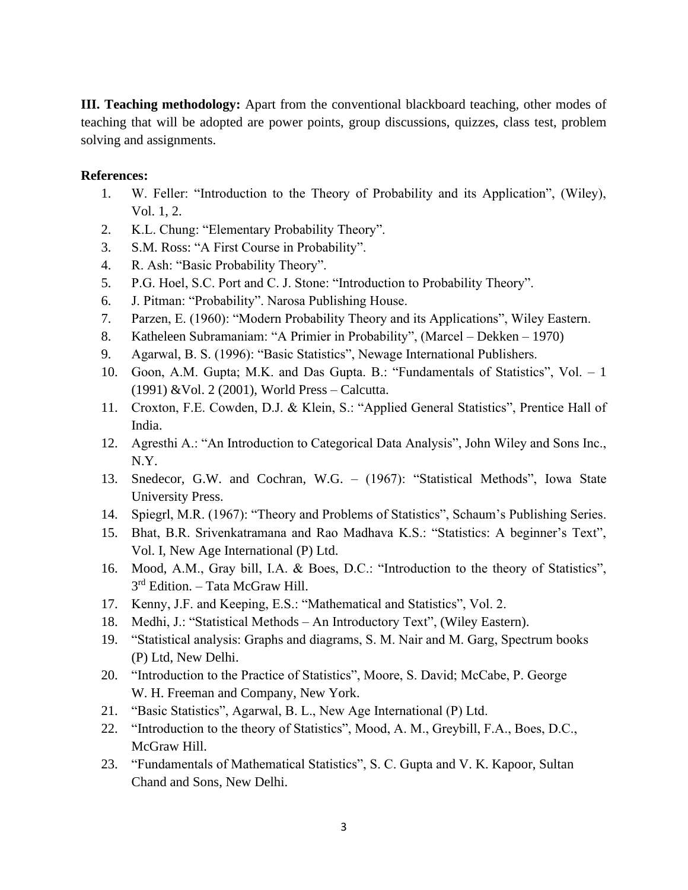**III. Teaching methodology:** Apart from the conventional blackboard teaching, other modes of teaching that will be adopted are power points, group discussions, quizzes, class test, problem solving and assignments.

**References:**

1. W. Feller: "Introduction to the Theory of Probability and its Application", (Wiley), Vol. 1, 2.
2. K.L. Chung: "Elementary Probability Theory".
3. S.M. Ross: "A First Course in Probability".
4. R. Ash: "Basic Probability Theory".
5. P.G. Hoel, S.C. Port and C. J. Stone: "Introduction to Probability Theory".
6. J. Pitman: "Probability". Narosa Publishing House.
7. Parzen, E. (1960): "Modern Probability Theory and its Applications", Wiley Eastern.
8. Katheleen Subramaniam: "A Primier in Probability", (Marcel – Dekken – 1970)
9. Agarwal, B. S. (1996): "Basic Statistics", Newage International Publishers.
10. Goon, A.M. Gupta; M.K. and Das Gupta. B.: "Fundamentals of Statistics", Vol. – 1 (1991) &Vol. 2 (2001), World Press – Calcutta.
11. Croxton, F.E. Cowden, D.J. & Klein, S.: "Applied General Statistics", Prentice Hall of India.
12. Agresthi A.: "An Introduction to Categorical Data Analysis", John Wiley and Sons Inc., N.Y.
13. Snedecor, G.W. and Cochran, W.G. – (1967): "Statistical Methods", Iowa State University Press.
14. Spiegrl, M.R. (1967): "Theory and Problems of Statistics", Schaum's Publishing Series.
15. Bhat, B.R. Srivenkatramana and Rao Madhava K.S.: "Statistics: A beginner's Text", Vol. I, New Age International (P) Ltd.
16. Mood, A.M., Gray bill, I.A. & Boes, D.C.: "Introduction to the theory of Statistics", 3rd Edition. – Tata McGraw Hill.
17. Kenny, J.F. and Keeping, E.S.: "Mathematical and Statistics", Vol. 2.
18. Medhi, J.: "Statistical Methods – An Introductory Text", (Wiley Eastern).
19. "Statistical analysis: Graphs and diagrams, S. M. Nair and M. Garg, Spectrum books (P) Ltd, New Delhi.
20. "Introduction to the Practice of Statistics", Moore, S. David; McCabe, P. George W. H. Freeman and Company, New York.
21. "Basic Statistics", Agarwal, B. L., New Age International (P) Ltd.
22. "Introduction to the theory of Statistics", Mood, A. M., Greybill, F.A., Boes, D.C., McGraw Hill.
23. "Fundamentals of Mathematical Statistics", S. C. Gupta and V. K. Kapoor, Sultan Chand and Sons, New Delhi.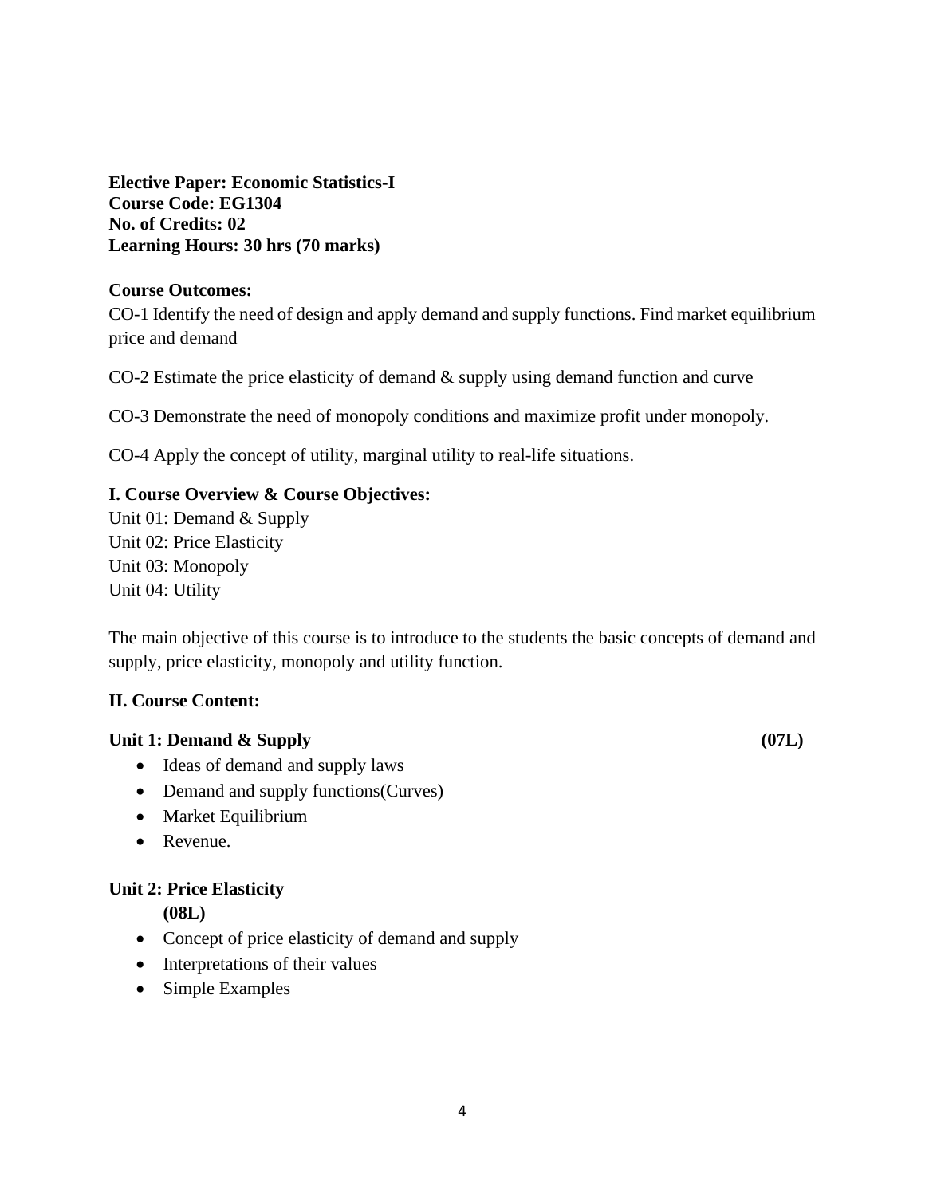**Elective Paper: Economic Statistics-I**
**Course Code: EG1304**
**No. of Credits: 02**
**Learning Hours: 30 hrs (70 marks)**

**Course Outcomes:**

CO-1 Identify the need of design and apply demand and supply functions. Find market equilibrium price and demand

CO-2 Estimate the price elasticity of demand & supply using demand function and curve

CO-3 Demonstrate the need of monopoly conditions and maximize profit under monopoly.

CO-4 Apply the concept of utility, marginal utility to real-life situations.

**I. Course Overview & Course Objectives:**

Unit 01: Demand & Supply
Unit 02: Price Elasticity
Unit 03: Monopoly
Unit 04: Utility

The main objective of this course is to introduce to the students the basic concepts of demand and supply, price elasticity, monopoly and utility function.

**II. Course Content:**

**Unit 1: Demand & Supply** **(07L)**

- Ideas of demand and supply laws
- Demand and supply functions(Curves)
- Market Equilibrium
- Revenue.

**Unit 2: Price Elasticity** **(08L)**

- Concept of price elasticity of demand and supply
- Interpretations of their values
- Simple Examples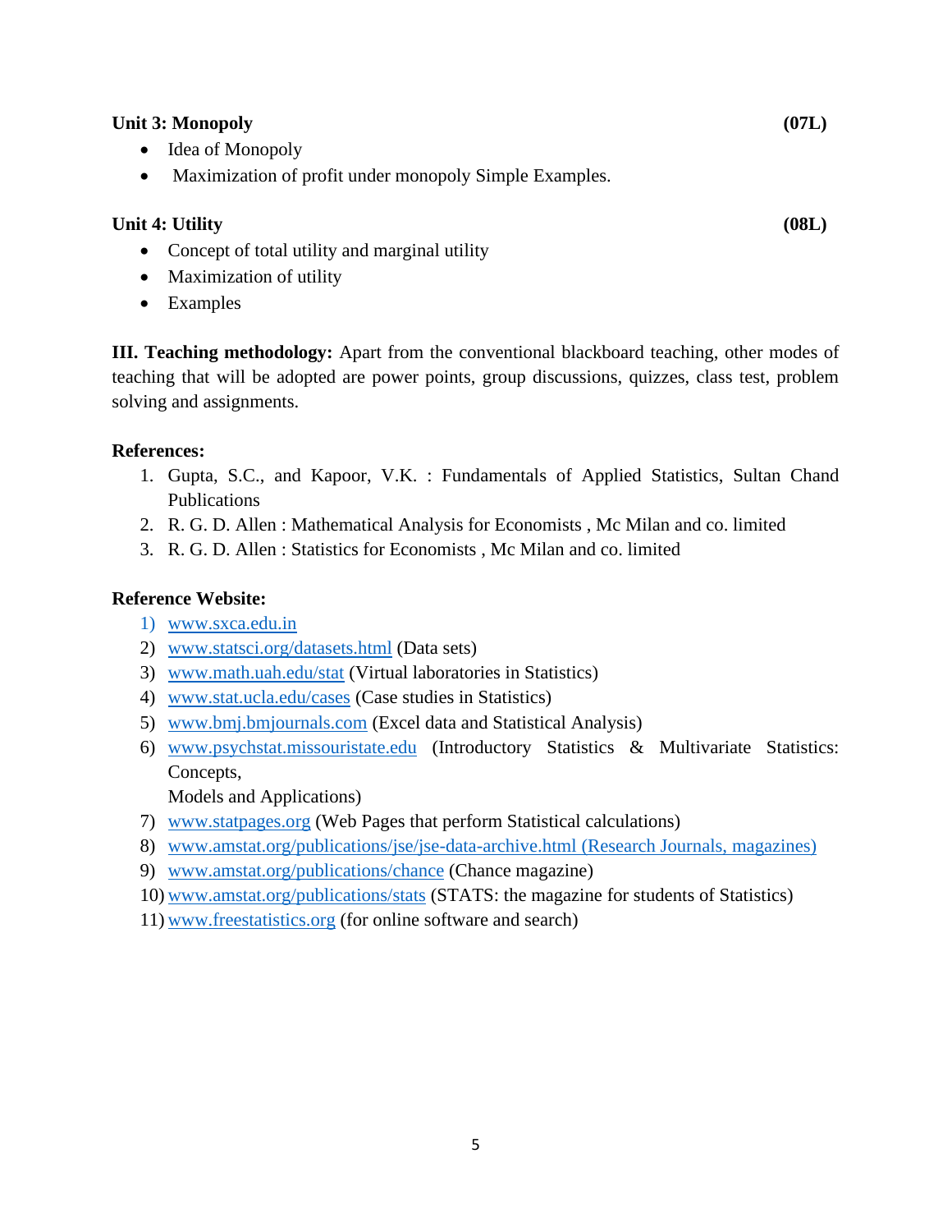**Unit 3: Monopoly** **(07L)**

- Idea of Monopoly
- Maximization of profit under monopoly Simple Examples.

**Unit 4: Utility** **(08L)**

- Concept of total utility and marginal utility
- Maximization of utility
- Examples

**III. Teaching methodology:** Apart from the conventional blackboard teaching, other modes of teaching that will be adopted are power points, group discussions, quizzes, class test, problem solving and assignments.

**References:**

1. Gupta, S.C., and Kapoor, V.K. : Fundamentals of Applied Statistics, Sultan Chand Publications
2. R. G. D. Allen : Mathematical Analysis for Economists , Mc Milan and co. limited
3. R. G. D. Allen : Statistics for Economists , Mc Milan and co. limited

**Reference Website:**

1) www.sxca.edu.in
2) www.statsci.org/datasets.html (Data sets)
3) www.math.uah.edu/stat (Virtual laboratories in Statistics)
4) www.stat.ucla.edu/cases (Case studies in Statistics)
5) www.bmj.bmjournals.com (Excel data and Statistical Analysis)
6) www.psychstat.missouristate.edu (Introductory Statistics & Multivariate Statistics: Concepts,
   Models and Applications)
7) www.statpages.org (Web Pages that perform Statistical calculations)
8) www.amstat.org/publications/jse/jse-data-archive.html (Research Journals, magazines)
9) www.amstat.org/publications/chance (Chance magazine)
10) www.amstat.org/publications/stats (STATS: the magazine for students of Statistics)
11) www.freestatistics.org (for online software and search)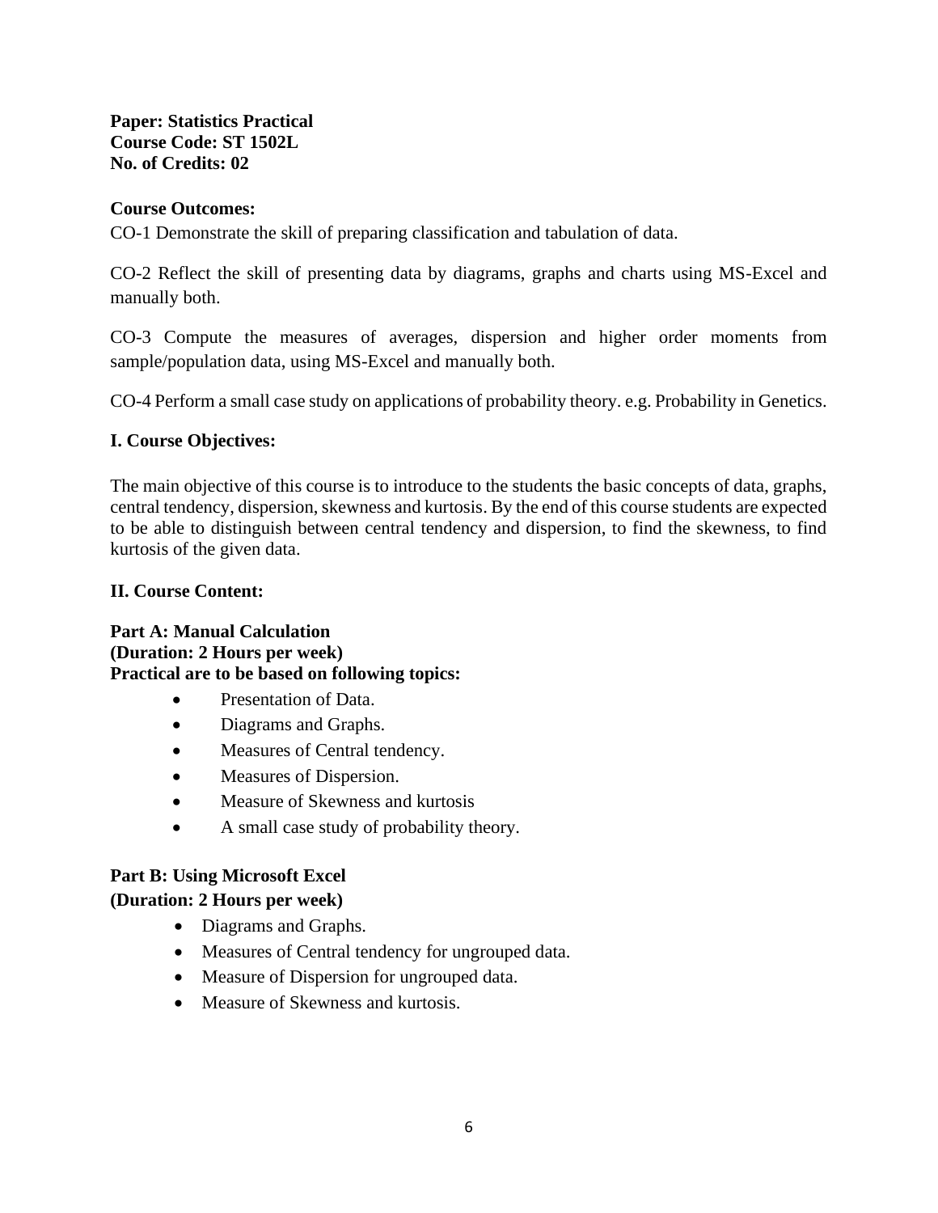**Paper: Statistics Practical**
**Course Code: ST 1502L**
**No. of Credits: 02**

**Course Outcomes:**

CO-1 Demonstrate the skill of preparing classification and tabulation of data.

CO-2 Reflect the skill of presenting data by diagrams, graphs and charts using MS-Excel and manually both.

CO-3 Compute the measures of averages, dispersion and higher order moments from sample/population data, using MS-Excel and manually both.

CO-4 Perform a small case study on applications of probability theory. e.g. Probability in Genetics.

**I. Course Objectives:**

The main objective of this course is to introduce to the students the basic concepts of data, graphs, central tendency, dispersion, skewness and kurtosis. By the end of this course students are expected to be able to distinguish between central tendency and dispersion, to find the skewness, to find kurtosis of the given data.

**II. Course Content:**

**Part A: Manual Calculation**
**(Duration: 2 Hours per week)**
**Practical are to be based on following topics:**

- Presentation of Data.
- Diagrams and Graphs.
- Measures of Central tendency.
- Measures of Dispersion.
- Measure of Skewness and kurtosis
- A small case study of probability theory.

**Part B: Using Microsoft Excel**
**(Duration: 2 Hours per week)**

- Diagrams and Graphs.
- Measures of Central tendency for ungrouped data.
- Measure of Dispersion for ungrouped data.
- Measure of Skewness and kurtosis.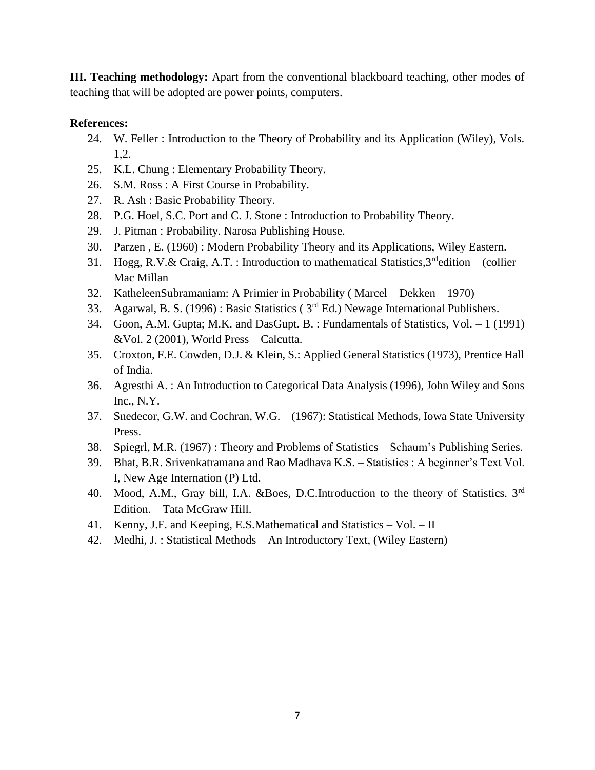**III. Teaching methodology:** Apart from the conventional blackboard teaching, other modes of teaching that will be adopted are power points, computers.

**References:**

24. W. Feller : Introduction to the Theory of Probability and its Application (Wiley), Vols. 1,2.
25. K.L. Chung : Elementary Probability Theory.
26. S.M. Ross : A First Course in Probability.
27. R. Ash : Basic Probability Theory.
28. P.G. Hoel, S.C. Port and C. J. Stone : Introduction to Probability Theory.
29. J. Pitman : Probability. Narosa Publishing House.
30. Parzen , E. (1960) : Modern Probability Theory and its Applications, Wiley Eastern.
31. Hogg, R.V.& Craig, A.T. : Introduction to mathematical Statistics,3rdedition – (collier – Mac Millan
32. KatheleenSubramaniam: A Primier in Probability ( Marcel – Dekken – 1970)
33. Agarwal, B. S. (1996) : Basic Statistics ( 3rd Ed.) Newage International Publishers.
34. Goon, A.M. Gupta; M.K. and DasGupt. B. : Fundamentals of Statistics, Vol. – 1 (1991) &Vol. 2 (2001), World Press – Calcutta.
35. Croxton, F.E. Cowden, D.J. & Klein, S.: Applied General Statistics (1973), Prentice Hall of India.
36. Agresthi A. : An Introduction to Categorical Data Analysis (1996), John Wiley and Sons Inc., N.Y.
37. Snedecor, G.W. and Cochran, W.G. – (1967): Statistical Methods, Iowa State University Press.
38. Spiegrl, M.R. (1967) : Theory and Problems of Statistics – Schaum's Publishing Series.
39. Bhat, B.R. Srivenkatramana and Rao Madhava K.S. – Statistics : A beginner's Text Vol. I, New Age Internation (P) Ltd.
40. Mood, A.M., Gray bill, I.A. &Boes, D.C.Introduction to the theory of Statistics. 3rd Edition. – Tata McGraw Hill.
41. Kenny, J.F. and Keeping, E.S.Mathematical and Statistics – Vol. – II
42. Medhi, J. : Statistical Methods – An Introductory Text, (Wiley Eastern)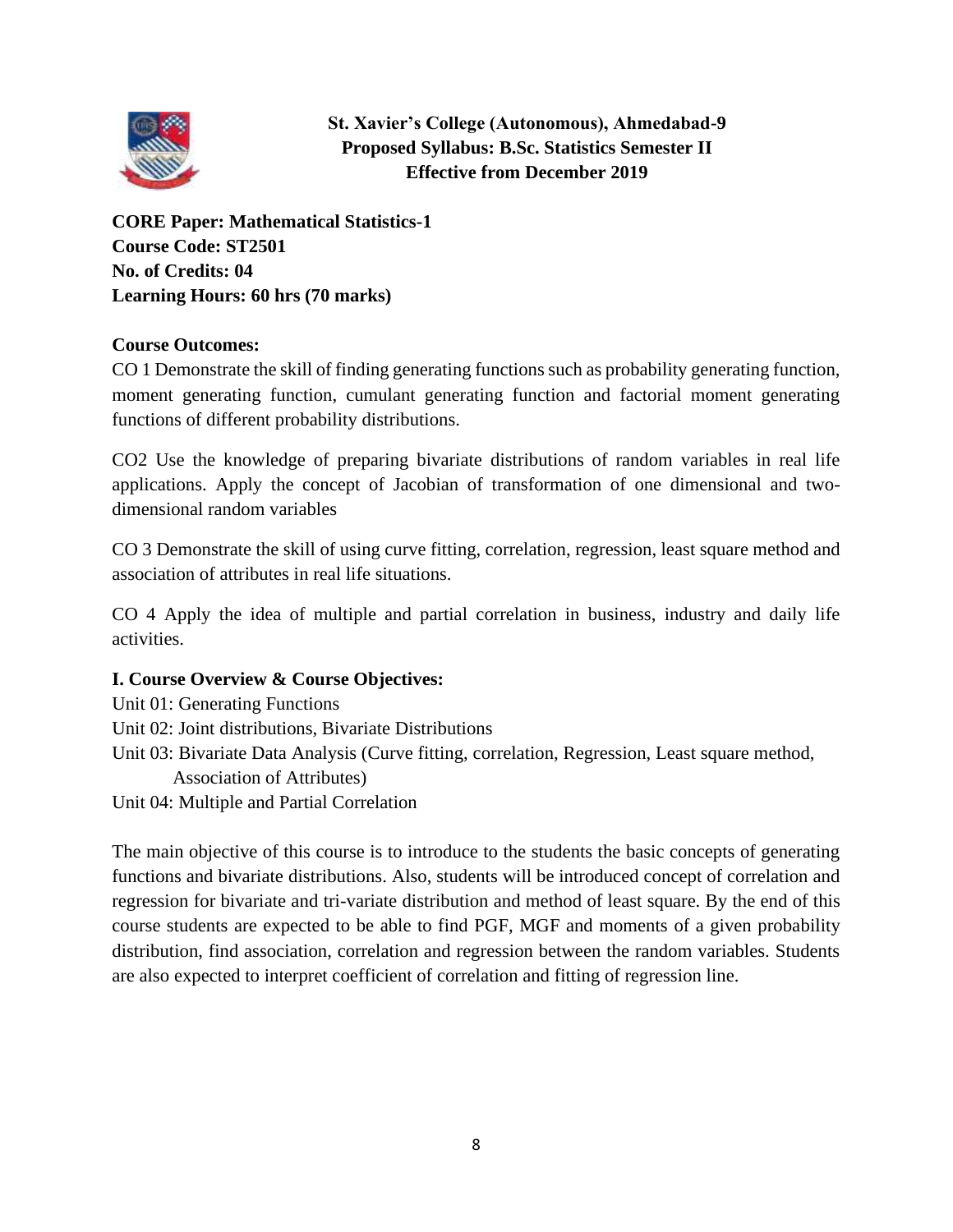**St. Xavier's College (Autonomous), Ahmedabad-9**
**Proposed Syllabus: B.Sc. Statistics Semester II**
**Effective from December 2019**

**CORE Paper: Mathematical Statistics-1**
**Course Code: ST2501**
**No. of Credits: 04**
**Learning Hours: 60 hrs (70 marks)**

**Course Outcomes:**

CO 1 Demonstrate the skill of finding generating functions such as probability generating function, moment generating function, cumulant generating function and factorial moment generating functions of different probability distributions.

CO2 Use the knowledge of preparing bivariate distributions of random variables in real life applications. Apply the concept of Jacobian of transformation of one dimensional and two-dimensional random variables

CO 3 Demonstrate the skill of using curve fitting, correlation, regression, least square method and association of attributes in real life situations.

CO 4 Apply the idea of multiple and partial correlation in business, industry and daily life activities.

**I. Course Overview & Course Objectives:**

Unit 01: Generating Functions
Unit 02: Joint distributions, Bivariate Distributions
Unit 03: Bivariate Data Analysis (Curve fitting, correlation, Regression, Least square method, Association of Attributes)
Unit 04: Multiple and Partial Correlation

The main objective of this course is to introduce to the students the basic concepts of generating functions and bivariate distributions. Also, students will be introduced concept of correlation and regression for bivariate and tri-variate distribution and method of least square. By the end of this course students are expected to be able to find PGF, MGF and moments of a given probability distribution, find association, correlation and regression between the random variables. Students are also expected to interpret coefficient of correlation and fitting of regression line.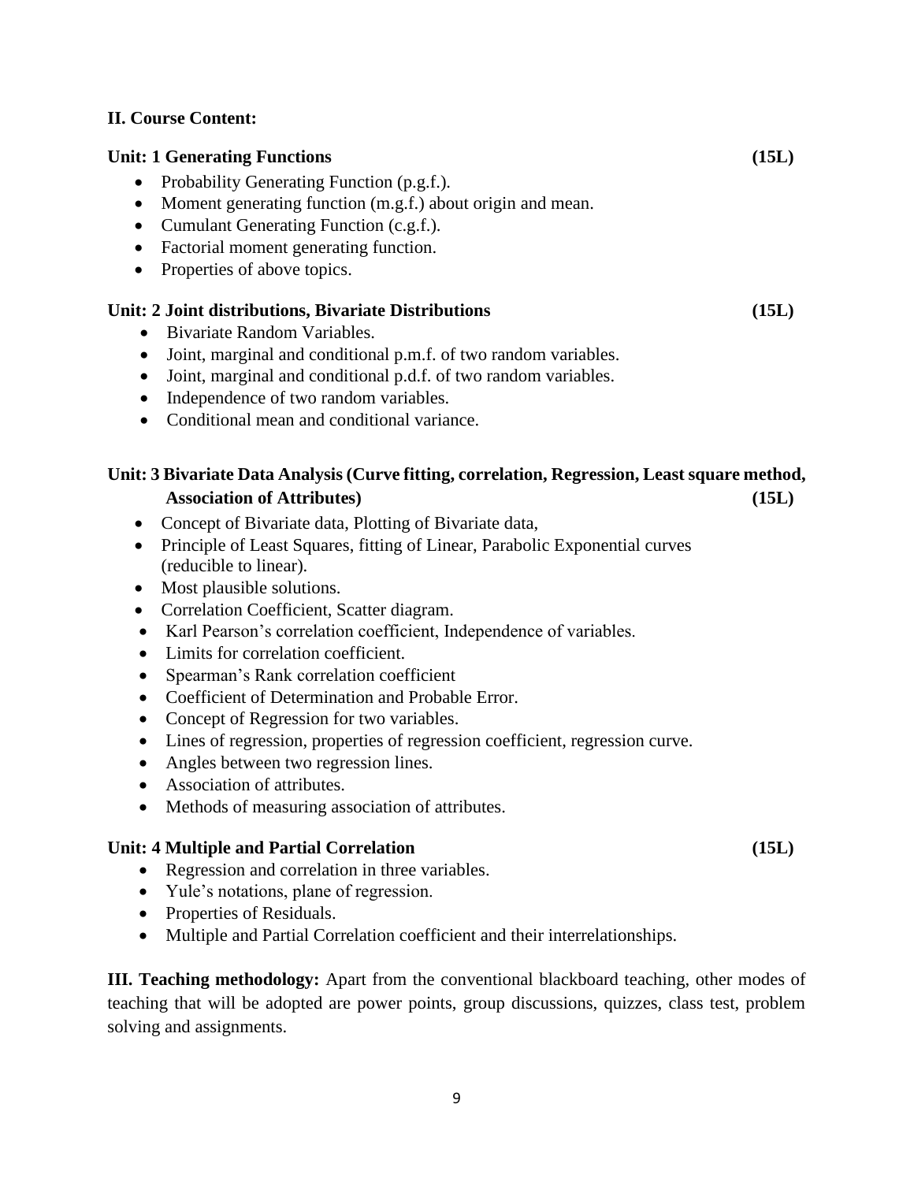## II. Course Content:

### Unit: 1 Generating Functions (15L)

- Probability Generating Function (p.g.f.).
- Moment generating function (m.g.f.) about origin and mean.
- Cumulant Generating Function (c.g.f.).
- Factorial moment generating function.
- Properties of above topics.

### Unit: 2 Joint distributions, Bivariate Distributions (15L)

- Bivariate Random Variables.
- Joint, marginal and conditional p.m.f. of two random variables.
- Joint, marginal and conditional p.d.f. of two random variables.
- Independence of two random variables.
- Conditional mean and conditional variance.

### Unit: 3 Bivariate Data Analysis (Curve fitting, correlation, Regression, Least square method, Association of Attributes) (15L)

- Concept of Bivariate data, Plotting of Bivariate data,
- Principle of Least Squares, fitting of Linear, Parabolic Exponential curves (reducible to linear).
- Most plausible solutions.
- Correlation Coefficient, Scatter diagram.
- Karl Pearson's correlation coefficient, Independence of variables.
- Limits for correlation coefficient.
- Spearman's Rank correlation coefficient
- Coefficient of Determination and Probable Error.
- Concept of Regression for two variables.
- Lines of regression, properties of regression coefficient, regression curve.
- Angles between two regression lines.
- Association of attributes.
- Methods of measuring association of attributes.

### Unit: 4 Multiple and Partial Correlation (15L)

- Regression and correlation in three variables.
- Yule's notations, plane of regression.
- Properties of Residuals.
- Multiple and Partial Correlation coefficient and their interrelationships.

**III. Teaching methodology:** Apart from the conventional blackboard teaching, other modes of teaching that will be adopted are power points, group discussions, quizzes, class test, problem solving and assignments.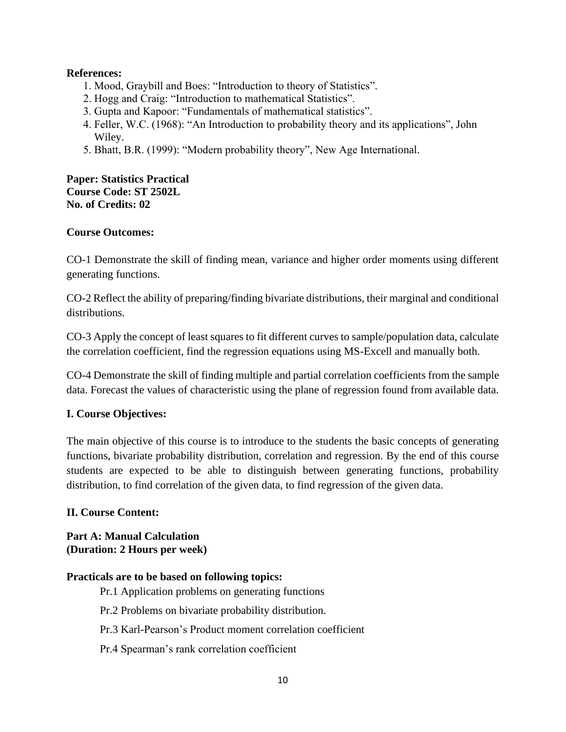**References:**

1. Mood, Graybill and Boes: "Introduction to theory of Statistics".
2. Hogg and Craig: "Introduction to mathematical Statistics".
3. Gupta and Kapoor: "Fundamentals of mathematical statistics".
4. Feller, W.C. (1968): "An Introduction to probability theory and its applications", John Wiley.
5. Bhatt, B.R. (1999): "Modern probability theory", New Age International.

**Paper: Statistics Practical**
**Course Code: ST 2502L**
**No. of Credits: 02**

**Course Outcomes:**

CO-1 Demonstrate the skill of finding mean, variance and higher order moments using different generating functions.

CO-2 Reflect the ability of preparing/finding bivariate distributions, their marginal and conditional distributions.

CO-3 Apply the concept of least squares to fit different curves to sample/population data, calculate the correlation coefficient, find the regression equations using MS-Excell and manually both.

CO-4 Demonstrate the skill of finding multiple and partial correlation coefficients from the sample data. Forecast the values of characteristic using the plane of regression found from available data.

**I. Course Objectives:**

The main objective of this course is to introduce to the students the basic concepts of generating functions, bivariate probability distribution, correlation and regression. By the end of this course students are expected to be able to distinguish between generating functions, probability distribution, to find correlation of the given data, to find regression of the given data.

**II. Course Content:**

**Part A: Manual Calculation**
**(Duration: 2 Hours per week)**

**Practicals are to be based on following topics:**

Pr.1 Application problems on generating functions

Pr.2 Problems on bivariate probability distribution.

Pr.3 Karl-Pearson's Product moment correlation coefficient

Pr.4 Spearman's rank correlation coefficient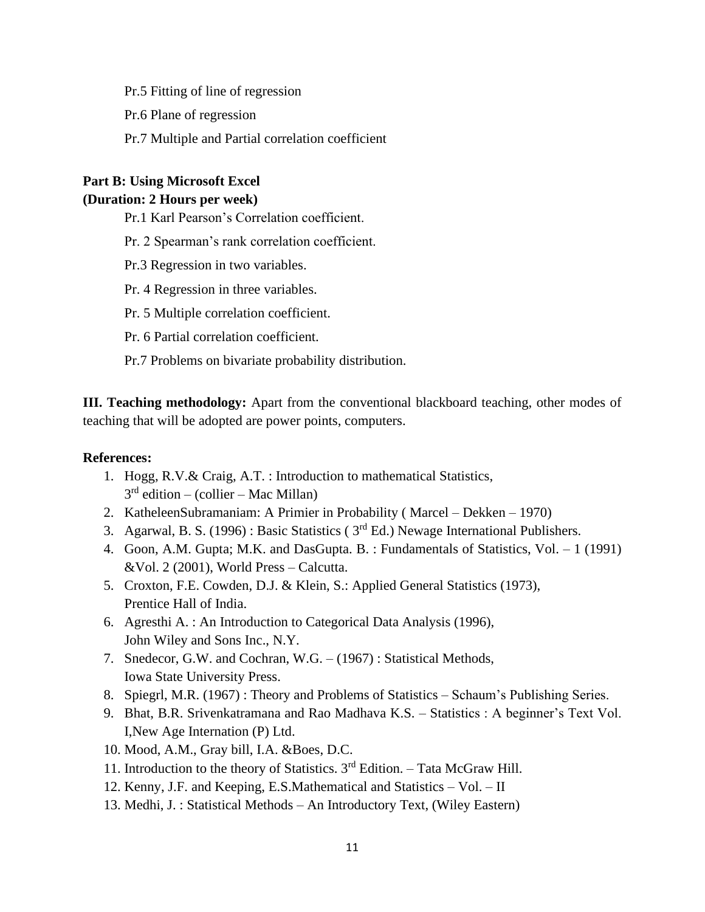Pr.5 Fitting of line of regression

Pr.6 Plane of regression

Pr.7 Multiple and Partial correlation coefficient

**Part B: Using Microsoft Excel**
**(Duration: 2 Hours per week)**

Pr.1 Karl Pearson's Correlation coefficient.

Pr. 2 Spearman's rank correlation coefficient.

Pr.3 Regression in two variables.

Pr. 4 Regression in three variables.

Pr. 5 Multiple correlation coefficient.

Pr. 6 Partial correlation coefficient.

Pr.7 Problems on bivariate probability distribution.

**III. Teaching methodology:** Apart from the conventional blackboard teaching, other modes of teaching that will be adopted are power points, computers.

**References:**

1. Hogg, R.V.& Craig, A.T. : Introduction to mathematical Statistics, 3rd edition – (collier – Mac Millan)
2. KatheleenSubramaniam: A Primier in Probability ( Marcel – Dekken – 1970)
3. Agarwal, B. S. (1996) : Basic Statistics ( 3rd Ed.) Newage International Publishers.
4. Goon, A.M. Gupta; M.K. and DasGupta. B. : Fundamentals of Statistics, Vol. – 1 (1991) &Vol. 2 (2001), World Press – Calcutta.
5. Croxton, F.E. Cowden, D.J. & Klein, S.: Applied General Statistics (1973), Prentice Hall of India.
6. Agresthi A. : An Introduction to Categorical Data Analysis (1996), John Wiley and Sons Inc., N.Y.
7. Snedecor, G.W. and Cochran, W.G. – (1967) : Statistical Methods, Iowa State University Press.
8. Spiegrl, M.R. (1967) : Theory and Problems of Statistics – Schaum's Publishing Series.
9. Bhat, B.R. Srivenkatramana and Rao Madhava K.S. – Statistics : A beginner's Text Vol. I,New Age Internation (P) Ltd.
10. Mood, A.M., Gray bill, I.A. &Boes, D.C.
11. Introduction to the theory of Statistics. 3rd Edition. – Tata McGraw Hill.
12. Kenny, J.F. and Keeping, E.S.Mathematical and Statistics – Vol. – II
13. Medhi, J. : Statistical Methods – An Introductory Text, (Wiley Eastern)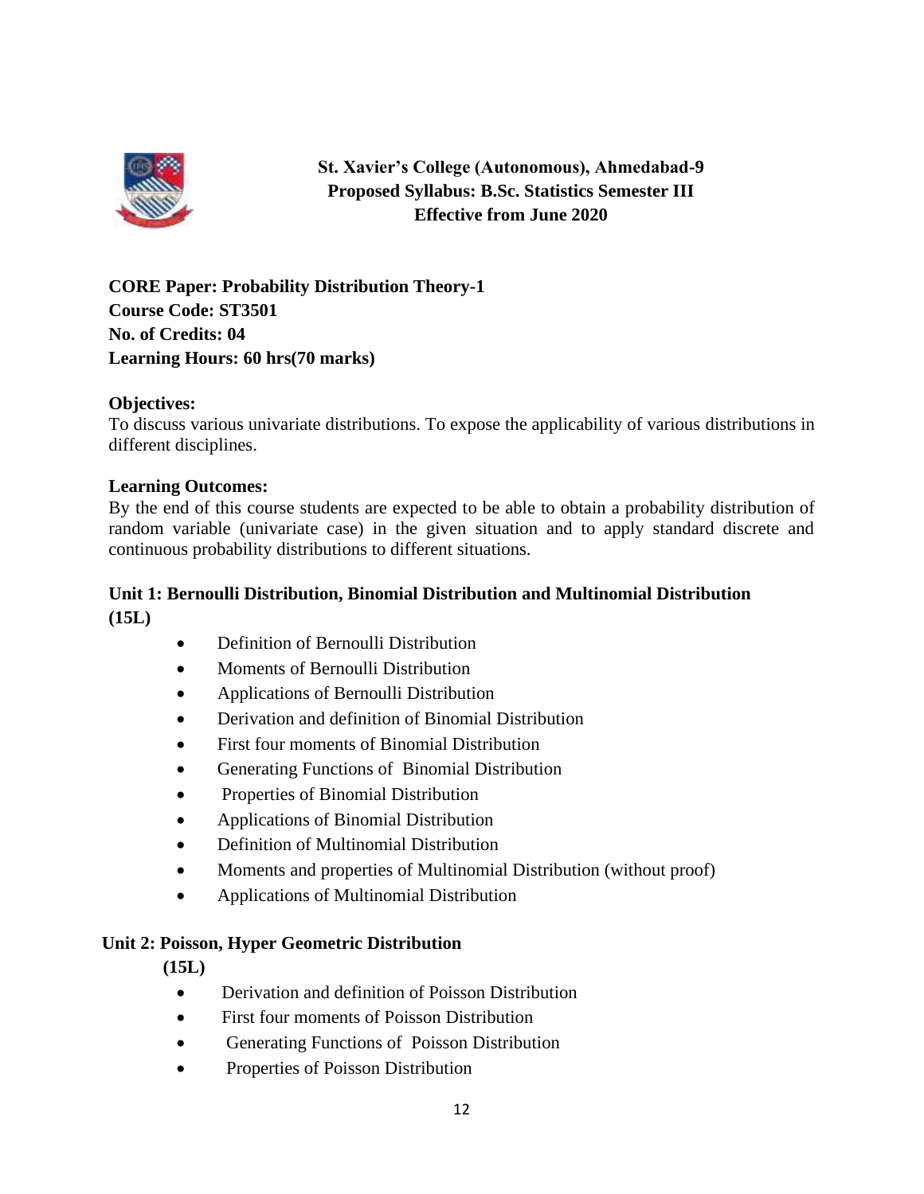**St. Xavier's College (Autonomous), Ahmedabad-9**
**Proposed Syllabus: B.Sc. Statistics Semester III**
**Effective from June 2020**

**CORE Paper: Probability Distribution Theory-1**
**Course Code: ST3501**
**No. of Credits: 04**
**Learning Hours: 60 hrs(70 marks)**

**Objectives:**
To discuss various univariate distributions. To expose the applicability of various distributions in different disciplines.

**Learning Outcomes:**
By the end of this course students are expected to be able to obtain a probability distribution of random variable (univariate case) in the given situation and to apply standard discrete and continuous probability distributions to different situations.

**Unit 1: Bernoulli Distribution, Binomial Distribution and Multinomial Distribution (15L)**

- Definition of Bernoulli Distribution
- Moments of Bernoulli Distribution
- Applications of Bernoulli Distribution
- Derivation and definition of Binomial Distribution
- First four moments of Binomial Distribution
- Generating Functions of Binomial Distribution
- Properties of Binomial Distribution
- Applications of Binomial Distribution
- Definition of Multinomial Distribution
- Moments and properties of Multinomial Distribution (without proof)
- Applications of Multinomial Distribution

**Unit 2: Poisson, Hyper Geometric Distribution (15L)**

- Derivation and definition of Poisson Distribution
- First four moments of Poisson Distribution
- Generating Functions of Poisson Distribution
- Properties of Poisson Distribution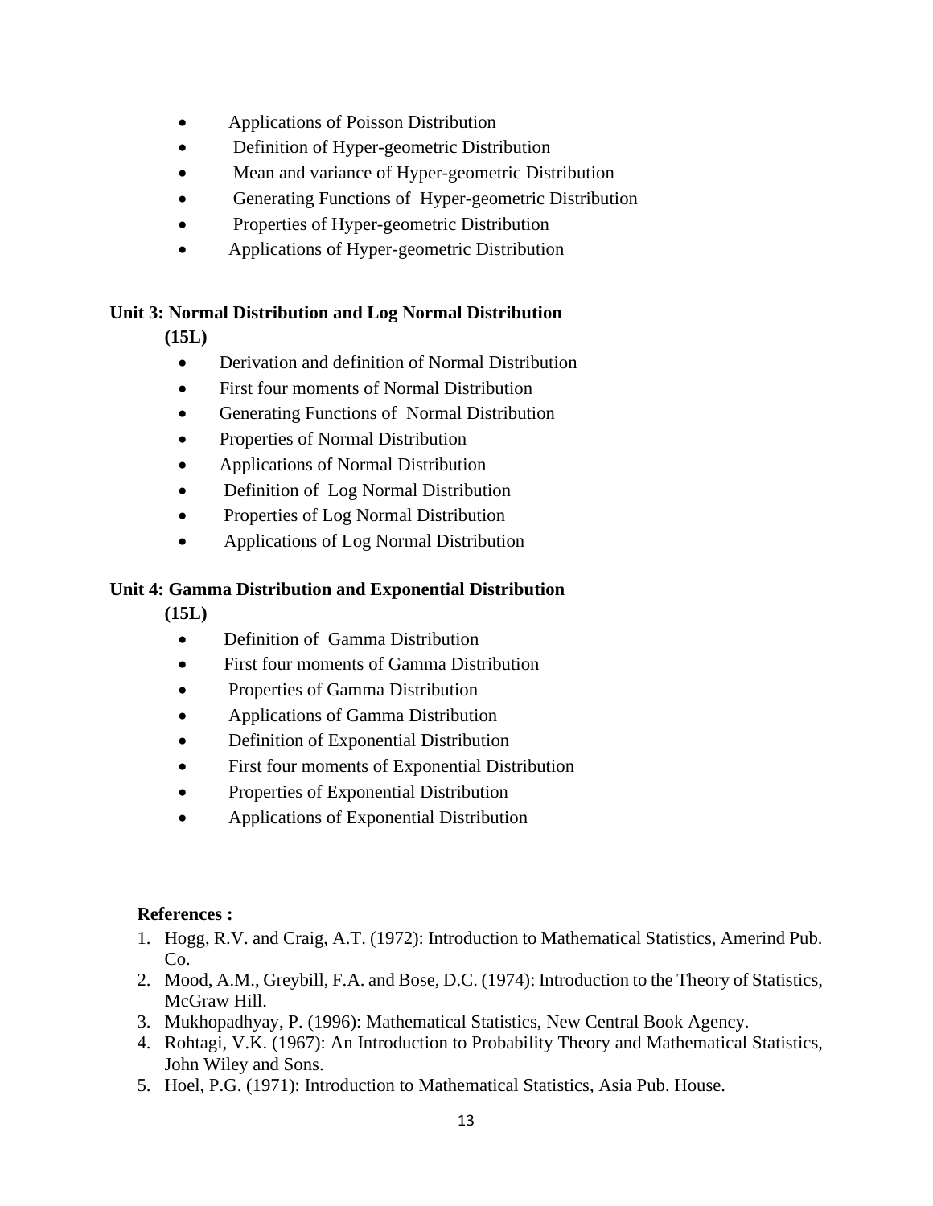- Applications of Poisson Distribution
- Definition of Hyper-geometric Distribution
- Mean and variance of Hyper-geometric Distribution
- Generating Functions of Hyper-geometric Distribution
- Properties of Hyper-geometric Distribution
- Applications of Hyper-geometric Distribution

**Unit 3: Normal Distribution and Log Normal Distribution (15L)**

- Derivation and definition of Normal Distribution
- First four moments of Normal Distribution
- Generating Functions of Normal Distribution
- Properties of Normal Distribution
- Applications of Normal Distribution
- Definition of Log Normal Distribution
- Properties of Log Normal Distribution
- Applications of Log Normal Distribution

**Unit 4: Gamma Distribution and Exponential Distribution (15L)**

- Definition of Gamma Distribution
- First four moments of Gamma Distribution
- Properties of Gamma Distribution
- Applications of Gamma Distribution
- Definition of Exponential Distribution
- First four moments of Exponential Distribution
- Properties of Exponential Distribution
- Applications of Exponential Distribution

**References :**

1. Hogg, R.V. and Craig, A.T. (1972): Introduction to Mathematical Statistics, Amerind Pub. Co.
2. Mood, A.M., Greybill, F.A. and Bose, D.C. (1974): Introduction to the Theory of Statistics, McGraw Hill.
3. Mukhopadhyay, P. (1996): Mathematical Statistics, New Central Book Agency.
4. Rohtagi, V.K. (1967): An Introduction to Probability Theory and Mathematical Statistics, John Wiley and Sons.
5. Hoel, P.G. (1971): Introduction to Mathematical Statistics, Asia Pub. House.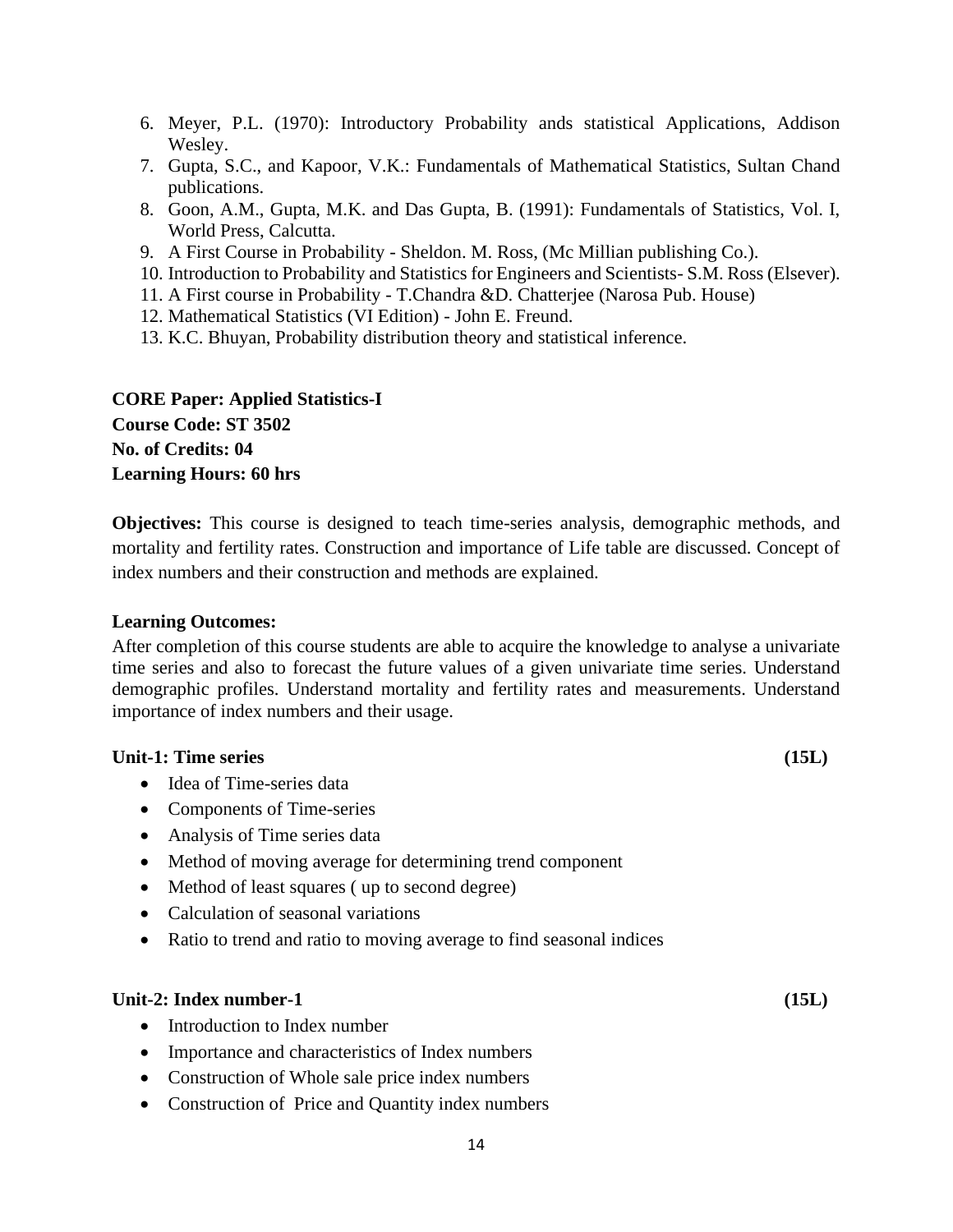6. Meyer, P.L. (1970): Introductory Probability ands statistical Applications, Addison Wesley.
7. Gupta, S.C., and Kapoor, V.K.: Fundamentals of Mathematical Statistics, Sultan Chand publications.
8. Goon, A.M., Gupta, M.K. and Das Gupta, B. (1991): Fundamentals of Statistics, Vol. I, World Press, Calcutta.
9. A First Course in Probability - Sheldon. M. Ross, (Mc Millian publishing Co.).
10. Introduction to Probability and Statistics for Engineers and Scientists- S.M. Ross (Elsever).
11. A First course in Probability - T.Chandra &D. Chatterjee (Narosa Pub. House)
12. Mathematical Statistics (VI Edition) - John E. Freund.
13. K.C. Bhuyan, Probability distribution theory and statistical inference.

**CORE Paper: Applied Statistics-I**
**Course Code: ST 3502**
**No. of Credits: 04**
**Learning Hours: 60 hrs**

**Objectives:** This course is designed to teach time-series analysis, demographic methods, and mortality and fertility rates. Construction and importance of Life table are discussed. Concept of index numbers and their construction and methods are explained.

**Learning Outcomes:**
After completion of this course students are able to acquire the knowledge to analyse a univariate time series and also to forecast the future values of a given univariate time series. Understand demographic profiles. Understand mortality and fertility rates and measurements. Understand importance of index numbers and their usage.

**Unit-1: Time series (15L)**

- Idea of Time-series data
- Components of Time-series
- Analysis of Time series data
- Method of moving average for determining trend component
- Method of least squares ( up to second degree)
- Calculation of seasonal variations
- Ratio to trend and ratio to moving average to find seasonal indices

**Unit-2: Index number-1 (15L)**

- Introduction to Index number
- Importance and characteristics of Index numbers
- Construction of Whole sale price index numbers
- Construction of Price and Quantity index numbers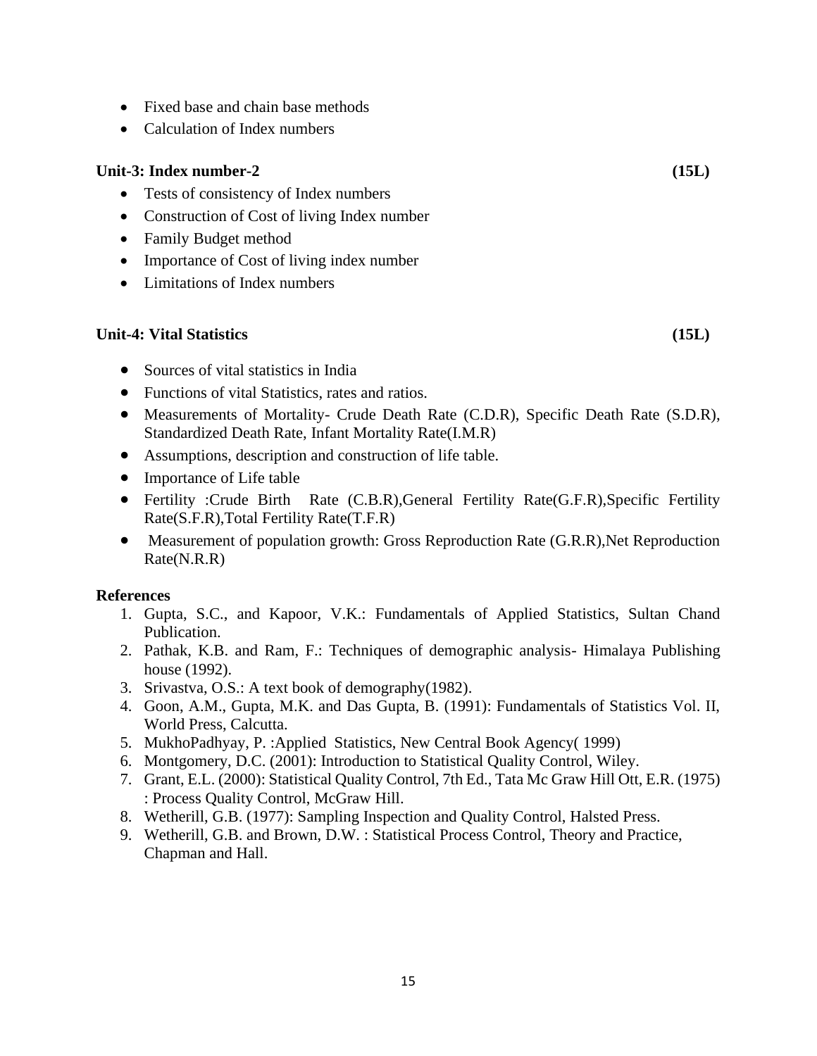- Fixed base and chain base methods
- Calculation of Index numbers

**Unit-3: Index number-2 (15L)**

- Tests of consistency of Index numbers
- Construction of Cost of living Index number
- Family Budget method
- Importance of Cost of living index number
- Limitations of Index numbers

**Unit-4: Vital Statistics (15L)**

- Sources of vital statistics in India
- Functions of vital Statistics, rates and ratios.
- Measurements of Mortality- Crude Death Rate (C.D.R), Specific Death Rate (S.D.R), Standardized Death Rate, Infant Mortality Rate(I.M.R)
- Assumptions, description and construction of life table.
- Importance of Life table
- Fertility :Crude Birth Rate (C.B.R),General Fertility Rate(G.F.R),Specific Fertility Rate(S.F.R),Total Fertility Rate(T.F.R)
- Measurement of population growth: Gross Reproduction Rate (G.R.R),Net Reproduction Rate(N.R.R)

**References**

1. Gupta, S.C., and Kapoor, V.K.: Fundamentals of Applied Statistics, Sultan Chand Publication.
2. Pathak, K.B. and Ram, F.: Techniques of demographic analysis- Himalaya Publishing house (1992).
3. Srivastva, O.S.: A text book of demography(1982).
4. Goon, A.M., Gupta, M.K. and Das Gupta, B. (1991): Fundamentals of Statistics Vol. II, World Press, Calcutta.
5. MukhoPadhyay, P. :Applied Statistics, New Central Book Agency( 1999)
6. Montgomery, D.C. (2001): Introduction to Statistical Quality Control, Wiley.
7. Grant, E.L. (2000): Statistical Quality Control, 7th Ed., Tata Mc Graw Hill Ott, E.R. (1975) : Process Quality Control, McGraw Hill.
8. Wetherill, G.B. (1977): Sampling Inspection and Quality Control, Halsted Press.
9. Wetherill, G.B. and Brown, D.W. : Statistical Process Control, Theory and Practice, Chapman and Hall.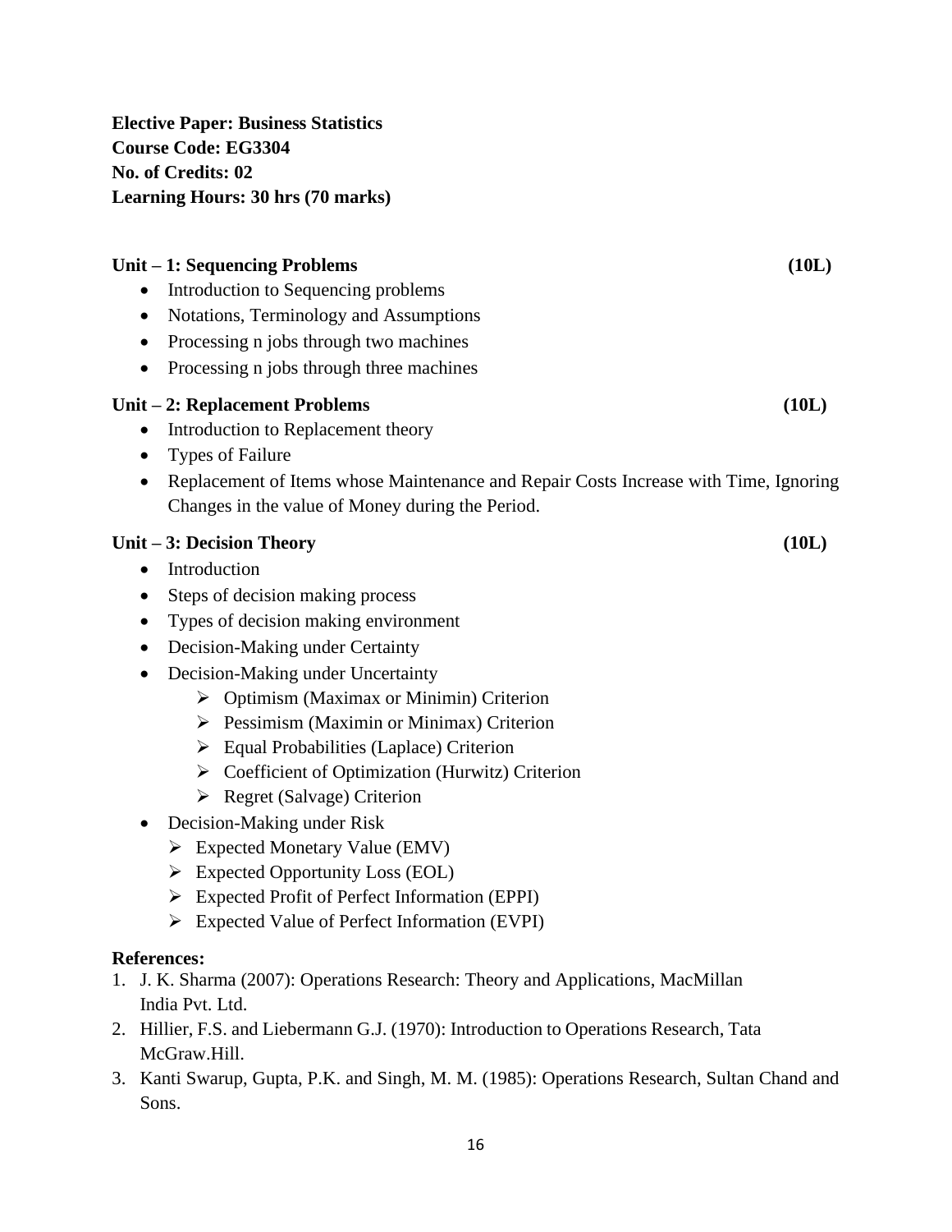**Elective Paper: Business Statistics**
**Course Code: EG3304**
**No. of Credits: 02**
**Learning Hours: 30 hrs (70 marks)**

**Unit – 1: Sequencing Problems (10L)**

- Introduction to Sequencing problems
- Notations, Terminology and Assumptions
- Processing n jobs through two machines
- Processing n jobs through three machines

**Unit – 2: Replacement Problems (10L)**

- Introduction to Replacement theory
- Types of Failure
- Replacement of Items whose Maintenance and Repair Costs Increase with Time, Ignoring Changes in the value of Money during the Period.

**Unit – 3: Decision Theory (10L)**

- Introduction
- Steps of decision making process
- Types of decision making environment
- Decision-Making under Certainty
- Decision-Making under Uncertainty
    - Optimism (Maximax or Minimin) Criterion
    - Pessimism (Maximin or Minimax) Criterion
    - Equal Probabilities (Laplace) Criterion
    - Coefficient of Optimization (Hurwitz) Criterion
    - Regret (Salvage) Criterion
- Decision-Making under Risk
    - Expected Monetary Value (EMV)
    - Expected Opportunity Loss (EOL)
    - Expected Profit of Perfect Information (EPPI)
    - Expected Value of Perfect Information (EVPI)

**References:**

1. J. K. Sharma (2007): Operations Research: Theory and Applications, MacMillan India Pvt. Ltd.
2. Hillier, F.S. and Liebermann G.J. (1970): Introduction to Operations Research, Tata McGraw.Hill.
3. Kanti Swarup, Gupta, P.K. and Singh, M. M. (1985): Operations Research, Sultan Chand and Sons.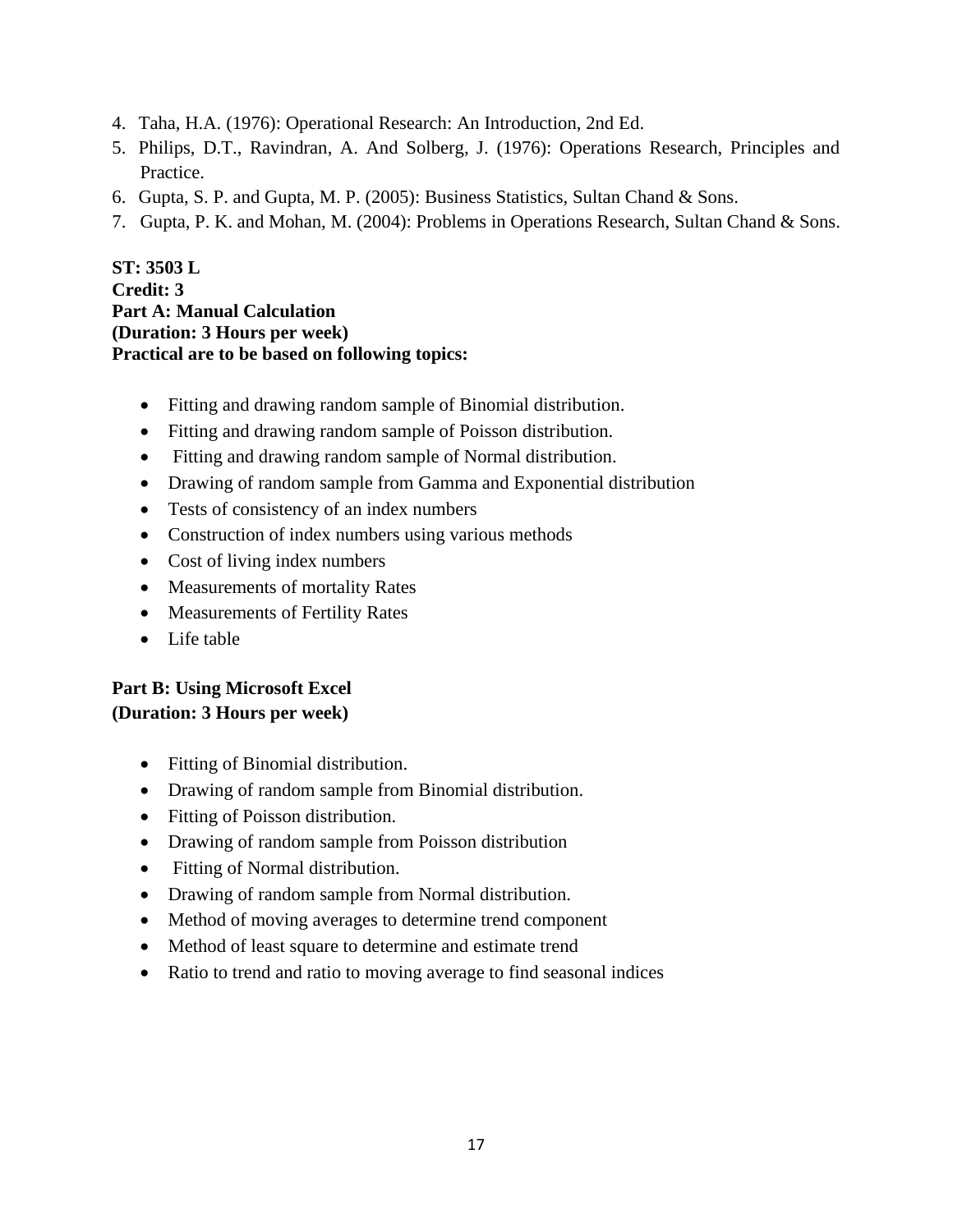4. Taha, H.A. (1976): Operational Research: An Introduction, 2nd Ed.
5. Philips, D.T., Ravindran, A. And Solberg, J. (1976): Operations Research, Principles and Practice.
6. Gupta, S. P. and Gupta, M. P. (2005): Business Statistics, Sultan Chand & Sons.
7. Gupta, P. K. and Mohan, M. (2004): Problems in Operations Research, Sultan Chand & Sons.

**ST: 3503 L**
**Credit: 3**
**Part A: Manual Calculation**
**(Duration: 3 Hours per week)**
**Practical are to be based on following topics:**

- Fitting and drawing random sample of Binomial distribution.
- Fitting and drawing random sample of Poisson distribution.
- Fitting and drawing random sample of Normal distribution.
- Drawing of random sample from Gamma and Exponential distribution
- Tests of consistency of an index numbers
- Construction of index numbers using various methods
- Cost of living index numbers
- Measurements of mortality Rates
- Measurements of Fertility Rates
- Life table

**Part B: Using Microsoft Excel**
**(Duration: 3 Hours per week)**

- Fitting of Binomial distribution.
- Drawing of random sample from Binomial distribution.
- Fitting of Poisson distribution.
- Drawing of random sample from Poisson distribution
- Fitting of Normal distribution.
- Drawing of random sample from Normal distribution.
- Method of moving averages to determine trend component
- Method of least square to determine and estimate trend
- Ratio to trend and ratio to moving average to find seasonal indices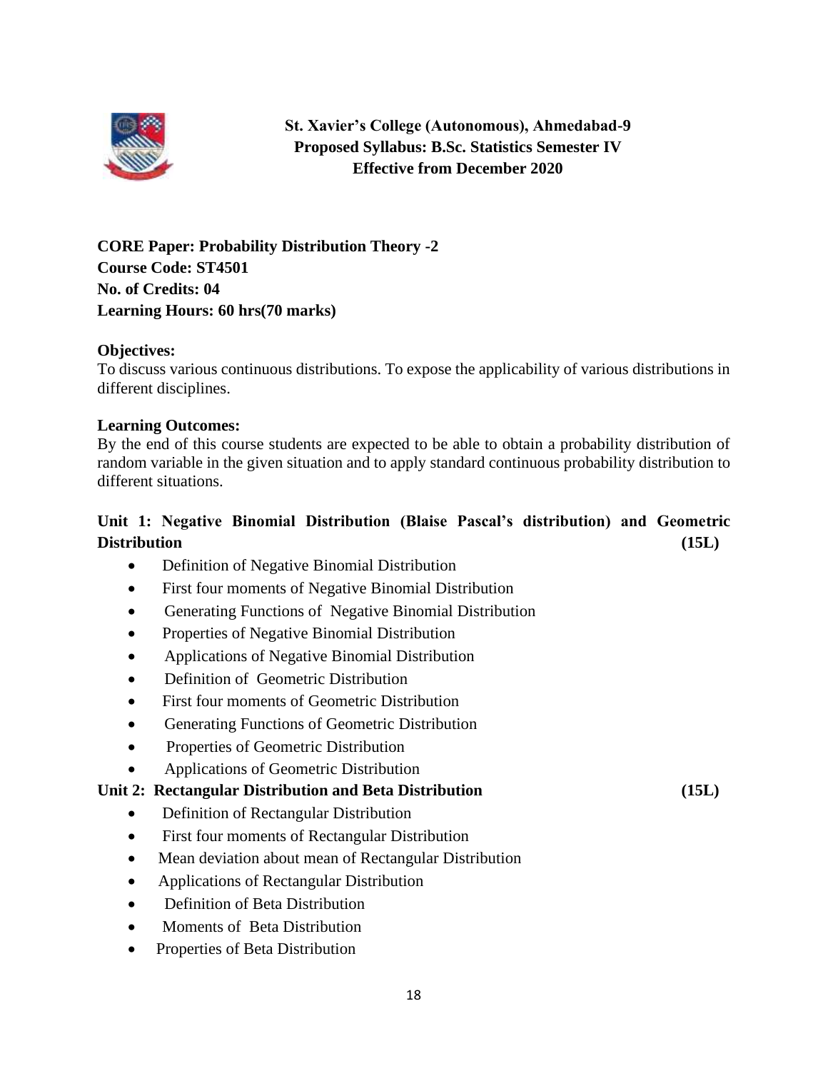**St. Xavier's College (Autonomous), Ahmedabad-9**
**Proposed Syllabus: B.Sc. Statistics Semester IV**
**Effective from December 2020**

**CORE Paper: Probability Distribution Theory -2**
**Course Code: ST4501**
**No. of Credits: 04**
**Learning Hours: 60 hrs(70 marks)**

**Objectives:**
To discuss various continuous distributions. To expose the applicability of various distributions in different disciplines.

**Learning Outcomes:**
By the end of this course students are expected to be able to obtain a probability distribution of random variable in the given situation and to apply standard continuous probability distribution to different situations.

### Unit 1: Negative Binomial Distribution (Blaise Pascal's distribution) and Geometric Distribution (15L)

- Definition of Negative Binomial Distribution
- First four moments of Negative Binomial Distribution
- Generating Functions of Negative Binomial Distribution
- Properties of Negative Binomial Distribution
- Applications of Negative Binomial Distribution
- Definition of Geometric Distribution
- First four moments of Geometric Distribution
- Generating Functions of Geometric Distribution
- Properties of Geometric Distribution
- Applications of Geometric Distribution

### Unit 2: Rectangular Distribution and Beta Distribution (15L)

- Definition of Rectangular Distribution
- First four moments of Rectangular Distribution
- Mean deviation about mean of Rectangular Distribution
- Applications of Rectangular Distribution
- Definition of Beta Distribution
- Moments of Beta Distribution
- Properties of Beta Distribution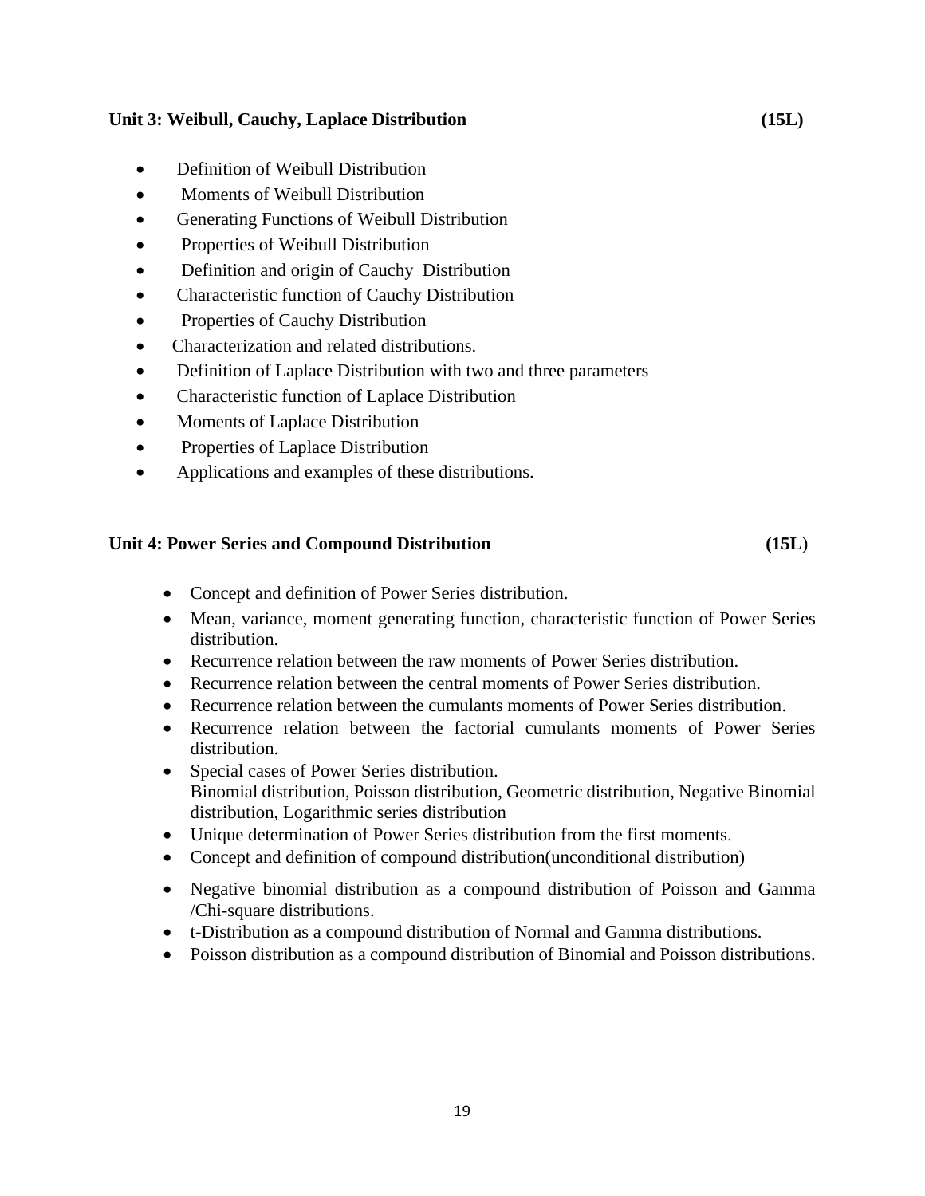**Unit 3: Weibull, Cauchy, Laplace Distribution (15L)**

- Definition of Weibull Distribution
- Moments of Weibull Distribution
- Generating Functions of Weibull Distribution
- Properties of Weibull Distribution
- Definition and origin of Cauchy Distribution
- Characteristic function of Cauchy Distribution
- Properties of Cauchy Distribution
- Characterization and related distributions.
- Definition of Laplace Distribution with two and three parameters
- Characteristic function of Laplace Distribution
- Moments of Laplace Distribution
- Properties of Laplace Distribution
- Applications and examples of these distributions.

**Unit 4: Power Series and Compound Distribution (15L)**

- Concept and definition of Power Series distribution.
- Mean, variance, moment generating function, characteristic function of Power Series distribution.
- Recurrence relation between the raw moments of Power Series distribution.
- Recurrence relation between the central moments of Power Series distribution.
- Recurrence relation between the cumulants moments of Power Series distribution.
- Recurrence relation between the factorial cumulants moments of Power Series distribution.
- Special cases of Power Series distribution.
  Binomial distribution, Poisson distribution, Geometric distribution, Negative Binomial distribution, Logarithmic series distribution
- Unique determination of Power Series distribution from the first moments.
- Concept and definition of compound distribution(unconditional distribution)
- Negative binomial distribution as a compound distribution of Poisson and Gamma /Chi-square distributions.
- t-Distribution as a compound distribution of Normal and Gamma distributions.
- Poisson distribution as a compound distribution of Binomial and Poisson distributions.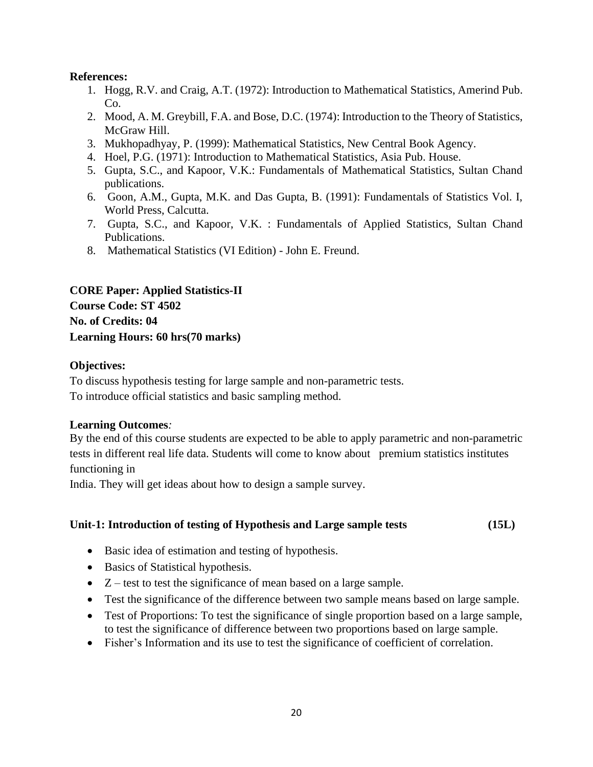**References:**

1. Hogg, R.V. and Craig, A.T. (1972): Introduction to Mathematical Statistics, Amerind Pub. Co.
2. Mood, A. M. Greybill, F.A. and Bose, D.C. (1974): Introduction to the Theory of Statistics, McGraw Hill.
3. Mukhopadhyay, P. (1999): Mathematical Statistics, New Central Book Agency.
4. Hoel, P.G. (1971): Introduction to Mathematical Statistics, Asia Pub. House.
5. Gupta, S.C., and Kapoor, V.K.: Fundamentals of Mathematical Statistics, Sultan Chand publications.
6. Goon, A.M., Gupta, M.K. and Das Gupta, B. (1991): Fundamentals of Statistics Vol. I, World Press, Calcutta.
7. Gupta, S.C., and Kapoor, V.K. : Fundamentals of Applied Statistics, Sultan Chand Publications.
8. Mathematical Statistics (VI Edition) - John E. Freund.

**CORE Paper: Applied Statistics-II**
**Course Code: ST 4502**
**No. of Credits: 04**
**Learning Hours: 60 hrs(70 marks)**

**Objectives:**

To discuss hypothesis testing for large sample and non-parametric tests.
To introduce official statistics and basic sampling method.

**Learning Outcomes***:*

By the end of this course students are expected to be able to apply parametric and non-parametric tests in different real life data. Students will come to know about premium statistics institutes functioning in
India. They will get ideas about how to design a sample survey.

**Unit-1: Introduction of testing of Hypothesis and Large sample tests (15L)**

- Basic idea of estimation and testing of hypothesis.
- Basics of Statistical hypothesis.
- Z – test to test the significance of mean based on a large sample.
- Test the significance of the difference between two sample means based on large sample.
- Test of Proportions: To test the significance of single proportion based on a large sample, to test the significance of difference between two proportions based on large sample.
- Fisher's Information and its use to test the significance of coefficient of correlation.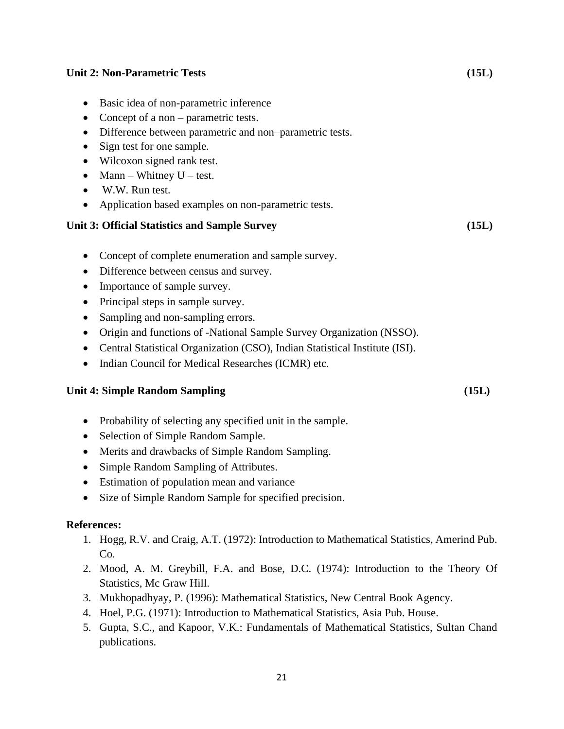**Unit 2: Non-Parametric Tests (15L)**

- Basic idea of non-parametric inference
- Concept of a non – parametric tests.
- Difference between parametric and non–parametric tests.
- Sign test for one sample.
- Wilcoxon signed rank test.
- Mann – Whitney U – test.
- W.W. Run test.
- Application based examples on non-parametric tests.

**Unit 3: Official Statistics and Sample Survey (15L)**

- Concept of complete enumeration and sample survey.
- Difference between census and survey.
- Importance of sample survey.
- Principal steps in sample survey.
- Sampling and non-sampling errors.
- Origin and functions of -National Sample Survey Organization (NSSO).
- Central Statistical Organization (CSO), Indian Statistical Institute (ISI).
- Indian Council for Medical Researches (ICMR) etc.

**Unit 4: Simple Random Sampling (15L)**

- Probability of selecting any specified unit in the sample.
- Selection of Simple Random Sample.
- Merits and drawbacks of Simple Random Sampling.
- Simple Random Sampling of Attributes.
- Estimation of population mean and variance
- Size of Simple Random Sample for specified precision.

**References:**

1. Hogg, R.V. and Craig, A.T. (1972): Introduction to Mathematical Statistics, Amerind Pub. Co.
2. Mood, A. M. Greybill, F.A. and Bose, D.C. (1974): Introduction to the Theory Of Statistics, Mc Graw Hill.
3. Mukhopadhyay, P. (1996): Mathematical Statistics, New Central Book Agency.
4. Hoel, P.G. (1971): Introduction to Mathematical Statistics, Asia Pub. House.
5. Gupta, S.C., and Kapoor, V.K.: Fundamentals of Mathematical Statistics, Sultan Chand publications.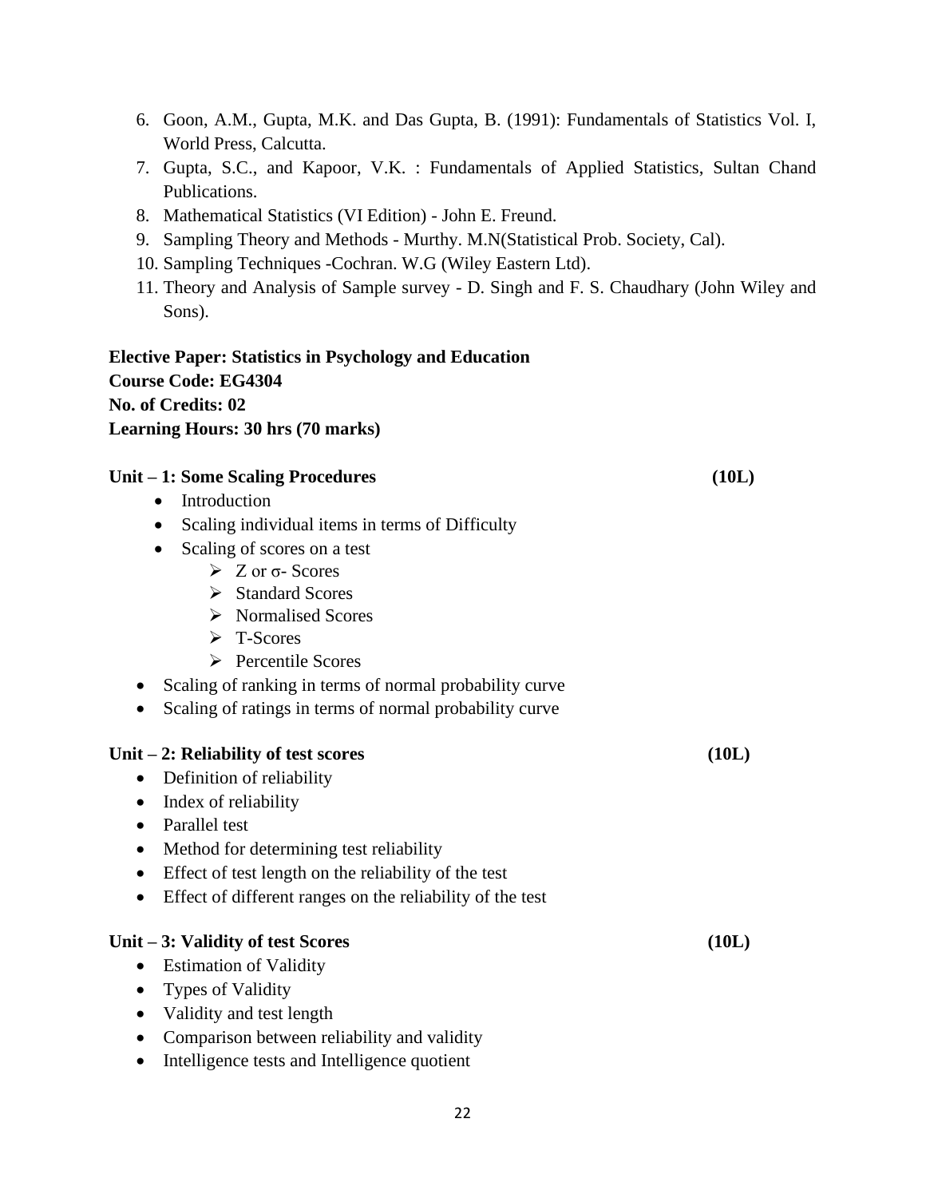6. Goon, A.M., Gupta, M.K. and Das Gupta, B. (1991): Fundamentals of Statistics Vol. I, World Press, Calcutta.
7. Gupta, S.C., and Kapoor, V.K. : Fundamentals of Applied Statistics, Sultan Chand Publications.
8. Mathematical Statistics (VI Edition) - John E. Freund.
9. Sampling Theory and Methods - Murthy. M.N(Statistical Prob. Society, Cal).
10. Sampling Techniques -Cochran. W.G (Wiley Eastern Ltd).
11. Theory and Analysis of Sample survey - D. Singh and F. S. Chaudhary (John Wiley and Sons).

**Elective Paper: Statistics in Psychology and Education**
**Course Code: EG4304**
**No. of Credits: 02**
**Learning Hours: 30 hrs (70 marks)**

**Unit – 1: Some Scaling Procedures (10L)**

- Introduction
- Scaling individual items in terms of Difficulty
- Scaling of scores on a test
  - Z or σ- Scores
  - Standard Scores
  - Normalised Scores
  - T-Scores
  - Percentile Scores
- Scaling of ranking in terms of normal probability curve
- Scaling of ratings in terms of normal probability curve

**Unit – 2: Reliability of test scores (10L)**

- Definition of reliability
- Index of reliability
- Parallel test
- Method for determining test reliability
- Effect of test length on the reliability of the test
- Effect of different ranges on the reliability of the test

**Unit – 3: Validity of test Scores (10L)**

- Estimation of Validity
- Types of Validity
- Validity and test length
- Comparison between reliability and validity
- Intelligence tests and Intelligence quotient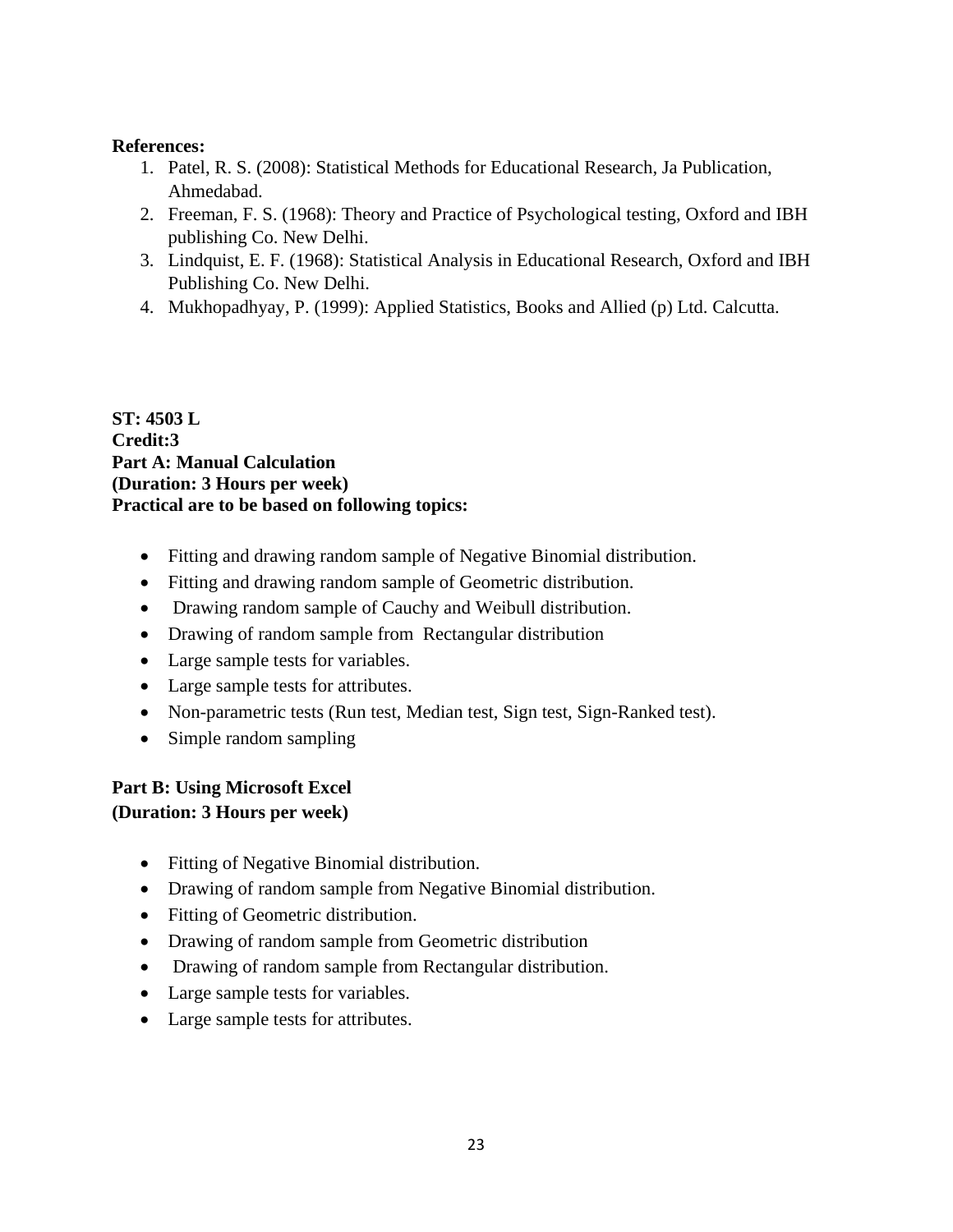**References:**

1. Patel, R. S. (2008): Statistical Methods for Educational Research, Ja Publication, Ahmedabad.
2. Freeman, F. S. (1968): Theory and Practice of Psychological testing, Oxford and IBH publishing Co. New Delhi.
3. Lindquist, E. F. (1968): Statistical Analysis in Educational Research, Oxford and IBH Publishing Co. New Delhi.
4. Mukhopadhyay, P. (1999): Applied Statistics, Books and Allied (p) Ltd. Calcutta.

**ST: 4503 L**
**Credit:3**
**Part A: Manual Calculation**
**(Duration: 3 Hours per week)**
**Practical are to be based on following topics:**

- Fitting and drawing random sample of Negative Binomial distribution.
- Fitting and drawing random sample of Geometric distribution.
- Drawing random sample of Cauchy and Weibull distribution.
- Drawing of random sample from Rectangular distribution
- Large sample tests for variables.
- Large sample tests for attributes.
- Non-parametric tests (Run test, Median test, Sign test, Sign-Ranked test).
- Simple random sampling

**Part B: Using Microsoft Excel**
**(Duration: 3 Hours per week)**

- Fitting of Negative Binomial distribution.
- Drawing of random sample from Negative Binomial distribution.
- Fitting of Geometric distribution.
- Drawing of random sample from Geometric distribution
- Drawing of random sample from Rectangular distribution.
- Large sample tests for variables.
- Large sample tests for attributes.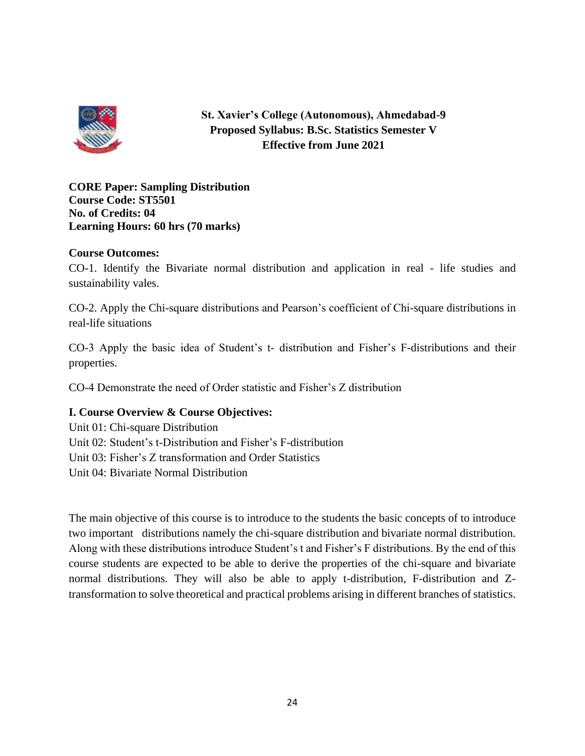**St. Xavier's College (Autonomous), Ahmedabad-9**
**Proposed Syllabus: B.Sc. Statistics Semester V**
**Effective from June 2021**

**CORE Paper: Sampling Distribution**
**Course Code: ST5501**
**No. of Credits: 04**
**Learning Hours: 60 hrs (70 marks)**

**Course Outcomes:**

CO-1. Identify the Bivariate normal distribution and application in real - life studies and sustainability vales.

CO-2. Apply the Chi-square distributions and Pearson's coefficient of Chi-square distributions in real-life situations

CO-3 Apply the basic idea of Student's t- distribution and Fisher's F-distributions and their properties.

CO-4 Demonstrate the need of Order statistic and Fisher's Z distribution

**I. Course Overview & Course Objectives:**

Unit 01: Chi-square Distribution
Unit 02: Student's t-Distribution and Fisher's F-distribution
Unit 03: Fisher's Z transformation and Order Statistics
Unit 04: Bivariate Normal Distribution

The main objective of this course is to introduce to the students the basic concepts of to introduce two important distributions namely the chi-square distribution and bivariate normal distribution. Along with these distributions introduce Student's t and Fisher's F distributions. By the end of this course students are expected to be able to derive the properties of the chi-square and bivariate normal distributions. They will also be able to apply t-distribution, F-distribution and Z-transformation to solve theoretical and practical problems arising in different branches of statistics.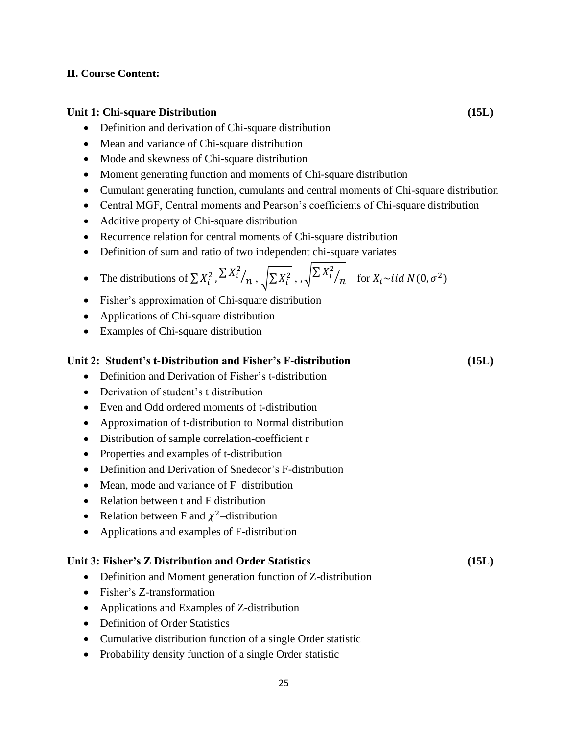**II. Course Content:**

**Unit 1: Chi-square Distribution (15L)**

- Definition and derivation of Chi-square distribution
- Mean and variance of Chi-square distribution
- Mode and skewness of Chi-square distribution
- Moment generating function and moments of Chi-square distribution
- Cumulant generating function, cumulants and central moments of Chi-square distribution
- Central MGF, Central moments and Pearson's coefficients of Chi-square distribution
- Additive property of Chi-square distribution
- Recurrence relation for central moments of Chi-square distribution
- Definition of sum and ratio of two independent chi-square variates
- The distributions of $\sum X_i^2$ , $\sum X_i^2 / n$ , $\sqrt{\sum X_i^2}$ , , $\sqrt{\sum X_i^2 / n}$ for $X_i \sim iid\ N(0, \sigma^2)$
- Fisher's approximation of Chi-square distribution
- Applications of Chi-square distribution
- Examples of Chi-square distribution

**Unit 2: Student's t-Distribution and Fisher's F-distribution (15L)**

- Definition and Derivation of Fisher's t-distribution
- Derivation of student's t distribution
- Even and Odd ordered moments of t-distribution
- Approximation of t-distribution to Normal distribution
- Distribution of sample correlation-coefficient r
- Properties and examples of t-distribution
- Definition and Derivation of Snedecor's F-distribution
- Mean, mode and variance of F–distribution
- Relation between t and F distribution
- Relation between F and $\chi^2$–distribution
- Applications and examples of F-distribution

**Unit 3: Fisher's Z Distribution and Order Statistics (15L)**

- Definition and Moment generation function of Z-distribution
- Fisher's Z-transformation
- Applications and Examples of Z-distribution
- Definition of Order Statistics
- Cumulative distribution function of a single Order statistic
- Probability density function of a single Order statistic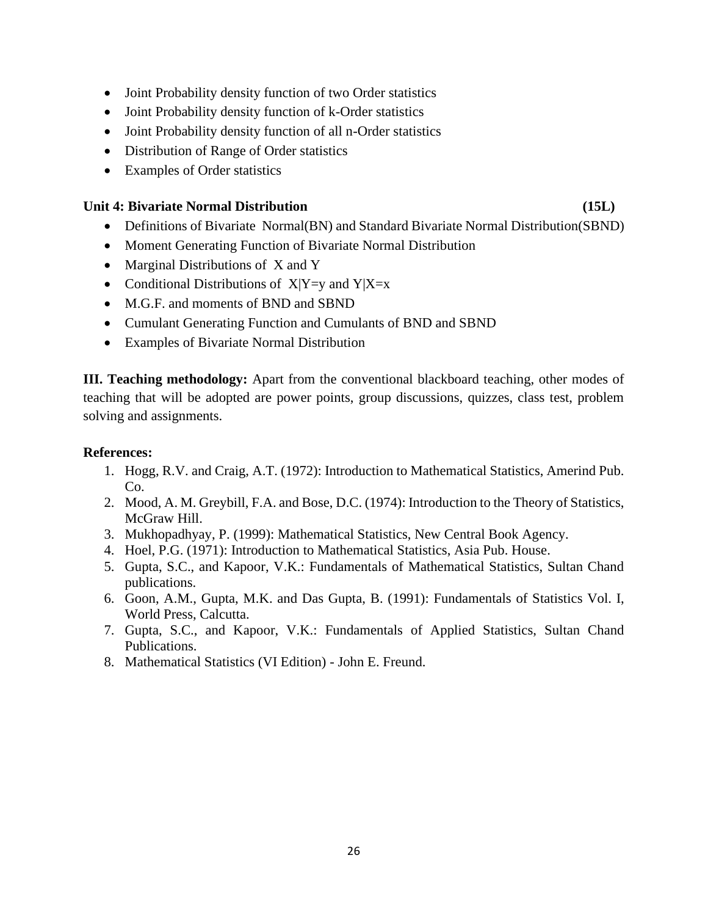- Joint Probability density function of two Order statistics
- Joint Probability density function of k-Order statistics
- Joint Probability density function of all n-Order statistics
- Distribution of Range of Order statistics
- Examples of Order statistics

**Unit 4: Bivariate Normal Distribution (15L)**

- Definitions of Bivariate Normal(BN) and Standard Bivariate Normal Distribution(SBND)
- Moment Generating Function of Bivariate Normal Distribution
- Marginal Distributions of X and Y
- Conditional Distributions of $X|Y=y$ and $Y|X=x$
- M.G.F. and moments of BND and SBND
- Cumulant Generating Function and Cumulants of BND and SBND
- Examples of Bivariate Normal Distribution

**III. Teaching methodology:** Apart from the conventional blackboard teaching, other modes of teaching that will be adopted are power points, group discussions, quizzes, class test, problem solving and assignments.

**References:**

1. Hogg, R.V. and Craig, A.T. (1972): Introduction to Mathematical Statistics, Amerind Pub. Co.
2. Mood, A. M. Greybill, F.A. and Bose, D.C. (1974): Introduction to the Theory of Statistics, McGraw Hill.
3. Mukhopadhyay, P. (1999): Mathematical Statistics, New Central Book Agency.
4. Hoel, P.G. (1971): Introduction to Mathematical Statistics, Asia Pub. House.
5. Gupta, S.C., and Kapoor, V.K.: Fundamentals of Mathematical Statistics, Sultan Chand publications.
6. Goon, A.M., Gupta, M.K. and Das Gupta, B. (1991): Fundamentals of Statistics Vol. I, World Press, Calcutta.
7. Gupta, S.C., and Kapoor, V.K.: Fundamentals of Applied Statistics, Sultan Chand Publications.
8. Mathematical Statistics (VI Edition) - John E. Freund.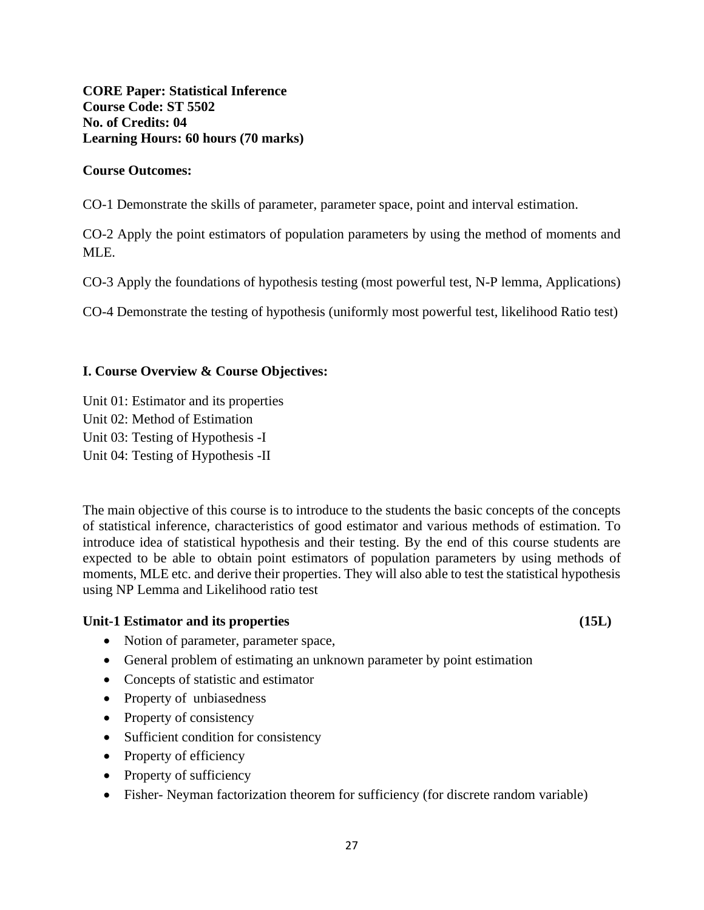**CORE Paper: Statistical Inference**
**Course Code: ST 5502**
**No. of Credits: 04**
**Learning Hours: 60 hours (70 marks)**

**Course Outcomes:**

CO-1 Demonstrate the skills of parameter, parameter space, point and interval estimation.

CO-2 Apply the point estimators of population parameters by using the method of moments and MLE.

CO-3 Apply the foundations of hypothesis testing (most powerful test, N-P lemma, Applications)

CO-4 Demonstrate the testing of hypothesis (uniformly most powerful test, likelihood Ratio test)

**I. Course Overview & Course Objectives:**

Unit 01: Estimator and its properties
Unit 02: Method of Estimation
Unit 03: Testing of Hypothesis -I
Unit 04: Testing of Hypothesis -II

The main objective of this course is to introduce to the students the basic concepts of the concepts of statistical inference, characteristics of good estimator and various methods of estimation. To introduce idea of statistical hypothesis and their testing. By the end of this course students are expected to be able to obtain point estimators of population parameters by using methods of moments, MLE etc. and derive their properties. They will also able to test the statistical hypothesis using NP Lemma and Likelihood ratio test

**Unit-1 Estimator and its properties (15L)**

- Notion of parameter, parameter space,
- General problem of estimating an unknown parameter by point estimation
- Concepts of statistic and estimator
- Property of unbiasedness
- Property of consistency
- Sufficient condition for consistency
- Property of efficiency
- Property of sufficiency
- Fisher- Neyman factorization theorem for sufficiency (for discrete random variable)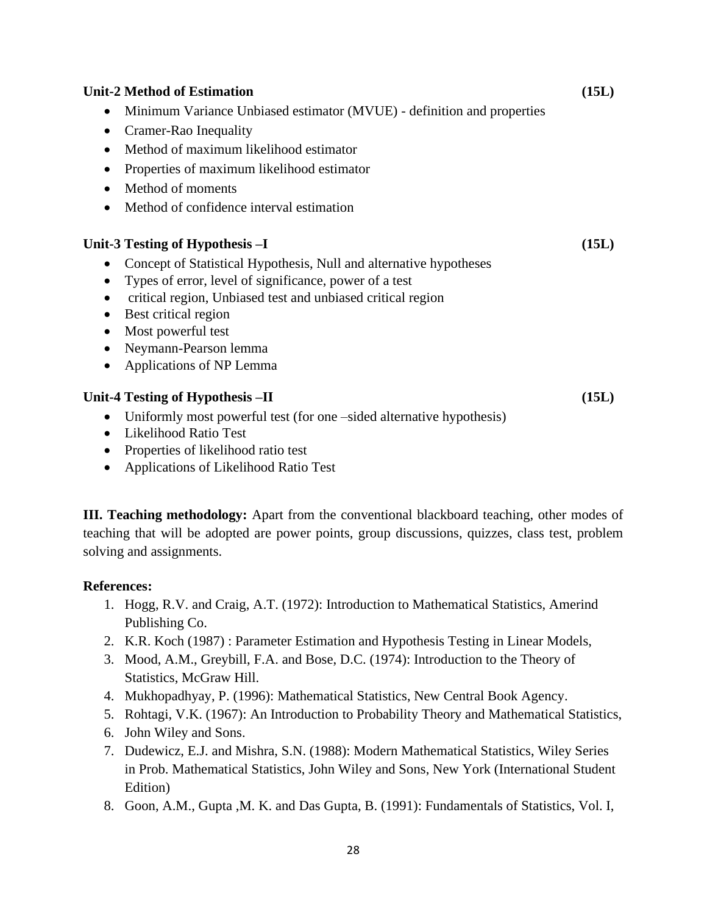**Unit-2 Method of Estimation** **(15L)**

- Minimum Variance Unbiased estimator (MVUE) - definition and properties
- Cramer-Rao Inequality
- Method of maximum likelihood estimator
- Properties of maximum likelihood estimator
- Method of moments
- Method of confidence interval estimation

**Unit-3 Testing of Hypothesis –I** **(15L)**

- Concept of Statistical Hypothesis, Null and alternative hypotheses
- Types of error, level of significance, power of a test
- critical region, Unbiased test and unbiased critical region
- Best critical region
- Most powerful test
- Neymann-Pearson lemma
- Applications of NP Lemma

**Unit-4 Testing of Hypothesis –II** **(15L)**

- Uniformly most powerful test (for one –sided alternative hypothesis)
- Likelihood Ratio Test
- Properties of likelihood ratio test
- Applications of Likelihood Ratio Test

**III. Teaching methodology:** Apart from the conventional blackboard teaching, other modes of teaching that will be adopted are power points, group discussions, quizzes, class test, problem solving and assignments.

**References:**

1. Hogg, R.V. and Craig, A.T. (1972): Introduction to Mathematical Statistics, Amerind Publishing Co.
2. K.R. Koch (1987) : Parameter Estimation and Hypothesis Testing in Linear Models,
3. Mood, A.M., Greybill, F.A. and Bose, D.C. (1974): Introduction to the Theory of Statistics, McGraw Hill.
4. Mukhopadhyay, P. (1996): Mathematical Statistics, New Central Book Agency.
5. Rohtagi, V.K. (1967): An Introduction to Probability Theory and Mathematical Statistics,
6. John Wiley and Sons.
7. Dudewicz, E.J. and Mishra, S.N. (1988): Modern Mathematical Statistics, Wiley Series in Prob. Mathematical Statistics, John Wiley and Sons, New York (International Student Edition)
8. Goon, A.M., Gupta ,M. K. and Das Gupta, B. (1991): Fundamentals of Statistics, Vol. I,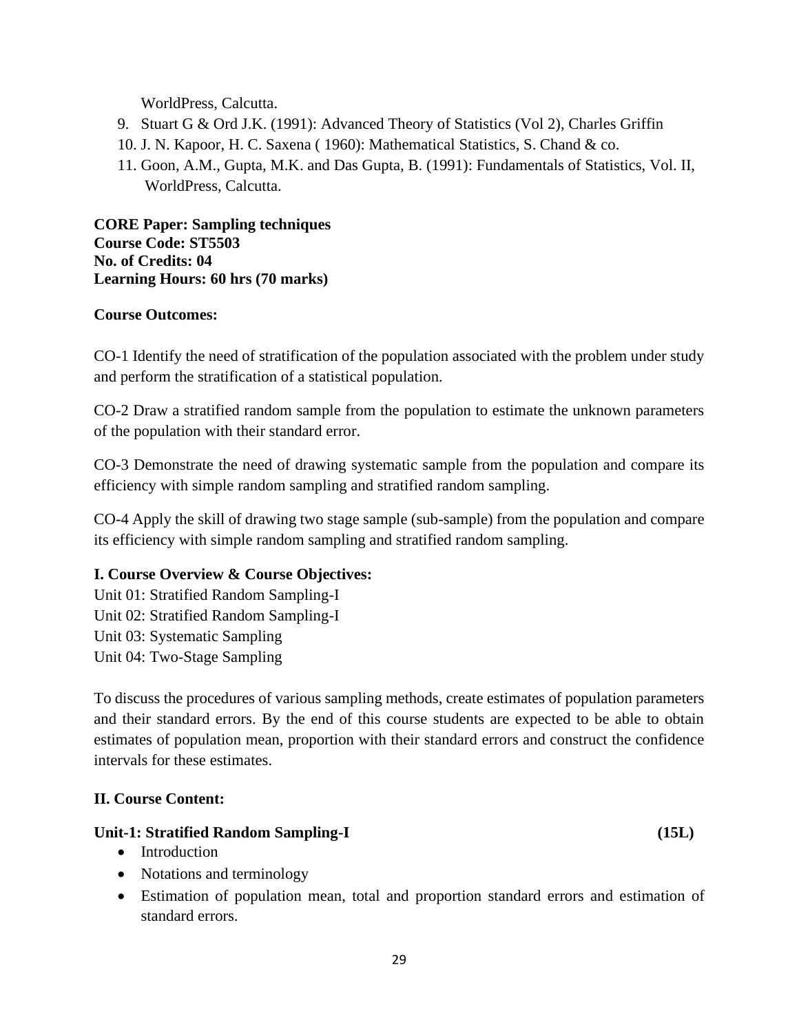WorldPress, Calcutta.

9. Stuart G & Ord J.K. (1991): Advanced Theory of Statistics (Vol 2), Charles Griffin
10. J. N. Kapoor, H. C. Saxena ( 1960): Mathematical Statistics, S. Chand & co.
11. Goon, A.M., Gupta, M.K. and Das Gupta, B. (1991): Fundamentals of Statistics, Vol. II, WorldPress, Calcutta.

**CORE Paper: Sampling techniques**
**Course Code: ST5503**
**No. of Credits: 04**
**Learning Hours: 60 hrs (70 marks)**

**Course Outcomes:**

CO-1 Identify the need of stratification of the population associated with the problem under study and perform the stratification of a statistical population.

CO-2 Draw a stratified random sample from the population to estimate the unknown parameters of the population with their standard error.

CO-3 Demonstrate the need of drawing systematic sample from the population and compare its efficiency with simple random sampling and stratified random sampling.

CO-4 Apply the skill of drawing two stage sample (sub-sample) from the population and compare its efficiency with simple random sampling and stratified random sampling.

**I. Course Overview & Course Objectives:**

Unit 01: Stratified Random Sampling-I
Unit 02: Stratified Random Sampling-I
Unit 03: Systematic Sampling
Unit 04: Two-Stage Sampling

To discuss the procedures of various sampling methods, create estimates of population parameters and their standard errors. By the end of this course students are expected to be able to obtain estimates of population mean, proportion with their standard errors and construct the confidence intervals for these estimates.

**II. Course Content:**

**Unit-1: Stratified Random Sampling-I (15L)**

- Introduction
- Notations and terminology
- Estimation of population mean, total and proportion standard errors and estimation of standard errors.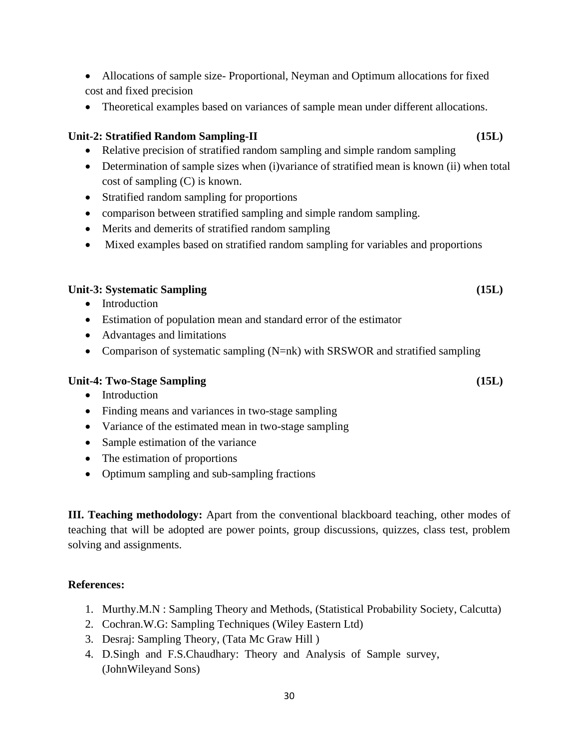- Allocations of sample size- Proportional, Neyman and Optimum allocations for fixed cost and fixed precision
- Theoretical examples based on variances of sample mean under different allocations.

**Unit-2: Stratified Random Sampling-II (15L)**

- Relative precision of stratified random sampling and simple random sampling
- Determination of sample sizes when (i)variance of stratified mean is known (ii) when total cost of sampling (C) is known.
- Stratified random sampling for proportions
- comparison between stratified sampling and simple random sampling.
- Merits and demerits of stratified random sampling
- Mixed examples based on stratified random sampling for variables and proportions

**Unit-3: Systematic Sampling (15L)**

- Introduction
- Estimation of population mean and standard error of the estimator
- Advantages and limitations
- Comparison of systematic sampling (N=nk) with SRSWOR and stratified sampling

**Unit-4: Two-Stage Sampling (15L)**

- Introduction
- Finding means and variances in two-stage sampling
- Variance of the estimated mean in two-stage sampling
- Sample estimation of the variance
- The estimation of proportions
- Optimum sampling and sub-sampling fractions

**III. Teaching methodology:** Apart from the conventional blackboard teaching, other modes of teaching that will be adopted are power points, group discussions, quizzes, class test, problem solving and assignments.

**References:**

1. Murthy.M.N : Sampling Theory and Methods, (Statistical Probability Society, Calcutta)
2. Cochran.W.G: Sampling Techniques (Wiley Eastern Ltd)
3. Desraj: Sampling Theory, (Tata Mc Graw Hill )
4. D.Singh and F.S.Chaudhary: Theory and Analysis of Sample survey, (JohnWileyand Sons)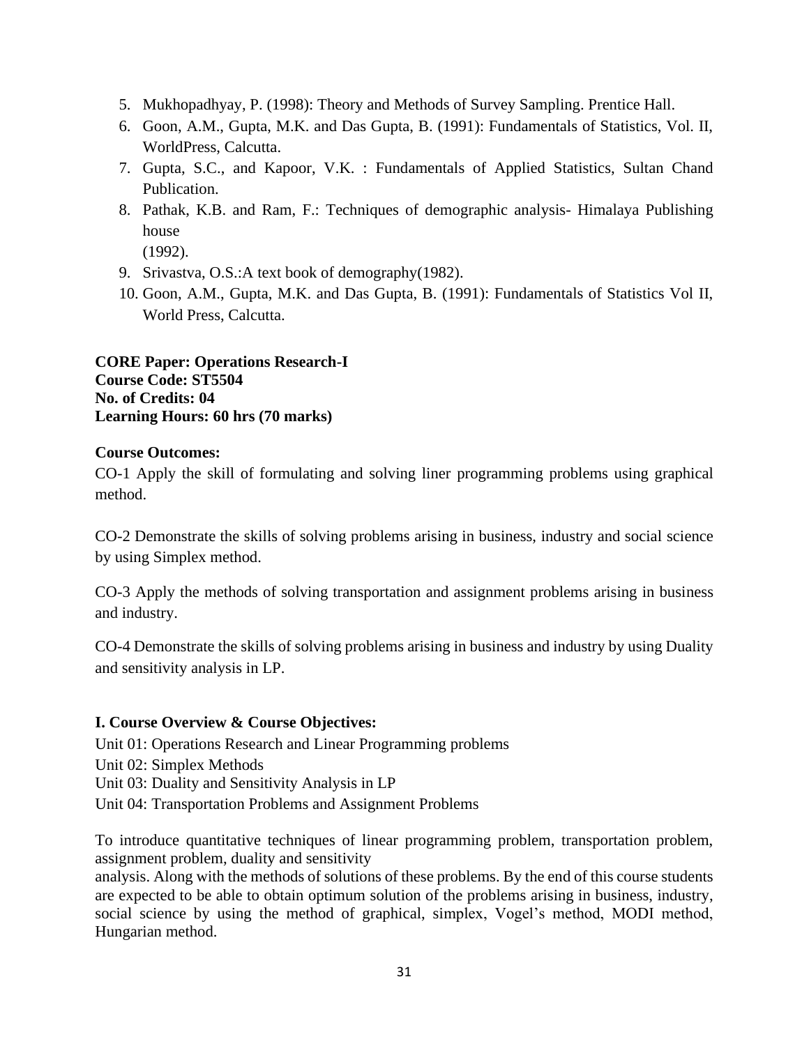5. Mukhopadhyay, P. (1998): Theory and Methods of Survey Sampling. Prentice Hall.
6. Goon, A.M., Gupta, M.K. and Das Gupta, B. (1991): Fundamentals of Statistics, Vol. II, WorldPress, Calcutta.
7. Gupta, S.C., and Kapoor, V.K. : Fundamentals of Applied Statistics, Sultan Chand Publication.
8. Pathak, K.B. and Ram, F.: Techniques of demographic analysis- Himalaya Publishing house
   (1992).
9. Srivastva, O.S.:A text book of demography(1982).
10. Goon, A.M., Gupta, M.K. and Das Gupta, B. (1991): Fundamentals of Statistics Vol II, World Press, Calcutta.

**CORE Paper: Operations Research-I**
**Course Code: ST5504**
**No. of Credits: 04**
**Learning Hours: 60 hrs (70 marks)**

**Course Outcomes:**

CO-1 Apply the skill of formulating and solving liner programming problems using graphical method.

CO-2 Demonstrate the skills of solving problems arising in business, industry and social science by using Simplex method.

CO-3 Apply the methods of solving transportation and assignment problems arising in business and industry.

CO-4 Demonstrate the skills of solving problems arising in business and industry by using Duality and sensitivity analysis in LP.

**I. Course Overview & Course Objectives:**

Unit 01: Operations Research and Linear Programming problems
Unit 02: Simplex Methods
Unit 03: Duality and Sensitivity Analysis in LP
Unit 04: Transportation Problems and Assignment Problems

To introduce quantitative techniques of linear programming problem, transportation problem, assignment problem, duality and sensitivity
analysis. Along with the methods of solutions of these problems. By the end of this course students are expected to be able to obtain optimum solution of the problems arising in business, industry, social science by using the method of graphical, simplex, Vogel's method, MODI method, Hungarian method.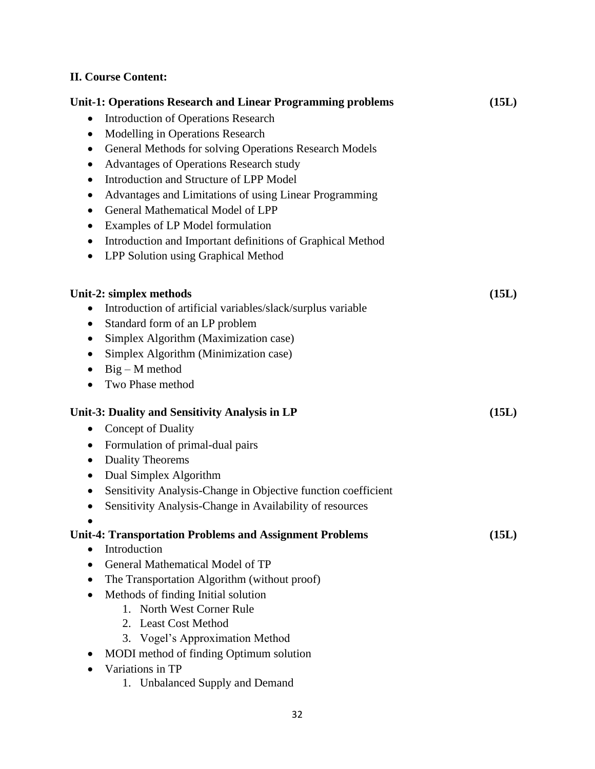**II. Course Content:**

**Unit-1: Operations Research and Linear Programming problems (15L)**

- Introduction of Operations Research
- Modelling in Operations Research
- General Methods for solving Operations Research Models
- Advantages of Operations Research study
- Introduction and Structure of LPP Model
- Advantages and Limitations of using Linear Programming
- General Mathematical Model of LPP
- Examples of LP Model formulation
- Introduction and Important definitions of Graphical Method
- LPP Solution using Graphical Method

**Unit-2: simplex methods (15L)**

- Introduction of artificial variables/slack/surplus variable
- Standard form of an LP problem
- Simplex Algorithm (Maximization case)
- Simplex Algorithm (Minimization case)
- Big – M method
- Two Phase method

**Unit-3: Duality and Sensitivity Analysis in LP (15L)**

- Concept of Duality
- Formulation of primal-dual pairs
- Duality Theorems
- Dual Simplex Algorithm
- Sensitivity Analysis-Change in Objective function coefficient
- Sensitivity Analysis-Change in Availability of resources

**Unit-4: Transportation Problems and Assignment Problems (15L)**

- Introduction
- General Mathematical Model of TP
- The Transportation Algorithm (without proof)
- Methods of finding Initial solution
  1. North West Corner Rule
  2. Least Cost Method
  3. Vogel's Approximation Method
- MODI method of finding Optimum solution
- Variations in TP
  1. Unbalanced Supply and Demand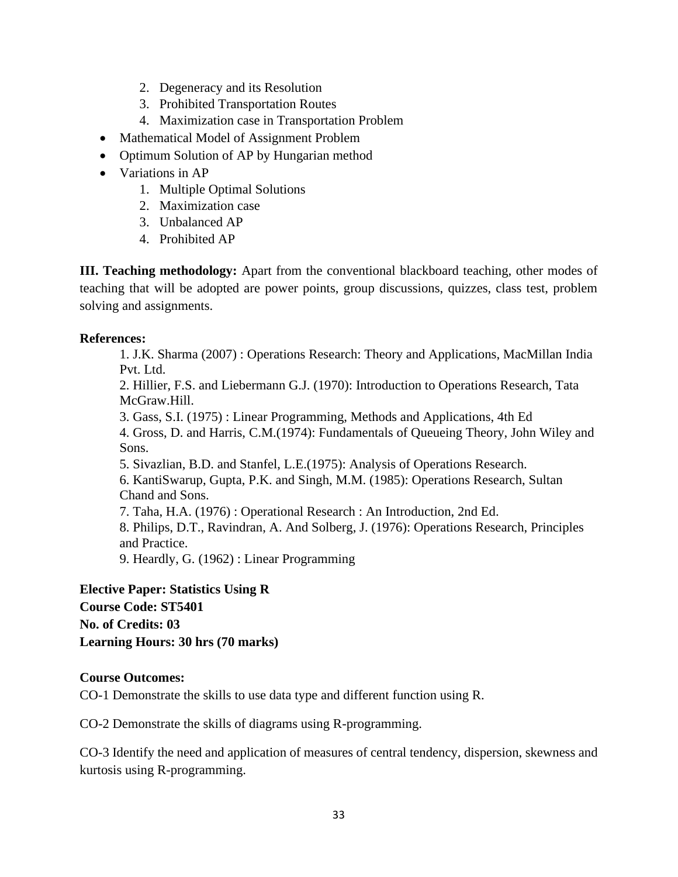2. Degeneracy and its Resolution
3. Prohibited Transportation Routes
4. Maximization case in Transportation Problem

- Mathematical Model of Assignment Problem
- Optimum Solution of AP by Hungarian method
- Variations in AP
    1. Multiple Optimal Solutions
    2. Maximization case
    3. Unbalanced AP
    4. Prohibited AP

**III. Teaching methodology:** Apart from the conventional blackboard teaching, other modes of teaching that will be adopted are power points, group discussions, quizzes, class test, problem solving and assignments.

**References:**

1. J.K. Sharma (2007) : Operations Research: Theory and Applications, MacMillan India Pvt. Ltd.
2. Hillier, F.S. and Liebermann G.J. (1970): Introduction to Operations Research, Tata McGraw.Hill.
3. Gass, S.I. (1975) : Linear Programming, Methods and Applications, 4th Ed
4. Gross, D. and Harris, C.M.(1974): Fundamentals of Queueing Theory, John Wiley and Sons.
5. Sivazlian, B.D. and Stanfel, L.E.(1975): Analysis of Operations Research.
6. KantiSwarup, Gupta, P.K. and Singh, M.M. (1985): Operations Research, Sultan Chand and Sons.
7. Taha, H.A. (1976) : Operational Research : An Introduction, 2nd Ed.
8. Philips, D.T., Ravindran, A. And Solberg, J. (1976): Operations Research, Principles and Practice.
9. Heardly, G. (1962) : Linear Programming

**Elective Paper: Statistics Using R**
**Course Code: ST5401**
**No. of Credits: 03**
**Learning Hours: 30 hrs (70 marks)**

**Course Outcomes:**

CO-1 Demonstrate the skills to use data type and different function using R.

CO-2 Demonstrate the skills of diagrams using R-programming.

CO-3 Identify the need and application of measures of central tendency, dispersion, skewness and kurtosis using R-programming.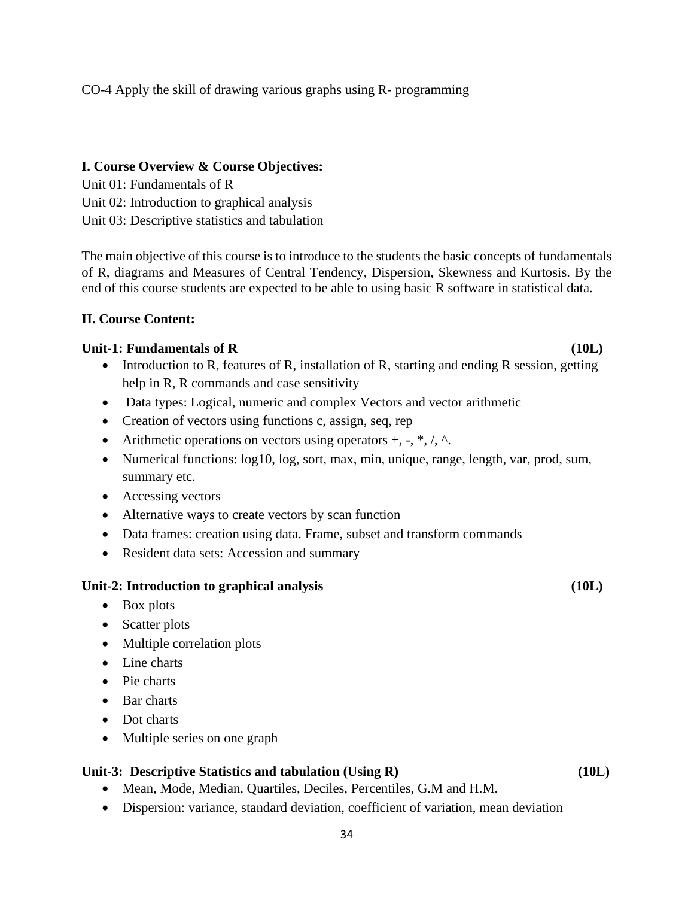CO-4 Apply the skill of drawing various graphs using R- programming

**I. Course Overview & Course Objectives:**

Unit 01: Fundamentals of R

Unit 02: Introduction to graphical analysis

Unit 03: Descriptive statistics and tabulation

The main objective of this course is to introduce to the students the basic concepts of fundamentals of R, diagrams and Measures of Central Tendency, Dispersion, Skewness and Kurtosis. By the end of this course students are expected to be able to using basic R software in statistical data.

**II. Course Content:**

**Unit-1: Fundamentals of R (10L)**

- Introduction to R, features of R, installation of R, starting and ending R session, getting help in R, R commands and case sensitivity
- Data types: Logical, numeric and complex Vectors and vector arithmetic
- Creation of vectors using functions c, assign, seq, rep
- Arithmetic operations on vectors using operators +, -, *, /, ^.
- Numerical functions: log10, log, sort, max, min, unique, range, length, var, prod, sum, summary etc.
- Accessing vectors
- Alternative ways to create vectors by scan function
- Data frames: creation using data. Frame, subset and transform commands
- Resident data sets: Accession and summary

**Unit-2: Introduction to graphical analysis (10L)**

- Box plots
- Scatter plots
- Multiple correlation plots
- Line charts
- Pie charts
- Bar charts
- Dot charts
- Multiple series on one graph

**Unit-3: Descriptive Statistics and tabulation (Using R) (10L)**

- Mean, Mode, Median, Quartiles, Deciles, Percentiles, G.M and H.M.
- Dispersion: variance, standard deviation, coefficient of variation, mean deviation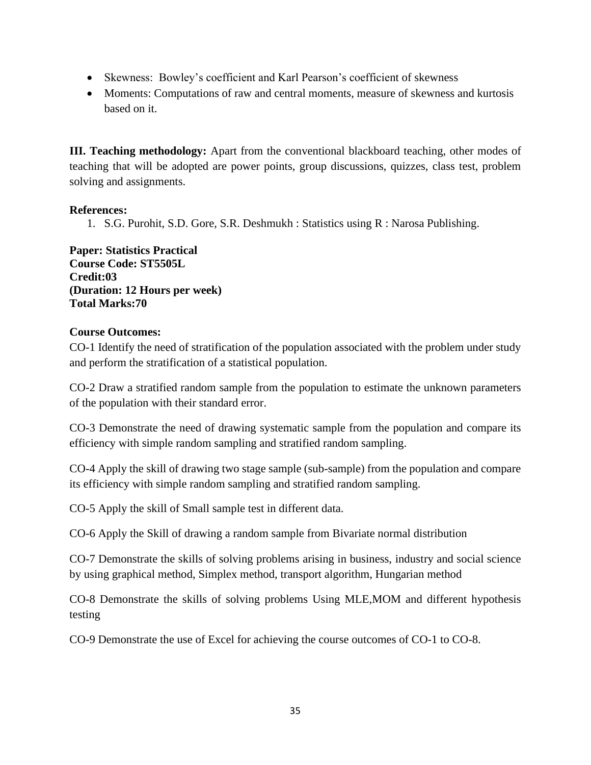- Skewness: Bowley's coefficient and Karl Pearson's coefficient of skewness
- Moments: Computations of raw and central moments, measure of skewness and kurtosis based on it.

**III. Teaching methodology:** Apart from the conventional blackboard teaching, other modes of teaching that will be adopted are power points, group discussions, quizzes, class test, problem solving and assignments.

**References:**

1. S.G. Purohit, S.D. Gore, S.R. Deshmukh : Statistics using R : Narosa Publishing.

**Paper: Statistics Practical**
**Course Code: ST5505L**
**Credit:03**
**(Duration: 12 Hours per week)**
**Total Marks:70**

**Course Outcomes:**

CO-1 Identify the need of stratification of the population associated with the problem under study and perform the stratification of a statistical population.

CO-2 Draw a stratified random sample from the population to estimate the unknown parameters of the population with their standard error.

CO-3 Demonstrate the need of drawing systematic sample from the population and compare its efficiency with simple random sampling and stratified random sampling.

CO-4 Apply the skill of drawing two stage sample (sub-sample) from the population and compare its efficiency with simple random sampling and stratified random sampling.

CO-5 Apply the skill of Small sample test in different data.

CO-6 Apply the Skill of drawing a random sample from Bivariate normal distribution

CO-7 Demonstrate the skills of solving problems arising in business, industry and social science by using graphical method, Simplex method, transport algorithm, Hungarian method

CO-8 Demonstrate the skills of solving problems Using MLE,MOM and different hypothesis testing

CO-9 Demonstrate the use of Excel for achieving the course outcomes of CO-1 to CO-8.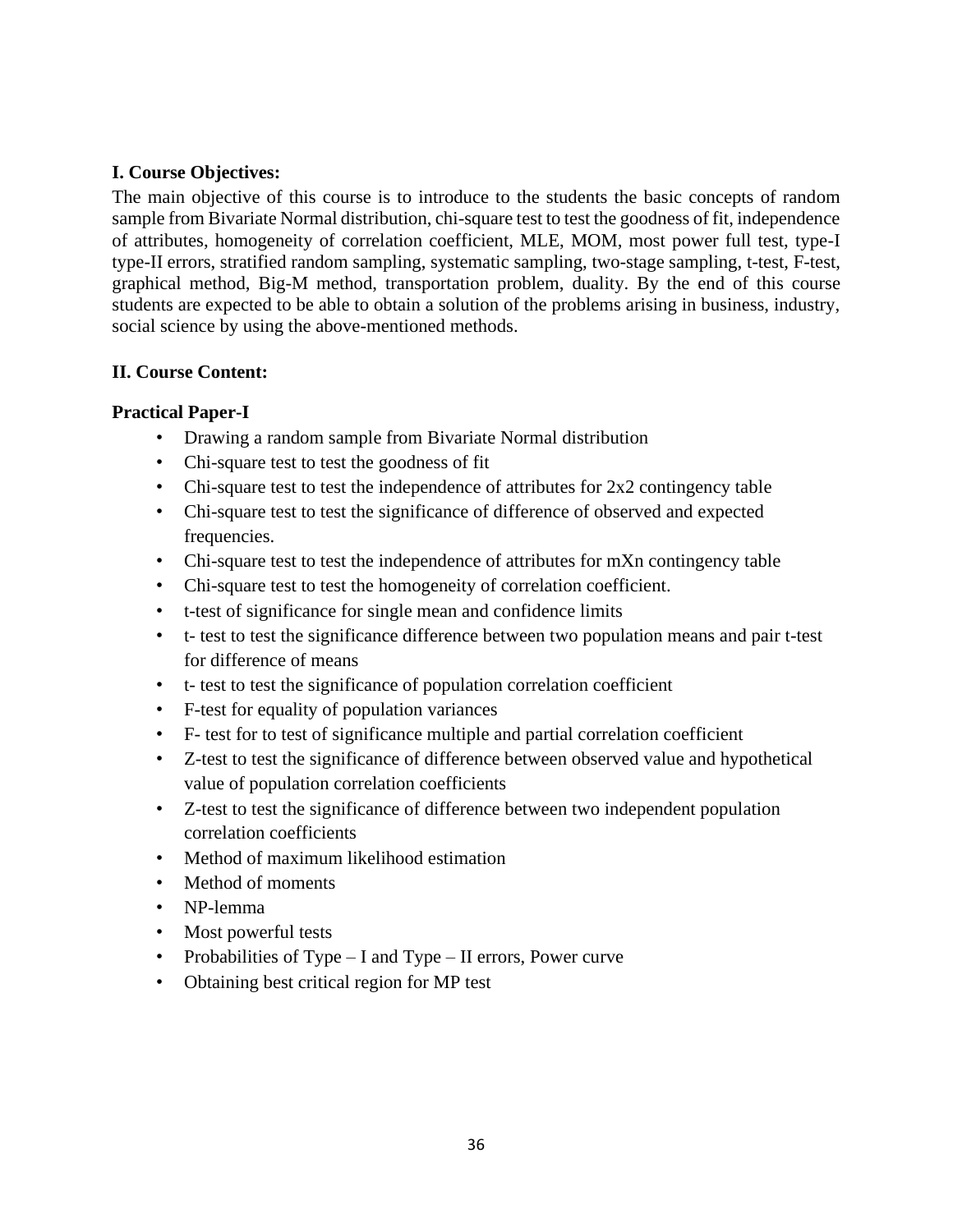**I. Course Objectives:**

The main objective of this course is to introduce to the students the basic concepts of random sample from Bivariate Normal distribution, chi-square test to test the goodness of fit, independence of attributes, homogeneity of correlation coefficient, MLE, MOM, most power full test, type-I type-II errors, stratified random sampling, systematic sampling, two-stage sampling, t-test, F-test, graphical method, Big-M method, transportation problem, duality. By the end of this course students are expected to be able to obtain a solution of the problems arising in business, industry, social science by using the above-mentioned methods.

**II. Course Content:**

**Practical Paper-I**

- Drawing a random sample from Bivariate Normal distribution
- Chi-square test to test the goodness of fit
- Chi-square test to test the independence of attributes for 2x2 contingency table
- Chi-square test to test the significance of difference of observed and expected frequencies.
- Chi-square test to test the independence of attributes for mXn contingency table
- Chi-square test to test the homogeneity of correlation coefficient.
- t-test of significance for single mean and confidence limits
- t- test to test the significance difference between two population means and pair t-test for difference of means
- t- test to test the significance of population correlation coefficient
- F-test for equality of population variances
- F- test for to test of significance multiple and partial correlation coefficient
- Z-test to test the significance of difference between observed value and hypothetical value of population correlation coefficients
- Z-test to test the significance of difference between two independent population correlation coefficients
- Method of maximum likelihood estimation
- Method of moments
- NP-lemma
- Most powerful tests
- Probabilities of Type – I and Type – II errors, Power curve
- Obtaining best critical region for MP test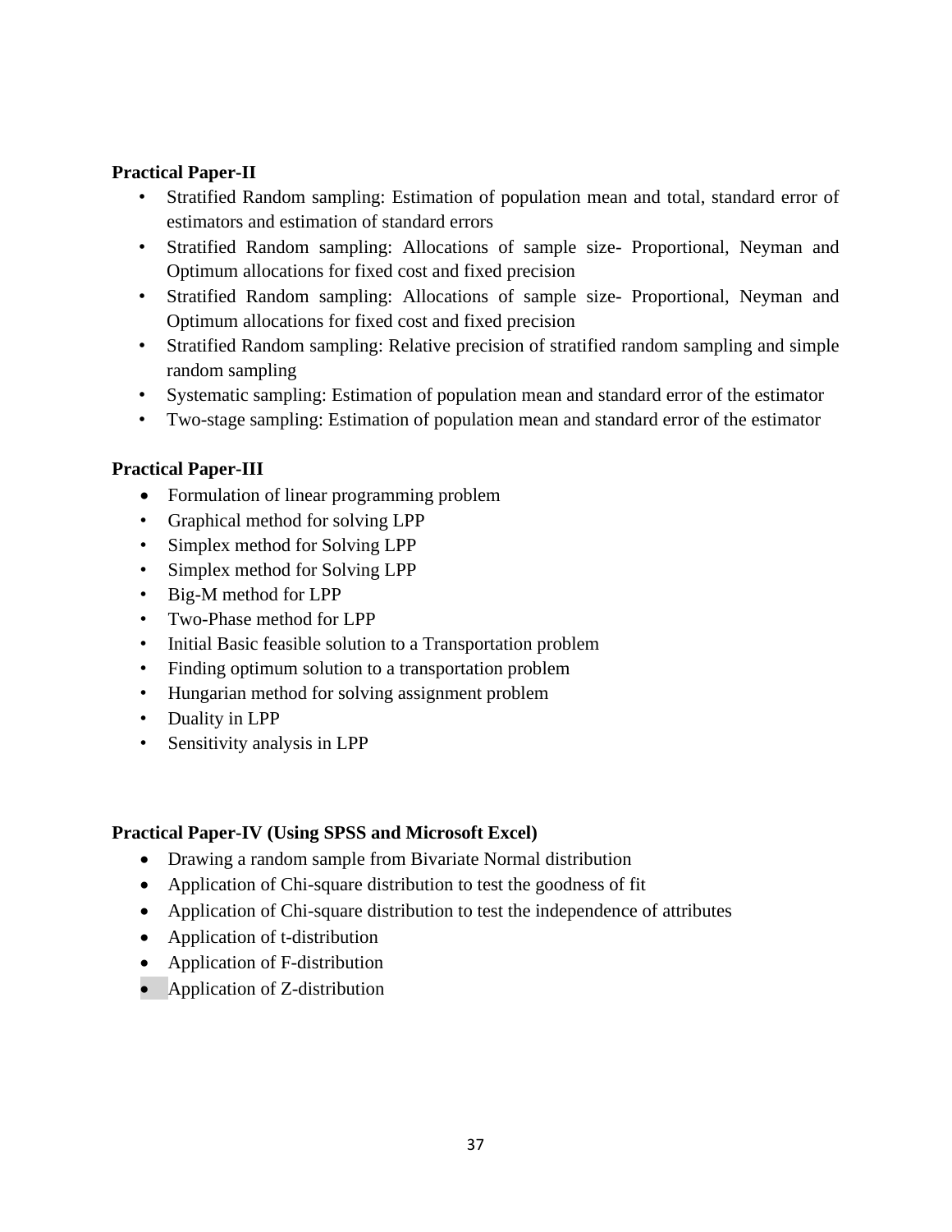**Practical Paper-II**

- Stratified Random sampling: Estimation of population mean and total, standard error of estimators and estimation of standard errors
- Stratified Random sampling: Allocations of sample size- Proportional, Neyman and Optimum allocations for fixed cost and fixed precision
- Stratified Random sampling: Allocations of sample size- Proportional, Neyman and Optimum allocations for fixed cost and fixed precision
- Stratified Random sampling: Relative precision of stratified random sampling and simple random sampling
- Systematic sampling: Estimation of population mean and standard error of the estimator
- Two-stage sampling: Estimation of population mean and standard error of the estimator

**Practical Paper-III**

- Formulation of linear programming problem
- Graphical method for solving LPP
- Simplex method for Solving LPP
- Simplex method for Solving LPP
- Big-M method for LPP
- Two-Phase method for LPP
- Initial Basic feasible solution to a Transportation problem
- Finding optimum solution to a transportation problem
- Hungarian method for solving assignment problem
- Duality in LPP
- Sensitivity analysis in LPP

**Practical Paper-IV (Using SPSS and Microsoft Excel)**

- Drawing a random sample from Bivariate Normal distribution
- Application of Chi-square distribution to test the goodness of fit
- Application of Chi-square distribution to test the independence of attributes
- Application of t-distribution
- Application of F-distribution
- Application of Z-distribution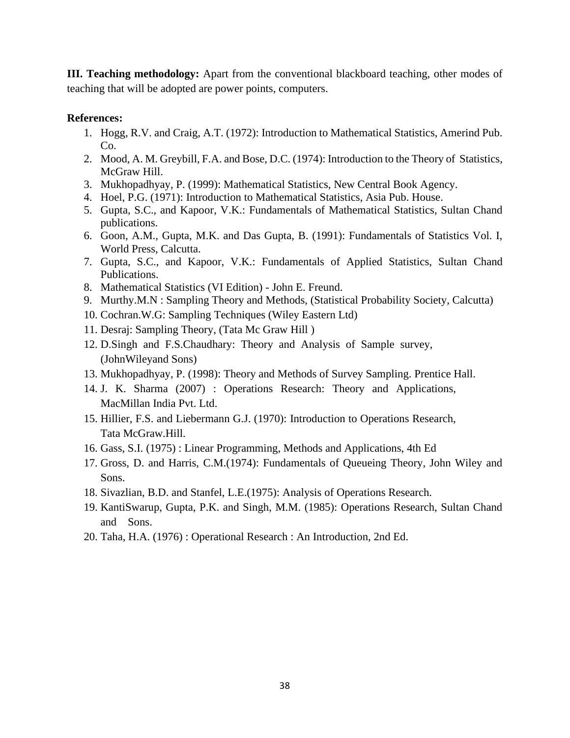**III. Teaching methodology:** Apart from the conventional blackboard teaching, other modes of teaching that will be adopted are power points, computers.

**References:**

1. Hogg, R.V. and Craig, A.T. (1972): Introduction to Mathematical Statistics, Amerind Pub. Co.
2. Mood, A. M. Greybill, F.A. and Bose, D.C. (1974): Introduction to the Theory of Statistics, McGraw Hill.
3. Mukhopadhyay, P. (1999): Mathematical Statistics, New Central Book Agency.
4. Hoel, P.G. (1971): Introduction to Mathematical Statistics, Asia Pub. House.
5. Gupta, S.C., and Kapoor, V.K.: Fundamentals of Mathematical Statistics, Sultan Chand publications.
6. Goon, A.M., Gupta, M.K. and Das Gupta, B. (1991): Fundamentals of Statistics Vol. I, World Press, Calcutta.
7. Gupta, S.C., and Kapoor, V.K.: Fundamentals of Applied Statistics, Sultan Chand Publications.
8. Mathematical Statistics (VI Edition) - John E. Freund.
9. Murthy.M.N : Sampling Theory and Methods, (Statistical Probability Society, Calcutta)
10. Cochran.W.G: Sampling Techniques (Wiley Eastern Ltd)
11. Desraj: Sampling Theory, (Tata Mc Graw Hill )
12. D.Singh and F.S.Chaudhary: Theory and Analysis of Sample survey, (JohnWileyand Sons)
13. Mukhopadhyay, P. (1998): Theory and Methods of Survey Sampling. Prentice Hall.
14. J. K. Sharma (2007) : Operations Research: Theory and Applications, MacMillan India Pvt. Ltd.
15. Hillier, F.S. and Liebermann G.J. (1970): Introduction to Operations Research, Tata McGraw.Hill.
16. Gass, S.I. (1975) : Linear Programming, Methods and Applications, 4th Ed
17. Gross, D. and Harris, C.M.(1974): Fundamentals of Queueing Theory, John Wiley and Sons.
18. Sivazlian, B.D. and Stanfel, L.E.(1975): Analysis of Operations Research.
19. KantiSwarup, Gupta, P.K. and Singh, M.M. (1985): Operations Research, Sultan Chand and Sons.
20. Taha, H.A. (1976) : Operational Research : An Introduction, 2nd Ed.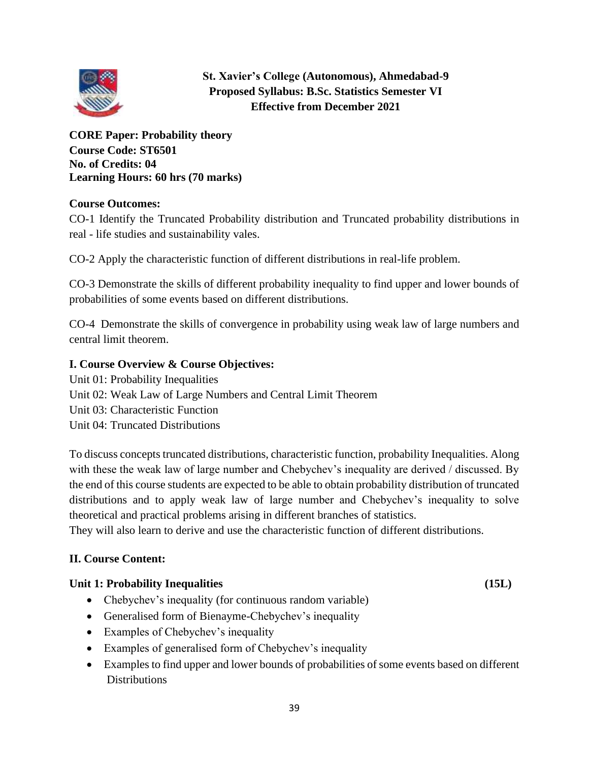**St. Xavier's College (Autonomous), Ahmedabad-9**
**Proposed Syllabus: B.Sc. Statistics Semester VI**
**Effective from December 2021**

**CORE Paper: Probability theory**
**Course Code: ST6501**
**No. of Credits: 04**
**Learning Hours: 60 hrs (70 marks)**

**Course Outcomes:**

CO-1 Identify the Truncated Probability distribution and Truncated probability distributions in real - life studies and sustainability vales.

CO-2 Apply the characteristic function of different distributions in real-life problem.

CO-3 Demonstrate the skills of different probability inequality to find upper and lower bounds of probabilities of some events based on different distributions.

CO-4 Demonstrate the skills of convergence in probability using weak law of large numbers and central limit theorem.

**I. Course Overview & Course Objectives:**

Unit 01: Probability Inequalities
Unit 02: Weak Law of Large Numbers and Central Limit Theorem
Unit 03: Characteristic Function
Unit 04: Truncated Distributions

To discuss concepts truncated distributions, characteristic function, probability Inequalities. Along with these the weak law of large number and Chebychev's inequality are derived / discussed. By the end of this course students are expected to be able to obtain probability distribution of truncated distributions and to apply weak law of large number and Chebychev's inequality to solve theoretical and practical problems arising in different branches of statistics.
They will also learn to derive and use the characteristic function of different distributions.

**II. Course Content:**

**Unit 1: Probability Inequalities (15L)**

- Chebychev's inequality (for continuous random variable)
- Generalised form of Bienayme-Chebychev's inequality
- Examples of Chebychev's inequality
- Examples of generalised form of Chebychev's inequality
- Examples to find upper and lower bounds of probabilities of some events based on different Distributions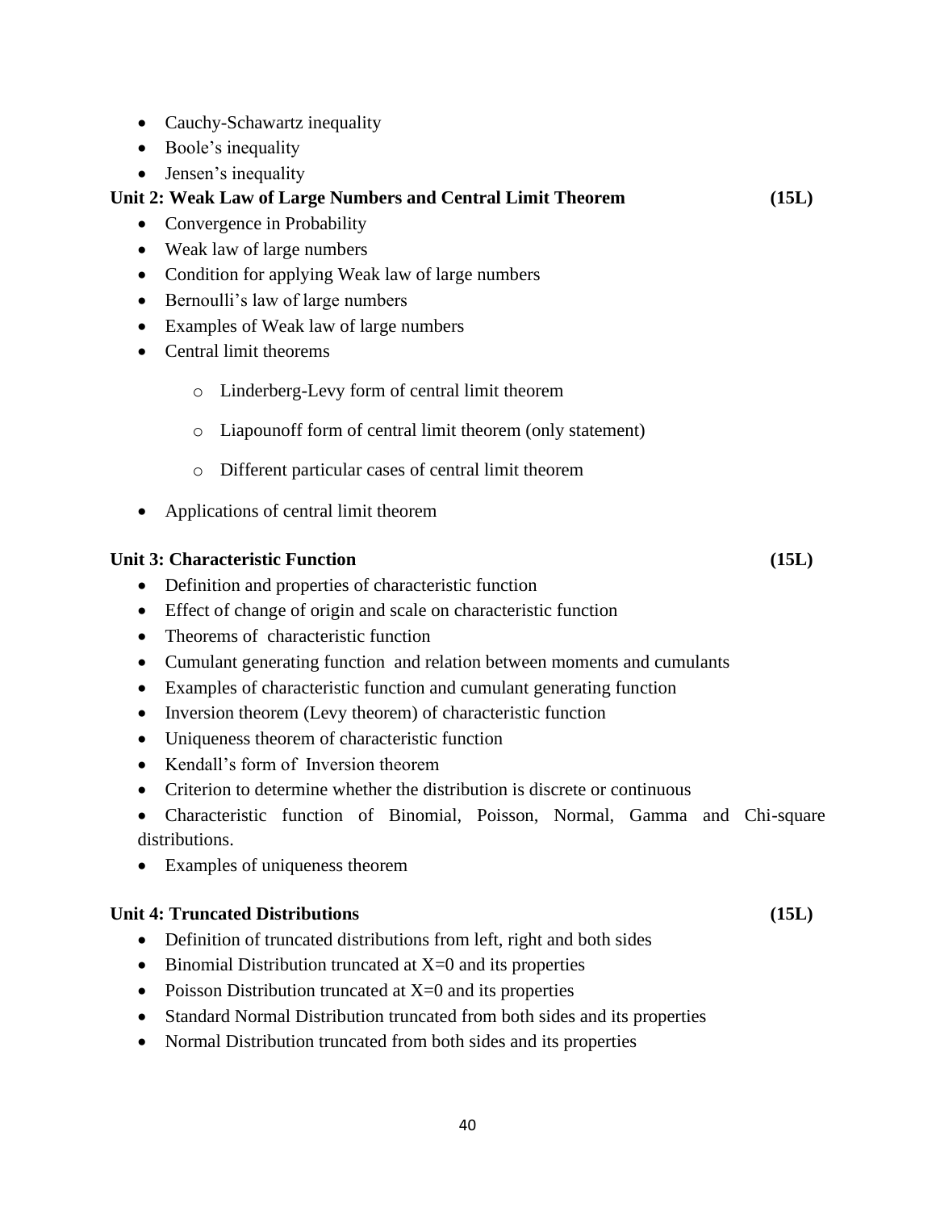- Cauchy-Schawartz inequality
- Boole's inequality
- Jensen's inequality

**Unit 2: Weak Law of Large Numbers and Central Limit Theorem (15L)**

- Convergence in Probability
- Weak law of large numbers
- Condition for applying Weak law of large numbers
- Bernoulli's law of large numbers
- Examples of Weak law of large numbers
- Central limit theorems
    - Linderberg-Levy form of central limit theorem
    - Liapounoff form of central limit theorem (only statement)
    - Different particular cases of central limit theorem
- Applications of central limit theorem

**Unit 3: Characteristic Function (15L)**

- Definition and properties of characteristic function
- Effect of change of origin and scale on characteristic function
- Theorems of characteristic function
- Cumulant generating function and relation between moments and cumulants
- Examples of characteristic function and cumulant generating function
- Inversion theorem (Levy theorem) of characteristic function
- Uniqueness theorem of characteristic function
- Kendall's form of Inversion theorem
- Criterion to determine whether the distribution is discrete or continuous
- Characteristic function of Binomial, Poisson, Normal, Gamma and Chi-square distributions.
- Examples of uniqueness theorem

**Unit 4: Truncated Distributions (15L)**

- Definition of truncated distributions from left, right and both sides
- Binomial Distribution truncated at $X=0$ and its properties
- Poisson Distribution truncated at $X=0$ and its properties
- Standard Normal Distribution truncated from both sides and its properties
- Normal Distribution truncated from both sides and its properties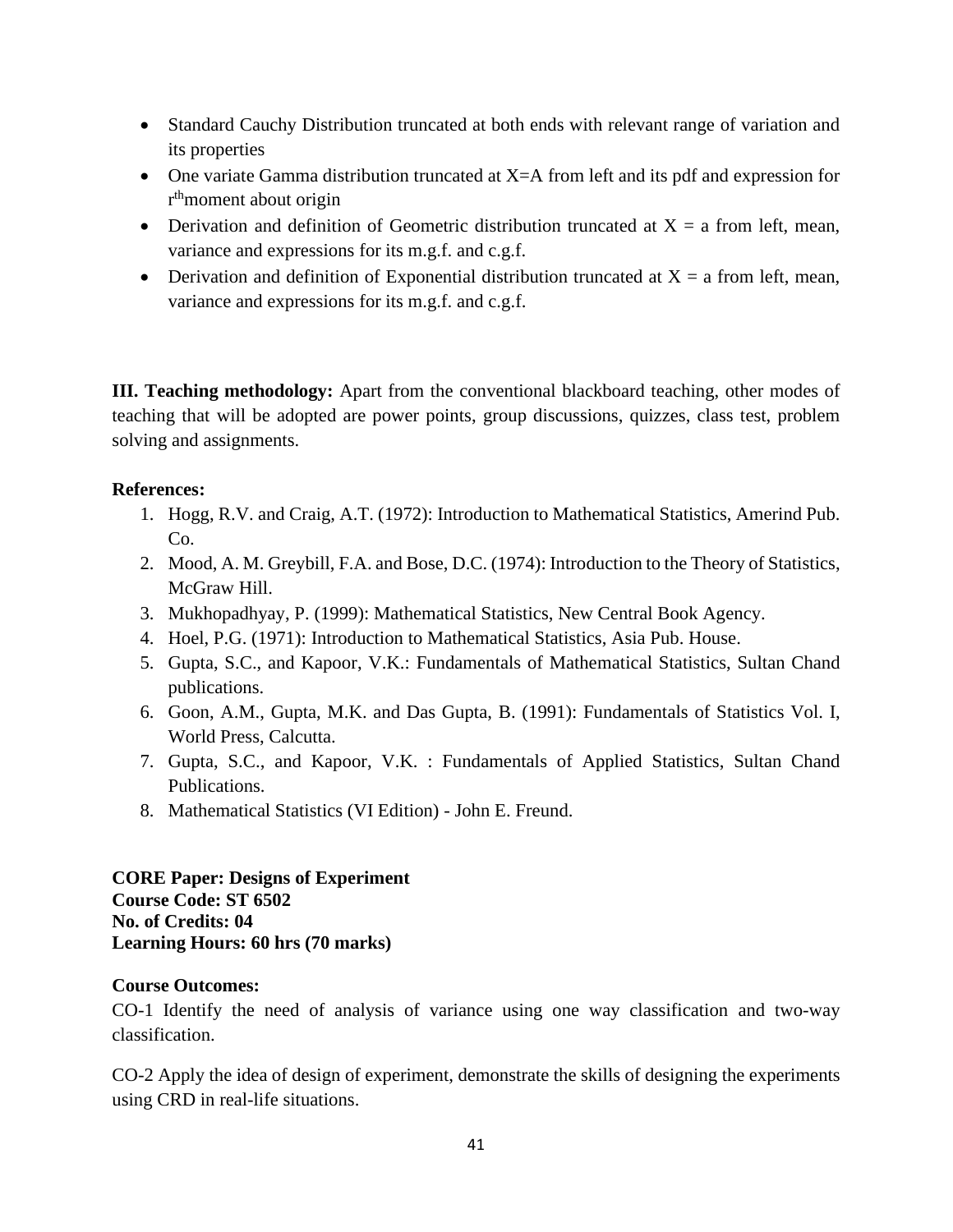- Standard Cauchy Distribution truncated at both ends with relevant range of variation and its properties
- One variate Gamma distribution truncated at X=A from left and its pdf and expression for $r^{th}$moment about origin
- Derivation and definition of Geometric distribution truncated at X = a from left, mean, variance and expressions for its m.g.f. and c.g.f.
- Derivation and definition of Exponential distribution truncated at X = a from left, mean, variance and expressions for its m.g.f. and c.g.f.

**III. Teaching methodology:** Apart from the conventional blackboard teaching, other modes of teaching that will be adopted are power points, group discussions, quizzes, class test, problem solving and assignments.

**References:**

1. Hogg, R.V. and Craig, A.T. (1972): Introduction to Mathematical Statistics, Amerind Pub. Co.
2. Mood, A. M. Greybill, F.A. and Bose, D.C. (1974): Introduction to the Theory of Statistics, McGraw Hill.
3. Mukhopadhyay, P. (1999): Mathematical Statistics, New Central Book Agency.
4. Hoel, P.G. (1971): Introduction to Mathematical Statistics, Asia Pub. House.
5. Gupta, S.C., and Kapoor, V.K.: Fundamentals of Mathematical Statistics, Sultan Chand publications.
6. Goon, A.M., Gupta, M.K. and Das Gupta, B. (1991): Fundamentals of Statistics Vol. I, World Press, Calcutta.
7. Gupta, S.C., and Kapoor, V.K. : Fundamentals of Applied Statistics, Sultan Chand Publications.
8. Mathematical Statistics (VI Edition) - John E. Freund.

**CORE Paper: Designs of Experiment**
**Course Code: ST 6502**
**No. of Credits: 04**
**Learning Hours: 60 hrs (70 marks)**

**Course Outcomes:**

CO-1 Identify the need of analysis of variance using one way classification and two-way classification.

CO-2 Apply the idea of design of experiment, demonstrate the skills of designing the experiments using CRD in real-life situations.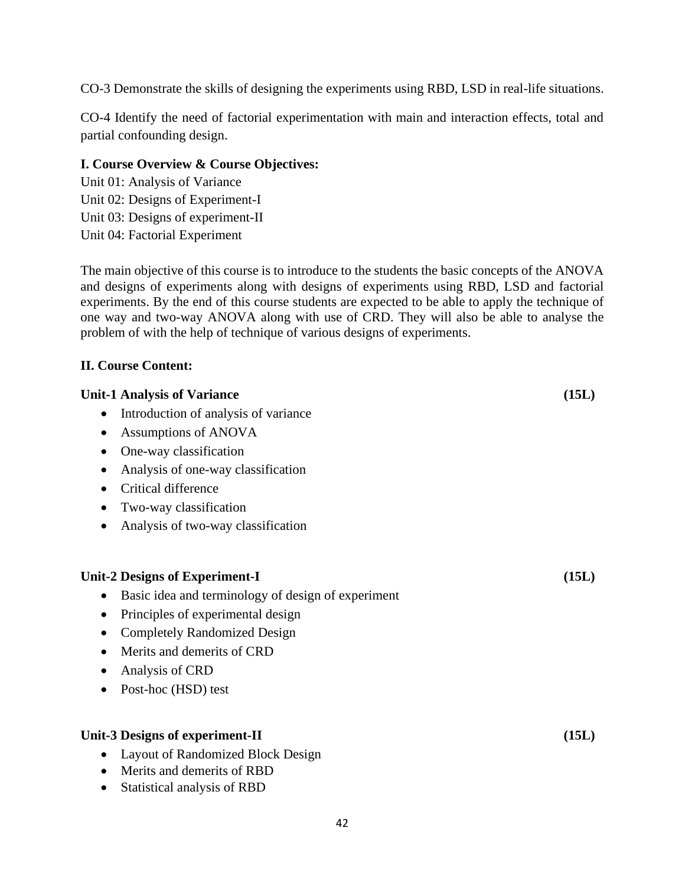CO-3 Demonstrate the skills of designing the experiments using RBD, LSD in real-life situations.

CO-4 Identify the need of factorial experimentation with main and interaction effects, total and partial confounding design.

**I. Course Overview & Course Objectives:**

Unit 01: Analysis of Variance
Unit 02: Designs of Experiment-I
Unit 03: Designs of experiment-II
Unit 04: Factorial Experiment

The main objective of this course is to introduce to the students the basic concepts of the ANOVA and designs of experiments along with designs of experiments using RBD, LSD and factorial experiments. By the end of this course students are expected to be able to apply the technique of one way and two-way ANOVA along with use of CRD. They will also be able to analyse the problem of with the help of technique of various designs of experiments.

**II. Course Content:**

**Unit-1 Analysis of Variance (15L)**

- Introduction of analysis of variance
- Assumptions of ANOVA
- One-way classification
- Analysis of one-way classification
- Critical difference
- Two-way classification
- Analysis of two-way classification

**Unit-2 Designs of Experiment-I (15L)**

- Basic idea and terminology of design of experiment
- Principles of experimental design
- Completely Randomized Design
- Merits and demerits of CRD
- Analysis of CRD
- Post-hoc (HSD) test

**Unit-3 Designs of experiment-II (15L)**

- Layout of Randomized Block Design
- Merits and demerits of RBD
- Statistical analysis of RBD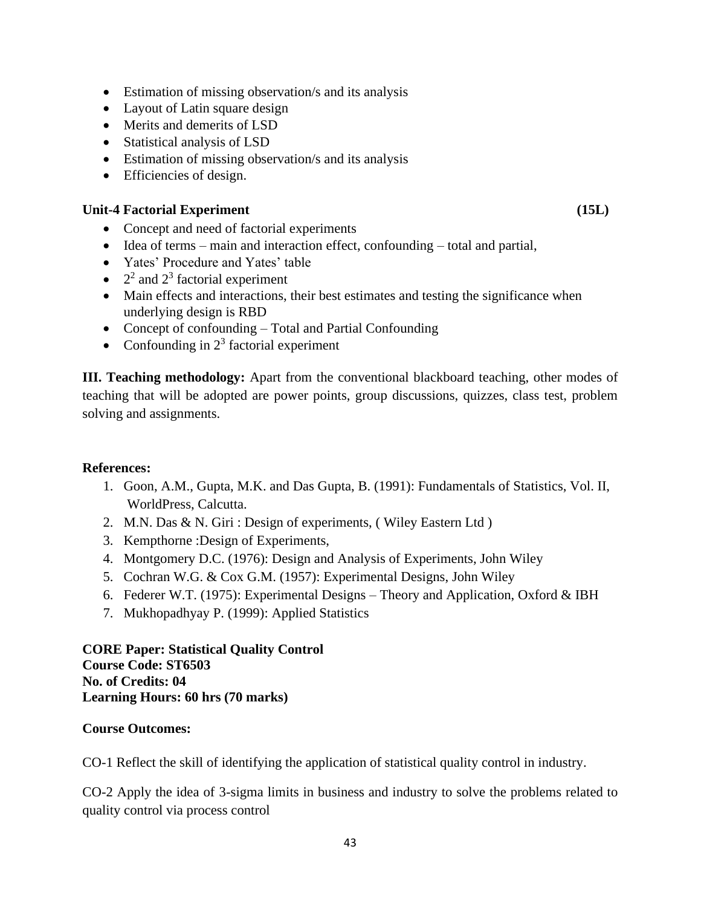- Estimation of missing observation/s and its analysis
- Layout of Latin square design
- Merits and demerits of LSD
- Statistical analysis of LSD
- Estimation of missing observation/s and its analysis
- Efficiencies of design.

**Unit-4 Factorial Experiment (15L)**

- Concept and need of factorial experiments
- Idea of terms – main and interaction effect, confounding – total and partial,
- Yates' Procedure and Yates' table
- $2^2$ and $2^3$ factorial experiment
- Main effects and interactions, their best estimates and testing the significance when underlying design is RBD
- Concept of confounding – Total and Partial Confounding
- Confounding in $2^3$ factorial experiment

**III. Teaching methodology:** Apart from the conventional blackboard teaching, other modes of teaching that will be adopted are power points, group discussions, quizzes, class test, problem solving and assignments.

**References:**

1. Goon, A.M., Gupta, M.K. and Das Gupta, B. (1991): Fundamentals of Statistics, Vol. II, WorldPress, Calcutta.
2. M.N. Das & N. Giri : Design of experiments, ( Wiley Eastern Ltd )
3. Kempthorne :Design of Experiments,
4. Montgomery D.C. (1976): Design and Analysis of Experiments, John Wiley
5. Cochran W.G. & Cox G.M. (1957): Experimental Designs, John Wiley
6. Federer W.T. (1975): Experimental Designs – Theory and Application, Oxford & IBH
7. Mukhopadhyay P. (1999): Applied Statistics

**CORE Paper: Statistical Quality Control**
**Course Code: ST6503**
**No. of Credits: 04**
**Learning Hours: 60 hrs (70 marks)**

**Course Outcomes:**

CO-1 Reflect the skill of identifying the application of statistical quality control in industry.

CO-2 Apply the idea of 3-sigma limits in business and industry to solve the problems related to quality control via process control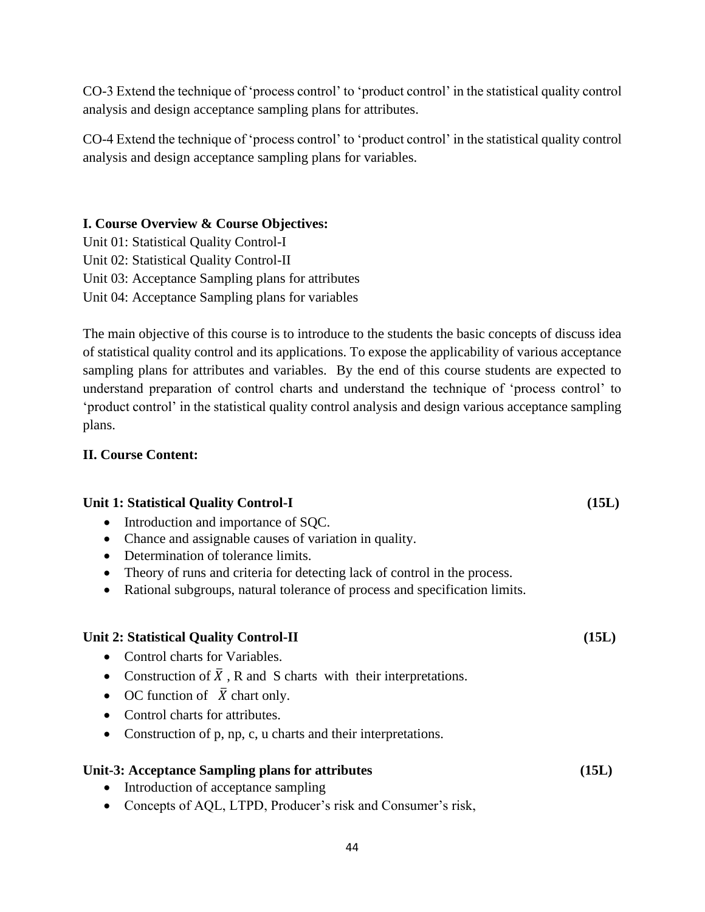CO-3 Extend the technique of 'process control' to 'product control' in the statistical quality control analysis and design acceptance sampling plans for attributes.

CO-4 Extend the technique of 'process control' to 'product control' in the statistical quality control analysis and design acceptance sampling plans for variables.

**I. Course Overview & Course Objectives:**
Unit 01: Statistical Quality Control-I
Unit 02: Statistical Quality Control-II
Unit 03: Acceptance Sampling plans for attributes
Unit 04: Acceptance Sampling plans for variables

The main objective of this course is to introduce to the students the basic concepts of discuss idea of statistical quality control and its applications. To expose the applicability of various acceptance sampling plans for attributes and variables. By the end of this course students are expected to understand preparation of control charts and understand the technique of 'process control' to 'product control' in the statistical quality control analysis and design various acceptance sampling plans.

**II. Course Content:**

**Unit 1: Statistical Quality Control-I (15L)**

- Introduction and importance of SQC.
- Chance and assignable causes of variation in quality.
- Determination of tolerance limits.
- Theory of runs and criteria for detecting lack of control in the process.
- Rational subgroups, natural tolerance of process and specification limits.

**Unit 2: Statistical Quality Control-II (15L)**

- Control charts for Variables.
- Construction of $\bar{X}$ , R and S charts with their interpretations.
- OC function of $\bar{X}$ chart only.
- Control charts for attributes.
- Construction of p, np, c, u charts and their interpretations.

**Unit-3: Acceptance Sampling plans for attributes (15L)**

- Introduction of acceptance sampling
- Concepts of AQL, LTPD, Producer's risk and Consumer's risk,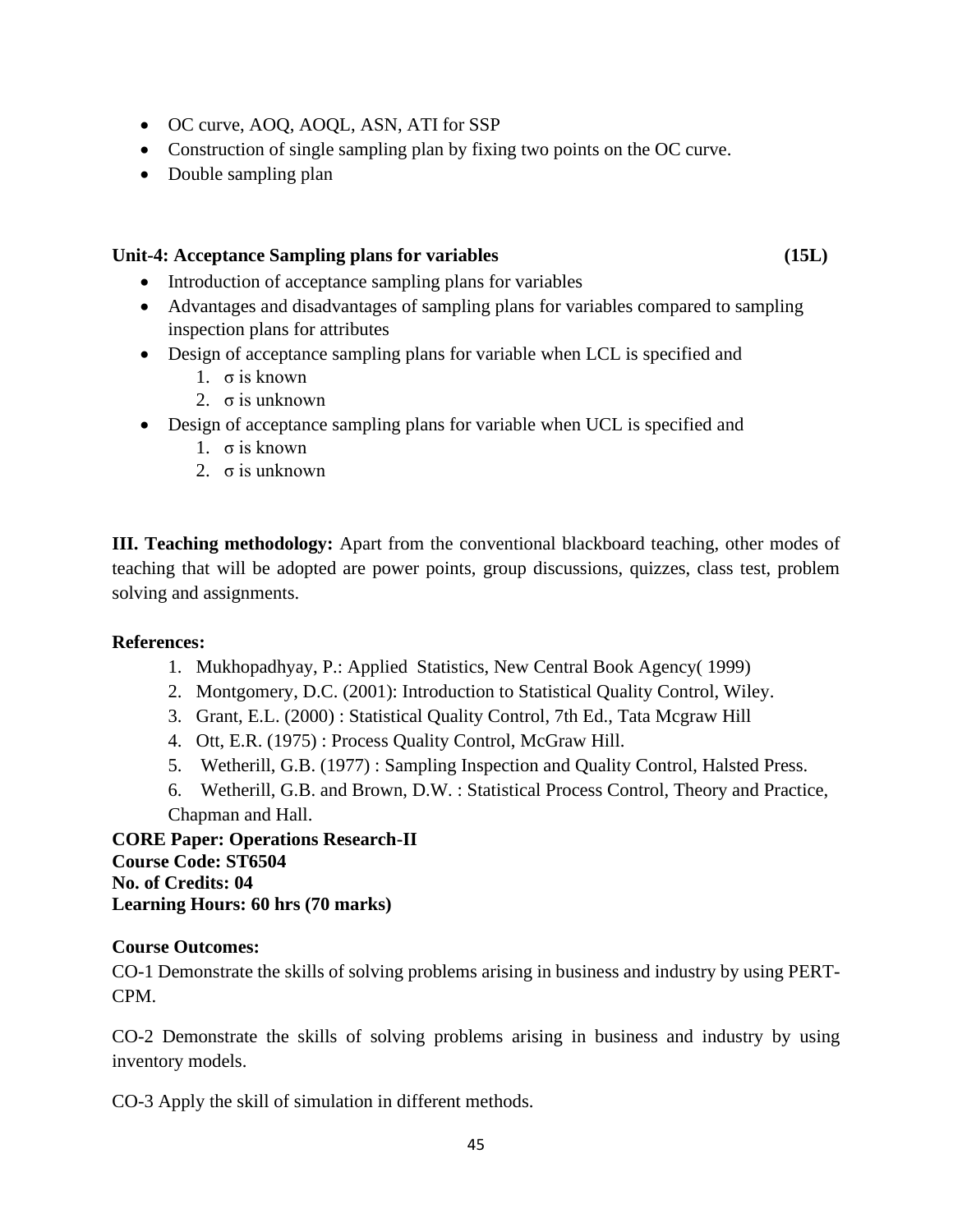- OC curve, AOQ, AOQL, ASN, ATI for SSP
- Construction of single sampling plan by fixing two points on the OC curve.
- Double sampling plan

**Unit-4: Acceptance Sampling plans for variables (15L)**

- Introduction of acceptance sampling plans for variables
- Advantages and disadvantages of sampling plans for variables compared to sampling inspection plans for attributes
- Design of acceptance sampling plans for variable when LCL is specified and
    1. σ is known
    2. σ is unknown
- Design of acceptance sampling plans for variable when UCL is specified and
    1. σ is known
    2. σ is unknown

**III. Teaching methodology:** Apart from the conventional blackboard teaching, other modes of teaching that will be adopted are power points, group discussions, quizzes, class test, problem solving and assignments.

**References:**

1. Mukhopadhyay, P.: Applied Statistics, New Central Book Agency( 1999)
2. Montgomery, D.C. (2001): Introduction to Statistical Quality Control, Wiley.
3. Grant, E.L. (2000) : Statistical Quality Control, 7th Ed., Tata Mcgraw Hill
4. Ott, E.R. (1975) : Process Quality Control, McGraw Hill.
5. Wetherill, G.B. (1977) : Sampling Inspection and Quality Control, Halsted Press.
6. Wetherill, G.B. and Brown, D.W. : Statistical Process Control, Theory and Practice, Chapman and Hall.

**CORE Paper: Operations Research-II**
**Course Code: ST6504**
**No. of Credits: 04**
**Learning Hours: 60 hrs (70 marks)**

**Course Outcomes:**

CO-1 Demonstrate the skills of solving problems arising in business and industry by using PERT-CPM.

CO-2 Demonstrate the skills of solving problems arising in business and industry by using inventory models.

CO-3 Apply the skill of simulation in different methods.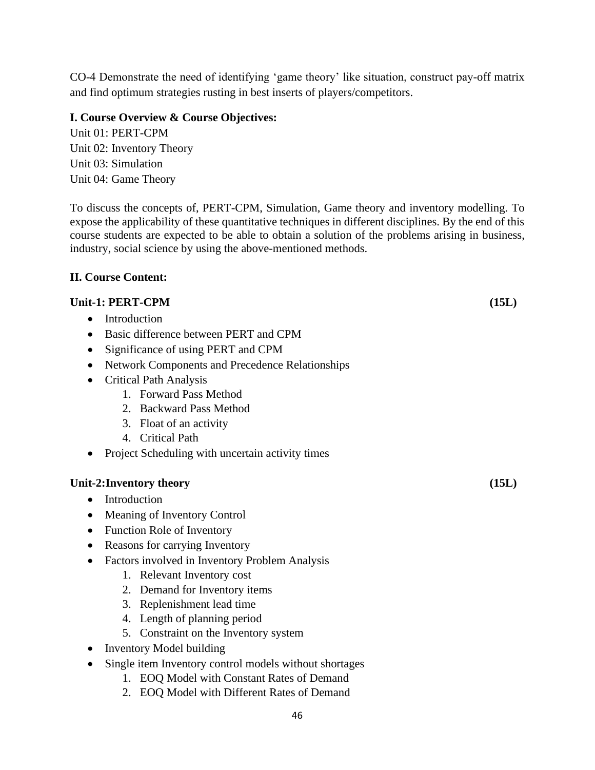CO-4 Demonstrate the need of identifying 'game theory' like situation, construct pay-off matrix and find optimum strategies rusting in best inserts of players/competitors.

**I. Course Overview & Course Objectives:**

Unit 01: PERT-CPM
Unit 02: Inventory Theory
Unit 03: Simulation
Unit 04: Game Theory

To discuss the concepts of, PERT-CPM, Simulation, Game theory and inventory modelling. To expose the applicability of these quantitative techniques in different disciplines. By the end of this course students are expected to be able to obtain a solution of the problems arising in business, industry, social science by using the above-mentioned methods.

**II. Course Content:**

**Unit-1: PERT-CPM (15L)**

- Introduction
- Basic difference between PERT and CPM
- Significance of using PERT and CPM
- Network Components and Precedence Relationships
- Critical Path Analysis
    1. Forward Pass Method
    2. Backward Pass Method
    3. Float of an activity
    4. Critical Path
- Project Scheduling with uncertain activity times

**Unit-2:Inventory theory (15L)**

- Introduction
- Meaning of Inventory Control
- Function Role of Inventory
- Reasons for carrying Inventory
- Factors involved in Inventory Problem Analysis
    1. Relevant Inventory cost
    2. Demand for Inventory items
    3. Replenishment lead time
    4. Length of planning period
    5. Constraint on the Inventory system
- Inventory Model building
- Single item Inventory control models without shortages
    1. EOQ Model with Constant Rates of Demand
    2. EOQ Model with Different Rates of Demand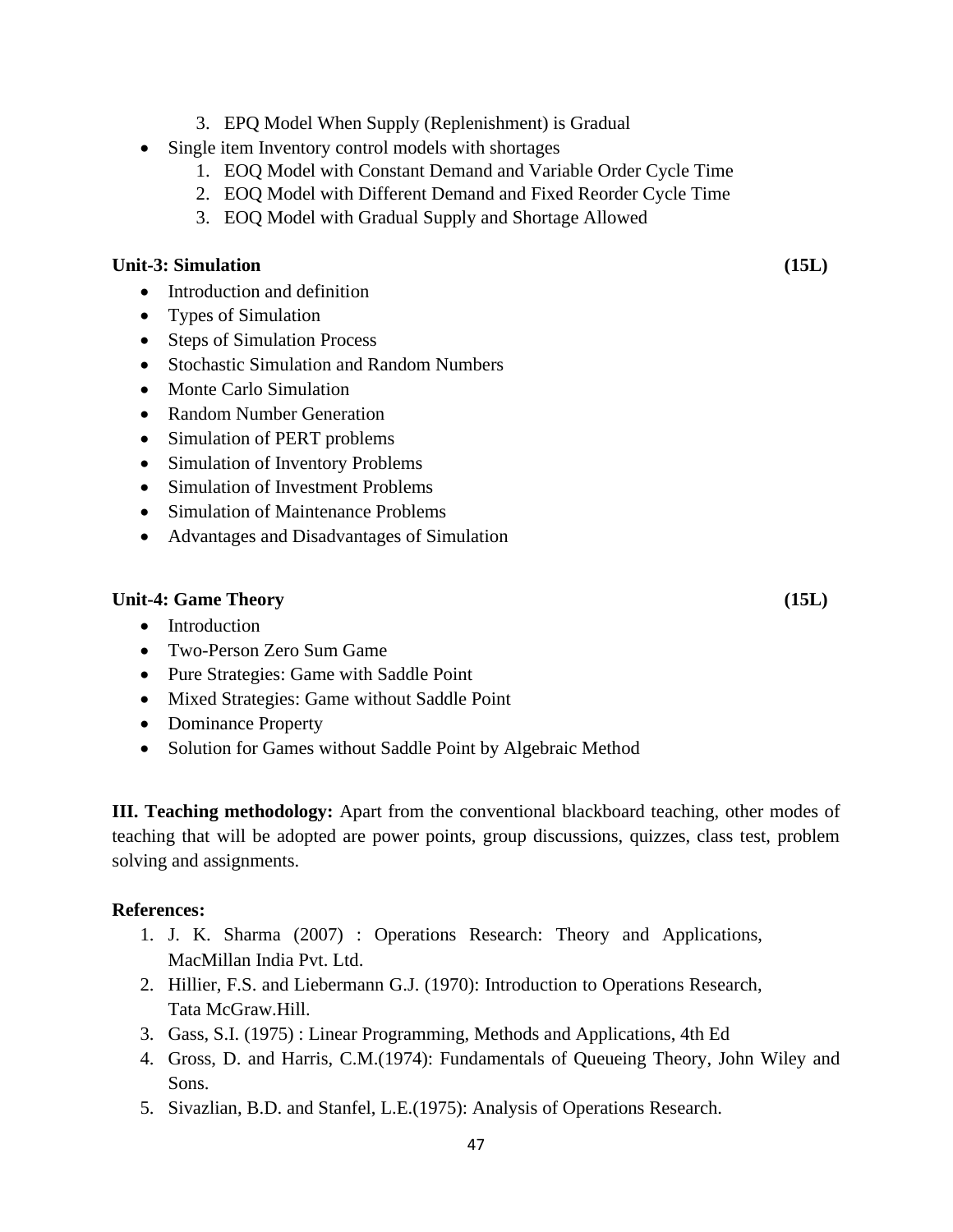3. EPQ Model When Supply (Replenishment) is Gradual

- Single item Inventory control models with shortages
    1. EOQ Model with Constant Demand and Variable Order Cycle Time
    2. EOQ Model with Different Demand and Fixed Reorder Cycle Time
    3. EOQ Model with Gradual Supply and Shortage Allowed

**Unit-3: Simulation (15L)**

- Introduction and definition
- Types of Simulation
- Steps of Simulation Process
- Stochastic Simulation and Random Numbers
- Monte Carlo Simulation
- Random Number Generation
- Simulation of PERT problems
- Simulation of Inventory Problems
- Simulation of Investment Problems
- Simulation of Maintenance Problems
- Advantages and Disadvantages of Simulation

**Unit-4: Game Theory (15L)**

- Introduction
- Two-Person Zero Sum Game
- Pure Strategies: Game with Saddle Point
- Mixed Strategies: Game without Saddle Point
- Dominance Property
- Solution for Games without Saddle Point by Algebraic Method

**III. Teaching methodology:** Apart from the conventional blackboard teaching, other modes of teaching that will be adopted are power points, group discussions, quizzes, class test, problem solving and assignments.

**References:**

1. J. K. Sharma (2007) : Operations Research: Theory and Applications, MacMillan India Pvt. Ltd.
2. Hillier, F.S. and Liebermann G.J. (1970): Introduction to Operations Research, Tata McGraw.Hill.
3. Gass, S.I. (1975) : Linear Programming, Methods and Applications, 4th Ed
4. Gross, D. and Harris, C.M.(1974): Fundamentals of Queueing Theory, John Wiley and Sons.
5. Sivazlian, B.D. and Stanfel, L.E.(1975): Analysis of Operations Research.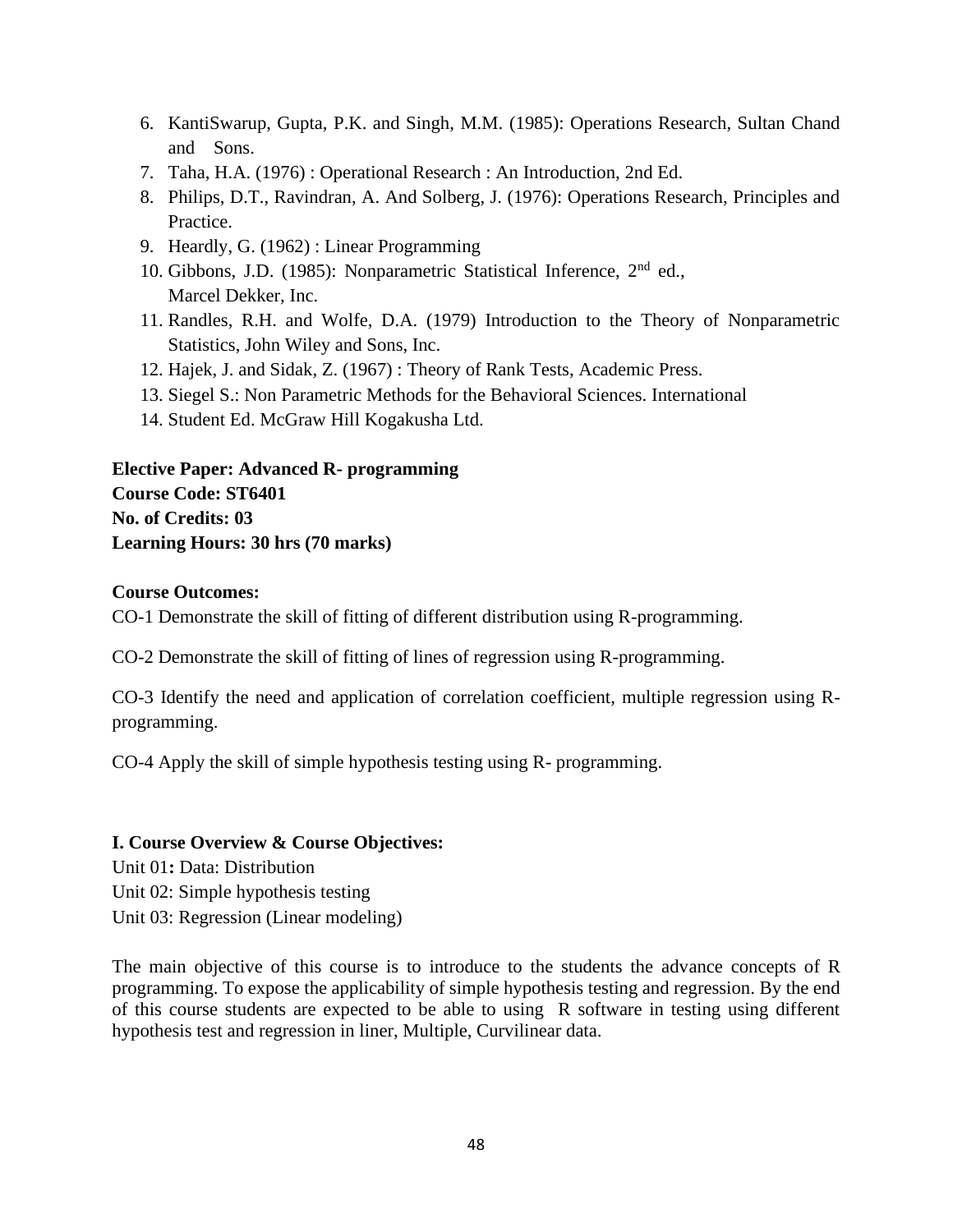6. KantiSwarup, Gupta, P.K. and Singh, M.M. (1985): Operations Research, Sultan Chand and Sons.
7. Taha, H.A. (1976) : Operational Research : An Introduction, 2nd Ed.
8. Philips, D.T., Ravindran, A. And Solberg, J. (1976): Operations Research, Principles and Practice.
9. Heardly, G. (1962) : Linear Programming
10. Gibbons, J.D. (1985): Nonparametric Statistical Inference, 2nd ed., Marcel Dekker, Inc.
11. Randles, R.H. and Wolfe, D.A. (1979) Introduction to the Theory of Nonparametric Statistics, John Wiley and Sons, Inc.
12. Hajek, J. and Sidak, Z. (1967) : Theory of Rank Tests, Academic Press.
13. Siegel S.: Non Parametric Methods for the Behavioral Sciences. International
14. Student Ed. McGraw Hill Kogakusha Ltd.

**Elective Paper: Advanced R- programming**
**Course Code: ST6401**
**No. of Credits: 03**
**Learning Hours: 30 hrs (70 marks)**

**Course Outcomes:**

CO-1 Demonstrate the skill of fitting of different distribution using R-programming.

CO-2 Demonstrate the skill of fitting of lines of regression using R-programming.

CO-3 Identify the need and application of correlation coefficient, multiple regression using R-programming.

CO-4 Apply the skill of simple hypothesis testing using R- programming.

**I. Course Overview & Course Objectives:**

Unit 01**:** Data: Distribution
Unit 02: Simple hypothesis testing
Unit 03: Regression (Linear modeling)

The main objective of this course is to introduce to the students the advance concepts of R programming. To expose the applicability of simple hypothesis testing and regression. By the end of this course students are expected to be able to using R software in testing using different hypothesis test and regression in liner, Multiple, Curvilinear data.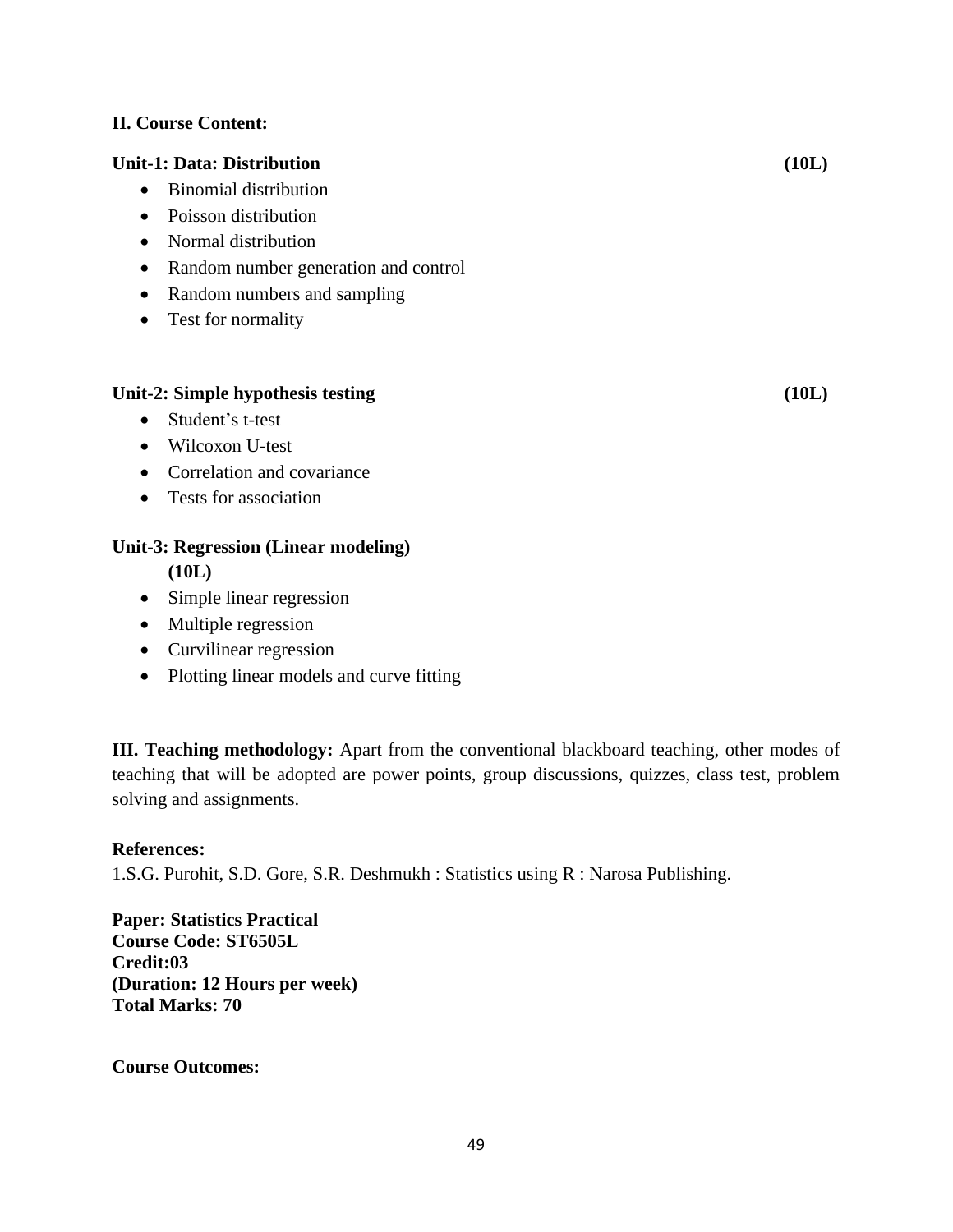**II. Course Content:**

**Unit-1: Data: Distribution (10L)**

- Binomial distribution
- Poisson distribution
- Normal distribution
- Random number generation and control
- Random numbers and sampling
- Test for normality

**Unit-2: Simple hypothesis testing (10L)**

- Student's t-test
- Wilcoxon U-test
- Correlation and covariance
- Tests for association

**Unit-3: Regression (Linear modeling) (10L)**

- Simple linear regression
- Multiple regression
- Curvilinear regression
- Plotting linear models and curve fitting

**III. Teaching methodology:** Apart from the conventional blackboard teaching, other modes of teaching that will be adopted are power points, group discussions, quizzes, class test, problem solving and assignments.

**References:**

1.S.G. Purohit, S.D. Gore, S.R. Deshmukh : Statistics using R : Narosa Publishing.

**Paper: Statistics Practical**
**Course Code: ST6505L**
**Credit:03**
**(Duration: 12 Hours per week)**
**Total Marks: 70**

**Course Outcomes:**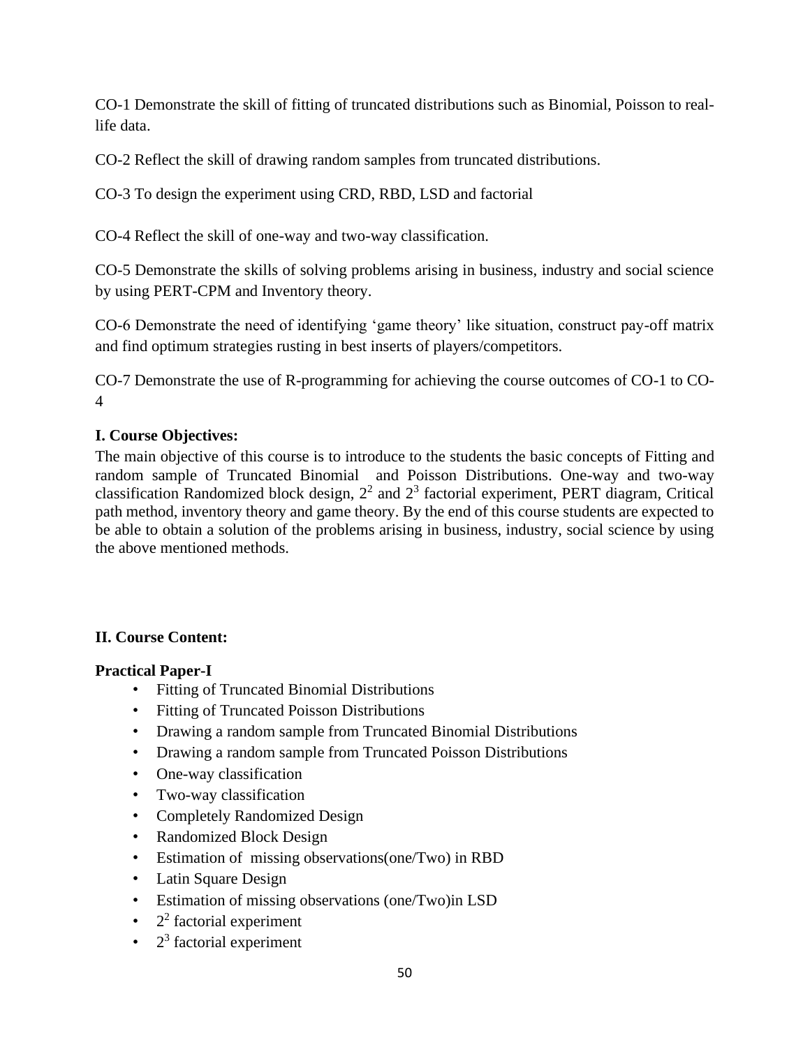CO-1 Demonstrate the skill of fitting of truncated distributions such as Binomial, Poisson to real-life data.

CO-2 Reflect the skill of drawing random samples from truncated distributions.

CO-3 To design the experiment using CRD, RBD, LSD and factorial

CO-4 Reflect the skill of one-way and two-way classification.

CO-5 Demonstrate the skills of solving problems arising in business, industry and social science by using PERT-CPM and Inventory theory.

CO-6 Demonstrate the need of identifying 'game theory' like situation, construct pay-off matrix and find optimum strategies rusting in best inserts of players/competitors.

CO-7 Demonstrate the use of R-programming for achieving the course outcomes of CO-1 to CO-4

**I. Course Objectives:**

The main objective of this course is to introduce to the students the basic concepts of Fitting and random sample of Truncated Binomial and Poisson Distributions. One-way and two-way classification Randomized block design, $2^2$ and $2^3$ factorial experiment, PERT diagram, Critical path method, inventory theory and game theory. By the end of this course students are expected to be able to obtain a solution of the problems arising in business, industry, social science by using the above mentioned methods.

**II. Course Content:**

**Practical Paper-I**

- Fitting of Truncated Binomial Distributions
- Fitting of Truncated Poisson Distributions
- Drawing a random sample from Truncated Binomial Distributions
- Drawing a random sample from Truncated Poisson Distributions
- One-way classification
- Two-way classification
- Completely Randomized Design
- Randomized Block Design
- Estimation of missing observations(one/Two) in RBD
- Latin Square Design
- Estimation of missing observations (one/Two)in LSD
- $2^2$ factorial experiment
- $2^3$ factorial experiment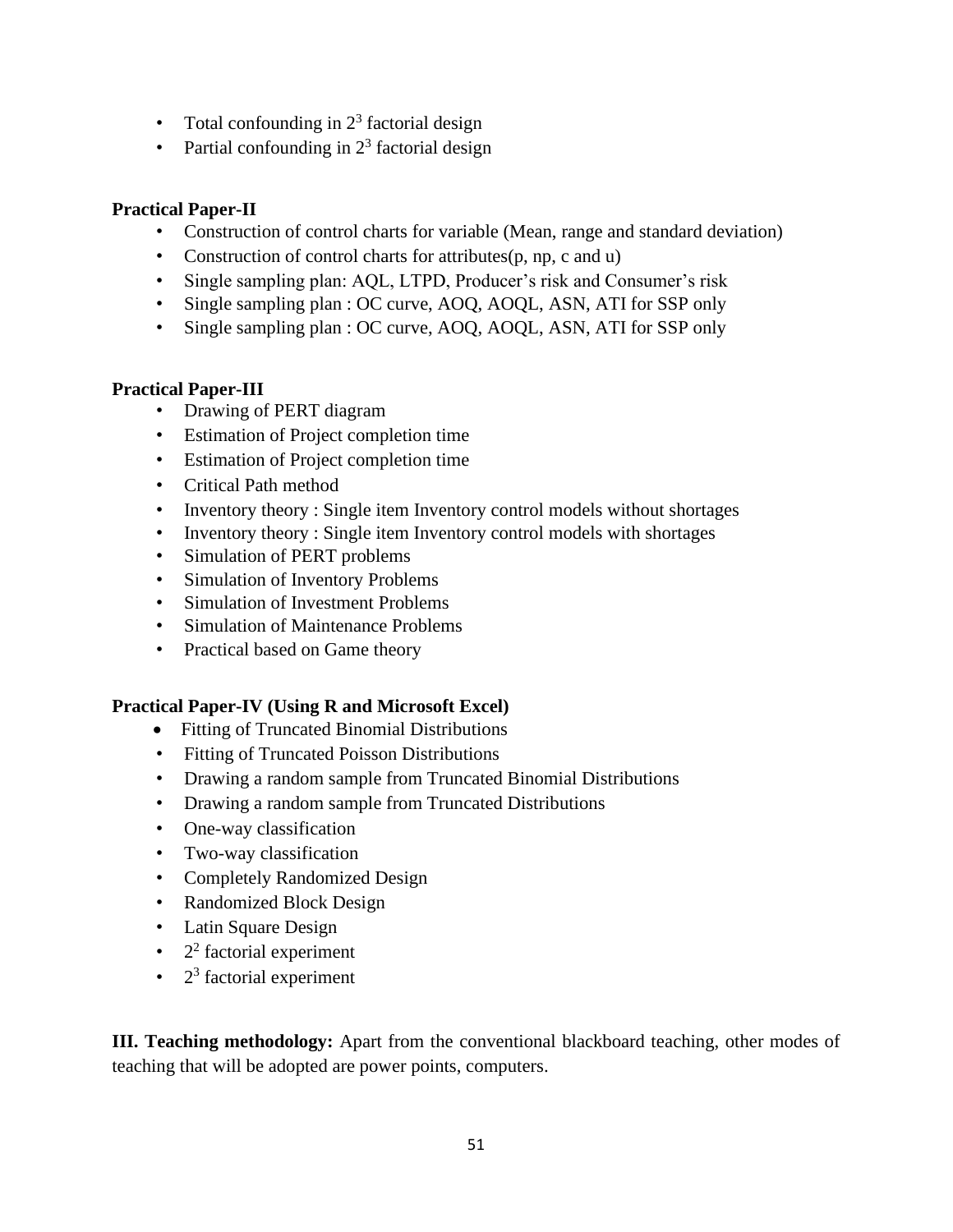- Total confounding in $2^3$ factorial design
- Partial confounding in $2^3$ factorial design

**Practical Paper-II**

- Construction of control charts for variable (Mean, range and standard deviation)
- Construction of control charts for attributes(p, np, c and u)
- Single sampling plan: AQL, LTPD, Producer's risk and Consumer's risk
- Single sampling plan : OC curve, AOQ, AOQL, ASN, ATI for SSP only
- Single sampling plan : OC curve, AOQ, AOQL, ASN, ATI for SSP only

**Practical Paper-III**

- Drawing of PERT diagram
- Estimation of Project completion time
- Estimation of Project completion time
- Critical Path method
- Inventory theory : Single item Inventory control models without shortages
- Inventory theory : Single item Inventory control models with shortages
- Simulation of PERT problems
- Simulation of Inventory Problems
- Simulation of Investment Problems
- Simulation of Maintenance Problems
- Practical based on Game theory

**Practical Paper-IV (Using R and Microsoft Excel)**

- Fitting of Truncated Binomial Distributions
- Fitting of Truncated Poisson Distributions
- Drawing a random sample from Truncated Binomial Distributions
- Drawing a random sample from Truncated Distributions
- One-way classification
- Two-way classification
- Completely Randomized Design
- Randomized Block Design
- Latin Square Design
- $2^2$ factorial experiment
- $2^3$ factorial experiment

**III. Teaching methodology:** Apart from the conventional blackboard teaching, other modes of teaching that will be adopted are power points, computers.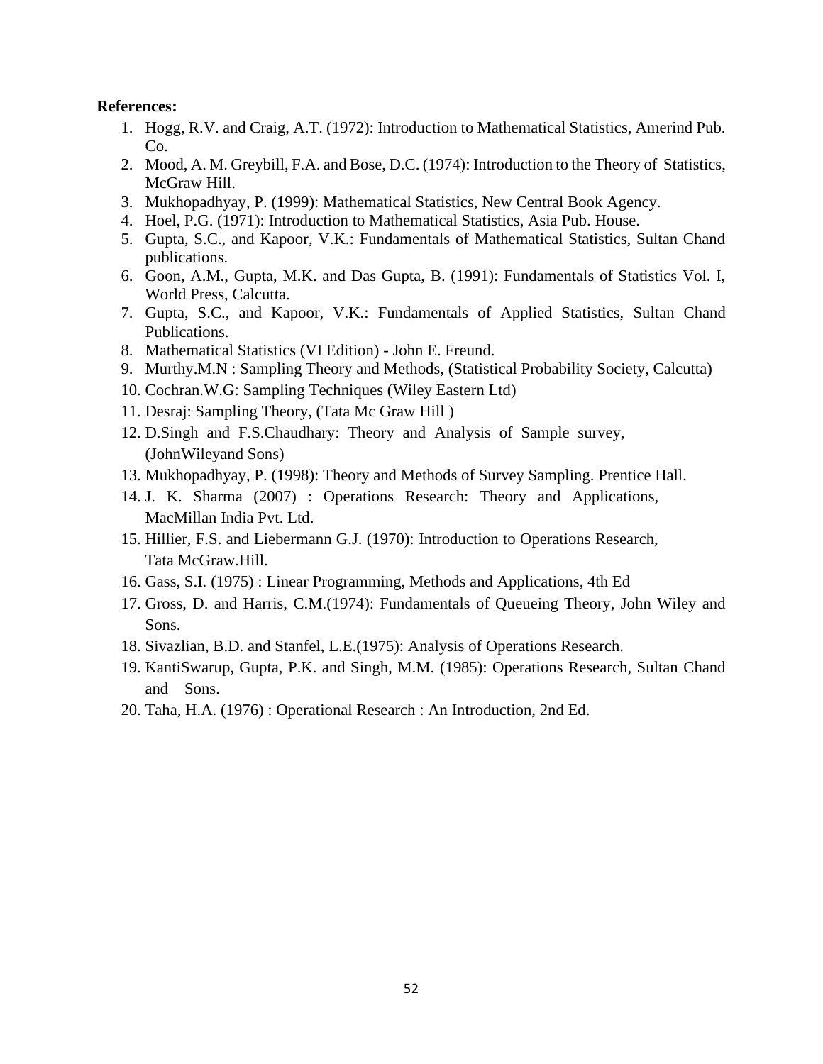**References:**

1. Hogg, R.V. and Craig, A.T. (1972): Introduction to Mathematical Statistics, Amerind Pub. Co.
2. Mood, A. M. Greybill, F.A. and Bose, D.C. (1974): Introduction to the Theory of Statistics, McGraw Hill.
3. Mukhopadhyay, P. (1999): Mathematical Statistics, New Central Book Agency.
4. Hoel, P.G. (1971): Introduction to Mathematical Statistics, Asia Pub. House.
5. Gupta, S.C., and Kapoor, V.K.: Fundamentals of Mathematical Statistics, Sultan Chand publications.
6. Goon, A.M., Gupta, M.K. and Das Gupta, B. (1991): Fundamentals of Statistics Vol. I, World Press, Calcutta.
7. Gupta, S.C., and Kapoor, V.K.: Fundamentals of Applied Statistics, Sultan Chand Publications.
8. Mathematical Statistics (VI Edition) - John E. Freund.
9. Murthy.M.N : Sampling Theory and Methods, (Statistical Probability Society, Calcutta)
10. Cochran.W.G: Sampling Techniques (Wiley Eastern Ltd)
11. Desraj: Sampling Theory, (Tata Mc Graw Hill )
12. D.Singh and F.S.Chaudhary: Theory and Analysis of Sample survey, (JohnWileyand Sons)
13. Mukhopadhyay, P. (1998): Theory and Methods of Survey Sampling. Prentice Hall.
14. J. K. Sharma (2007) : Operations Research: Theory and Applications, MacMillan India Pvt. Ltd.
15. Hillier, F.S. and Liebermann G.J. (1970): Introduction to Operations Research, Tata McGraw.Hill.
16. Gass, S.I. (1975) : Linear Programming, Methods and Applications, 4th Ed
17. Gross, D. and Harris, C.M.(1974): Fundamentals of Queueing Theory, John Wiley and Sons.
18. Sivazlian, B.D. and Stanfel, L.E.(1975): Analysis of Operations Research.
19. KantiSwarup, Gupta, P.K. and Singh, M.M. (1985): Operations Research, Sultan Chand and Sons.
20. Taha, H.A. (1976) : Operational Research : An Introduction, 2nd Ed.